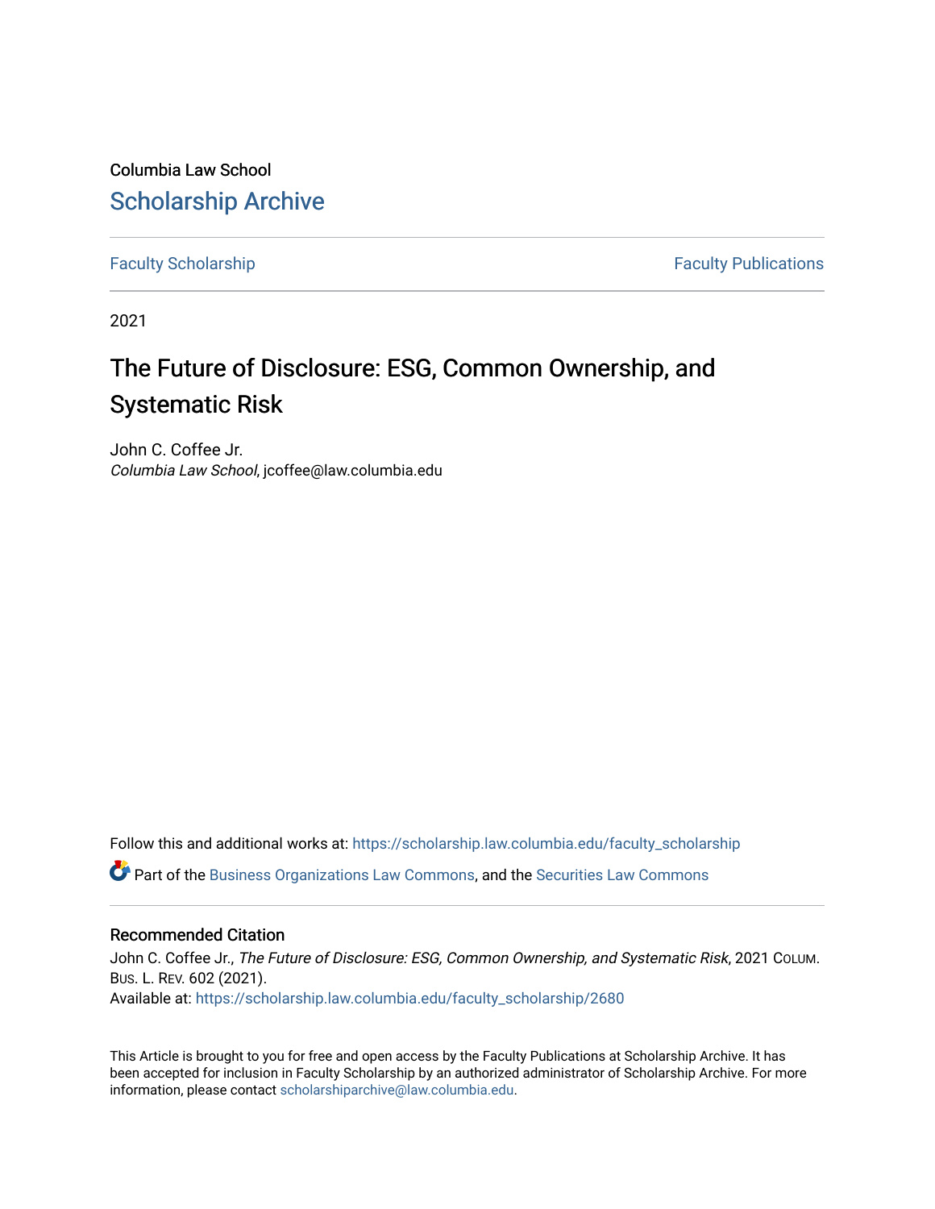Columbia Law School

# Scholarship Archive

Faculty Scholarship | Faculty Publications

2021

# The Future of Disclosure: ESG, Common Ownership, and Systematic Risk

John C. Coffee Jr.
*Columbia Law School*, jcoffee@law.columbia.edu

Follow this and additional works at: https://scholarship.law.columbia.edu/faculty_scholarship

Part of the Business Organizations Law Commons, and the Securities Law Commons

## Recommended Citation

John C. Coffee Jr., *The Future of Disclosure: ESG, Common Ownership, and Systematic Risk*, 2021 COLUM. BUS. L. REV. 602 (2021).
Available at: https://scholarship.law.columbia.edu/faculty_scholarship/2680

This Article is brought to you for free and open access by the Faculty Publications at Scholarship Archive. It has been accepted for inclusion in Faculty Scholarship by an authorized administrator of Scholarship Archive. For more information, please contact scholarshiparchive@law.columbia.edu.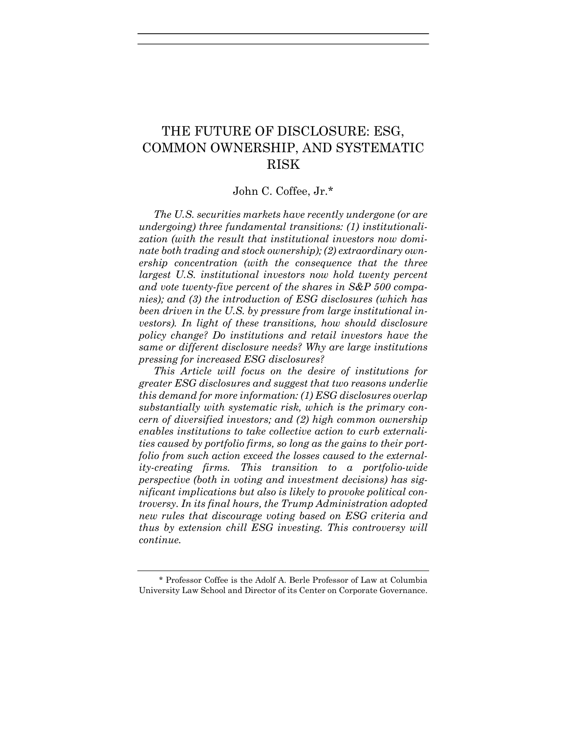# THE FUTURE OF DISCLOSURE: ESG, COMMON OWNERSHIP, AND SYSTEMATIC RISK

John C. Coffee, Jr.*

*The U.S. securities markets have recently undergone (or are undergoing) three fundamental transitions: (1) institutionalization (with the result that institutional investors now dominate both trading and stock ownership); (2) extraordinary ownership concentration (with the consequence that the three largest U.S. institutional investors now hold twenty percent and vote twenty-five percent of the shares in S&P 500 companies); and (3) the introduction of ESG disclosures (which has been driven in the U.S. by pressure from large institutional investors). In light of these transitions, how should disclosure policy change? Do institutions and retail investors have the same or different disclosure needs? Why are large institutions pressing for increased ESG disclosures?*

*This Article will focus on the desire of institutions for greater ESG disclosures and suggest that two reasons underlie this demand for more information: (1) ESG disclosures overlap substantially with systematic risk, which is the primary concern of diversified investors; and (2) high common ownership enables institutions to take collective action to curb externalities caused by portfolio firms, so long as the gains to their portfolio from such action exceed the losses caused to the externality-creating firms. This transition to a portfolio-wide perspective (both in voting and investment decisions) has significant implications but also is likely to provoke political controversy. In its final hours, the Trump Administration adopted new rules that discourage voting based on ESG criteria and thus by extension chill ESG investing. This controversy will continue.*

\* Professor Coffee is the Adolf A. Berle Professor of Law at Columbia University Law School and Director of its Center on Corporate Governance.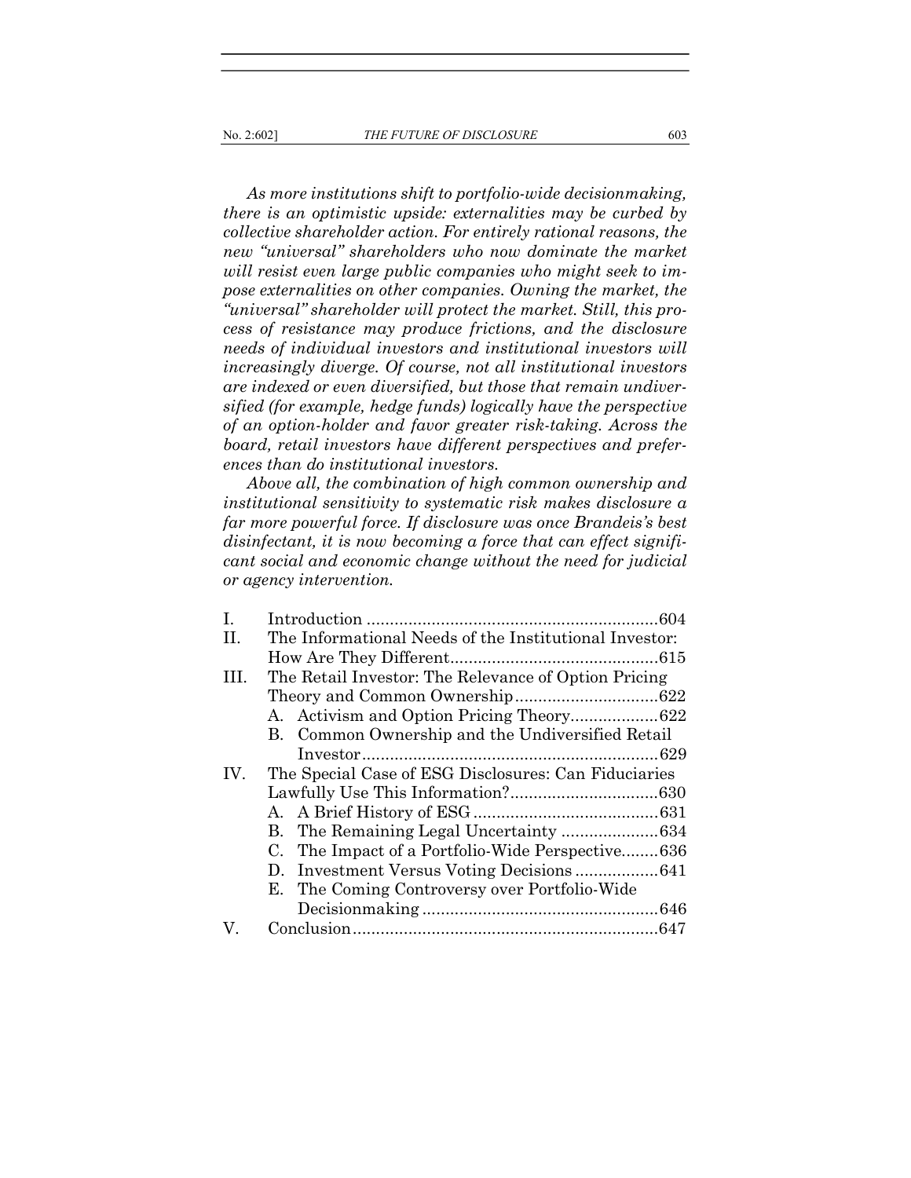*As more institutions shift to portfolio-wide decisionmaking, there is an optimistic upside: externalities may be curbed by collective shareholder action. For entirely rational reasons, the new "universal" shareholders who now dominate the market will resist even large public companies who might seek to impose externalities on other companies. Owning the market, the "universal" shareholder will protect the market. Still, this process of resistance may produce frictions, and the disclosure needs of individual investors and institutional investors will increasingly diverge. Of course, not all institutional investors are indexed or even diversified, but those that remain undiversified (for example, hedge funds) logically have the perspective of an option-holder and favor greater risk-taking. Across the board, retail investors have different perspectives and preferences than do institutional investors.*

*Above all, the combination of high common ownership and institutional sensitivity to systematic risk makes disclosure a far more powerful force. If disclosure was once Brandeis's best disinfectant, it is now becoming a force that can effect significant social and economic change without the need for judicial or agency intervention.*

| | | |
|---|---|---|
| I. | Introduction | 604 |
| II. | The Informational Needs of the Institutional Investor: How Are They Different | 615 |
| III. | The Retail Investor: The Relevance of Option Pricing Theory and Common Ownership | 622 |
| | A. Activism and Option Pricing Theory | 622 |
| | B. Common Ownership and the Undiversified Retail Investor | 629 |
| IV. | The Special Case of ESG Disclosures: Can Fiduciaries Lawfully Use This Information? | 630 |
| | A. A Brief History of ESG | 631 |
| | B. The Remaining Legal Uncertainty | 634 |
| | C. The Impact of a Portfolio-Wide Perspective | 636 |
| | D. Investment Versus Voting Decisions | 641 |
| | E. The Coming Controversy over Portfolio-Wide Decisionmaking | 646 |
| V. | Conclusion | 647 |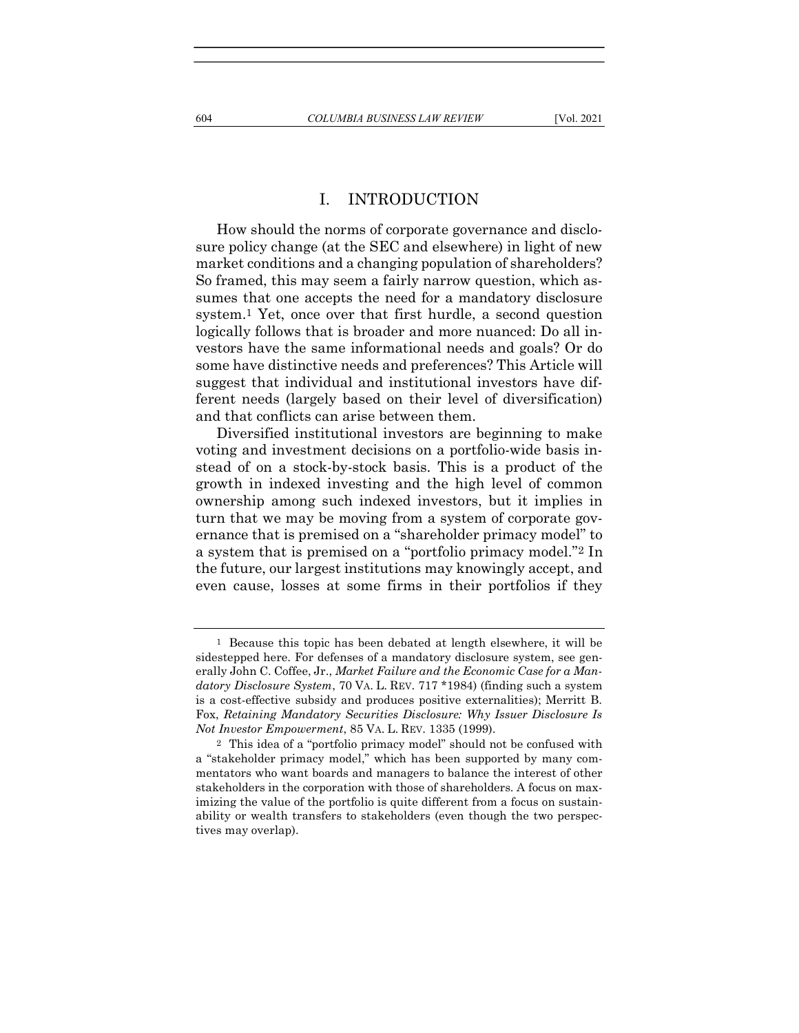# I. INTRODUCTION

How should the norms of corporate governance and disclosure policy change (at the SEC and elsewhere) in light of new market conditions and a changing population of shareholders? So framed, this may seem a fairly narrow question, which assumes that one accepts the need for a mandatory disclosure system.[1] Yet, once over that first hurdle, a second question logically follows that is broader and more nuanced: Do all investors have the same informational needs and goals? Or do some have distinctive needs and preferences? This Article will suggest that individual and institutional investors have different needs (largely based on their level of diversification) and that conflicts can arise between them.

Diversified institutional investors are beginning to make voting and investment decisions on a portfolio-wide basis instead of on a stock-by-stock basis. This is a product of the growth in indexed investing and the high level of common ownership among such indexed investors, but it implies in turn that we may be moving from a system of corporate governance that is premised on a "shareholder primacy model" to a system that is premised on a "portfolio primacy model."[2] In the future, our largest institutions may knowingly accept, and even cause, losses at some firms in their portfolios if they

---

[1] Because this topic has been debated at length elsewhere, it will be sidestepped here. For defenses of a mandatory disclosure system, see generally John C. Coffee, Jr., *Market Failure and the Economic Case for a Mandatory Disclosure System*, 70 VA. L. REV. 717 *1984) (finding such a system is a cost-effective subsidy and produces positive externalities); Merritt B. Fox, *Retaining Mandatory Securities Disclosure: Why Issuer Disclosure Is Not Investor Empowerment*, 85 VA. L. REV. 1335 (1999).

[2] This idea of a "portfolio primacy model" should not be confused with a "stakeholder primacy model," which has been supported by many commentators who want boards and managers to balance the interest of other stakeholders in the corporation with those of shareholders. A focus on maximizing the value of the portfolio is quite different from a focus on sustainability or wealth transfers to stakeholders (even though the two perspectives may overlap).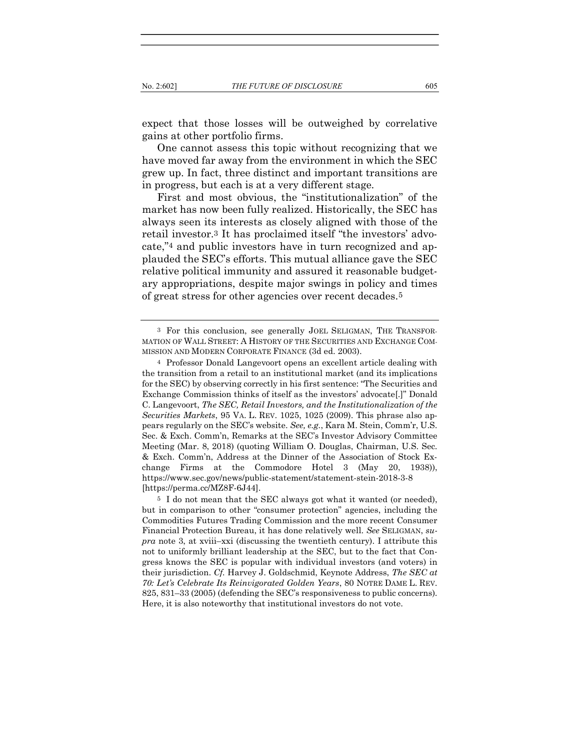expect that those losses will be outweighed by correlative gains at other portfolio firms.

One cannot assess this topic without recognizing that we have moved far away from the environment in which the SEC grew up. In fact, three distinct and important transitions are in progress, but each is at a very different stage.

First and most obvious, the "institutionalization" of the market has now been fully realized. Historically, the SEC has always seen its interests as closely aligned with those of the retail investor.[3] It has proclaimed itself "the investors' advocate,"[4] and public investors have in turn recognized and applauded the SEC's efforts. This mutual alliance gave the SEC relative political immunity and assured it reasonable budgetary appropriations, despite major swings in policy and times of great stress for other agencies over recent decades.[5]

---

[3] For this conclusion, see generally JOEL SELIGMAN, THE TRANSFORMATION OF WALL STREET: A HISTORY OF THE SECURITIES AND EXCHANGE COMMISSION AND MODERN CORPORATE FINANCE (3d ed. 2003).

[4] Professor Donald Langevoort opens an excellent article dealing with the transition from a retail to an institutional market (and its implications for the SEC) by observing correctly in his first sentence: "The Securities and Exchange Commission thinks of itself as the investors' advocate[.]" Donald C. Langevoort, *The SEC, Retail Investors, and the Institutionalization of the Securities Markets*, 95 VA. L. REV. 1025, 1025 (2009). This phrase also appears regularly on the SEC's website. *See, e.g.*, Kara M. Stein, Comm'r, U.S. Sec. & Exch. Comm'n, Remarks at the SEC's Investor Advisory Committee Meeting (Mar. 8, 2018) (quoting William O. Douglas, Chairman, U.S. Sec. & Exch. Comm'n, Address at the Dinner of the Association of Stock Exchange Firms at the Commodore Hotel 3 (May 20, 1938)), https://www.sec.gov/news/public-statement/statement-stein-2018-3-8 [https://perma.cc/MZ8F-6J44].

[5] I do not mean that the SEC always got what it wanted (or needed), but in comparison to other "consumer protection" agencies, including the Commodities Futures Trading Commission and the more recent Consumer Financial Protection Bureau, it has done relatively well. *See* SELIGMAN, *supra* note 3, at xviii–xxi (discussing the twentieth century). I attribute this not to uniformly brilliant leadership at the SEC, but to the fact that Congress knows the SEC is popular with individual investors (and voters) in their jurisdiction. *Cf.* Harvey J. Goldschmid, Keynote Address, *The SEC at 70: Let's Celebrate Its Reinvigorated Golden Years*, 80 NOTRE DAME L. REV. 825, 831–33 (2005) (defending the SEC's responsiveness to public concerns). Here, it is also noteworthy that institutional investors do not vote.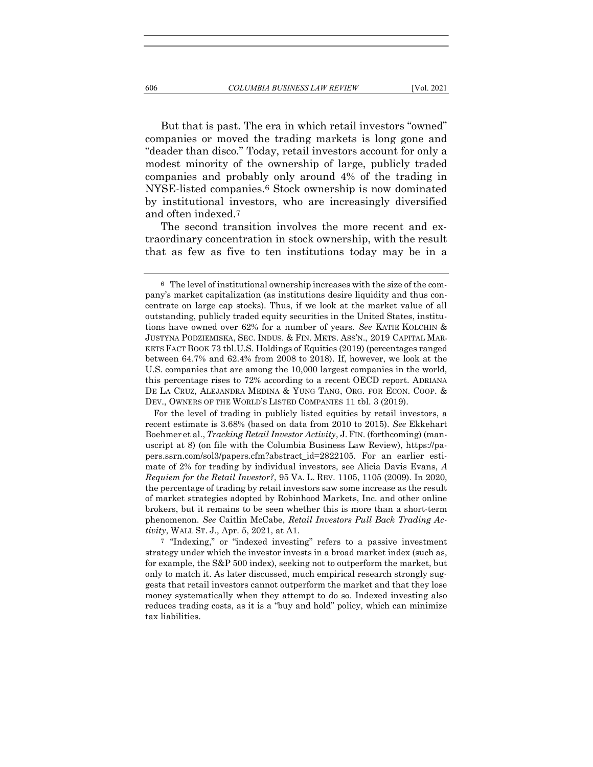But that is past. The era in which retail investors "owned" companies or moved the trading markets is long gone and "deader than disco." Today, retail investors account for only a modest minority of the ownership of large, publicly traded companies and probably only around 4% of the trading in NYSE-listed companies.[6] Stock ownership is now dominated by institutional investors, who are increasingly diversified and often indexed.[7]

The second transition involves the more recent and extraordinary concentration in stock ownership, with the result that as few as five to ten institutions today may be in a

---

[6] The level of institutional ownership increases with the size of the company's market capitalization (as institutions desire liquidity and thus concentrate on large cap stocks). Thus, if we look at the market value of all outstanding, publicly traded equity securities in the United States, institutions have owned over 62% for a number of years. *See* KATIE KOLCHIN & JUSTYNA PODZIEMISKA, SEC. INDUS. & FIN. MKTS. ASS'N., 2019 CAPITAL MARKETS FACT BOOK 73 tbl.U.S. Holdings of Equities (2019) (percentages ranged between 64.7% and 62.4% from 2008 to 2018). If, however, we look at the U.S. companies that are among the 10,000 largest companies in the world, this percentage rises to 72% according to a recent OECD report. ADRIANA DE LA CRUZ, ALEJANDRA MEDINA & YUNG TANG, ORG. FOR ECON. COOP. & DEV., OWNERS OF THE WORLD'S LISTED COMPANIES 11 tbl. 3 (2019).

For the level of trading in publicly listed equities by retail investors, a recent estimate is 3.68% (based on data from 2010 to 2015). *See* Ekkehart Boehmer et al., *Tracking Retail Investor Activity*, J. FIN. (forthcoming) (manuscript at 8) (on file with the Columbia Business Law Review), https://papers.ssrn.com/sol3/papers.cfm?abstract_id=2822105. For an earlier estimate of 2% for trading by individual investors, see Alicia Davis Evans, *A Requiem for the Retail Investor?*, 95 VA. L. REV. 1105, 1105 (2009). In 2020, the percentage of trading by retail investors saw some increase as the result of market strategies adopted by Robinhood Markets, Inc. and other online brokers, but it remains to be seen whether this is more than a short-term phenomenon. *See* Caitlin McCabe, *Retail Investors Pull Back Trading Activity*, WALL ST. J., Apr. 5, 2021, at A1.

[7] "Indexing," or "indexed investing" refers to a passive investment strategy under which the investor invests in a broad market index (such as, for example, the S&P 500 index), seeking not to outperform the market, but only to match it. As later discussed, much empirical research strongly suggests that retail investors cannot outperform the market and that they lose money systematically when they attempt to do so. Indexed investing also reduces trading costs, as it is a "buy and hold" policy, which can minimize tax liabilities.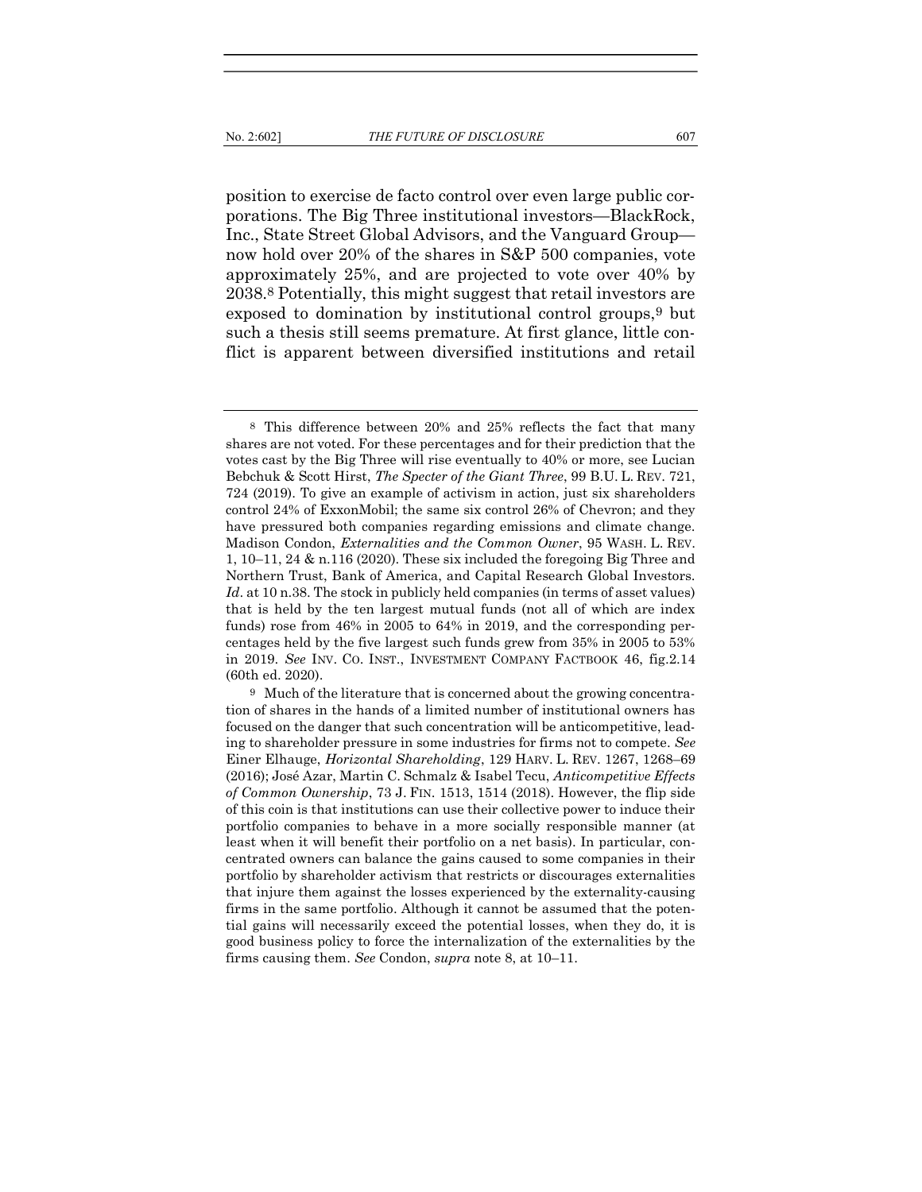position to exercise de facto control over even large public corporations. The Big Three institutional investors—BlackRock, Inc., State Street Global Advisors, and the Vanguard Group—now hold over 20% of the shares in S&P 500 companies, vote approximately 25%, and are projected to vote over 40% by 2038.[8] Potentially, this might suggest that retail investors are exposed to domination by institutional control groups,[9] but such a thesis still seems premature. At first glance, little conflict is apparent between diversified institutions and retail

---

[8] This difference between 20% and 25% reflects the fact that many shares are not voted. For these percentages and for their prediction that the votes cast by the Big Three will rise eventually to 40% or more, see Lucian Bebchuk & Scott Hirst, *The Specter of the Giant Three*, 99 B.U. L. REV. 721, 724 (2019). To give an example of activism in action, just six shareholders control 24% of ExxonMobil; the same six control 26% of Chevron; and they have pressured both companies regarding emissions and climate change. Madison Condon, *Externalities and the Common Owner*, 95 WASH. L. REV. 1, 10–11, 24 & n.116 (2020). These six included the foregoing Big Three and Northern Trust, Bank of America, and Capital Research Global Investors. *Id*. at 10 n.38. The stock in publicly held companies (in terms of asset values) that is held by the ten largest mutual funds (not all of which are index funds) rose from 46% in 2005 to 64% in 2019, and the corresponding percentages held by the five largest such funds grew from 35% in 2005 to 53% in 2019. *See* INV. CO. INST., INVESTMENT COMPANY FACTBOOK 46, fig.2.14 (60th ed. 2020).

[9] Much of the literature that is concerned about the growing concentration of shares in the hands of a limited number of institutional owners has focused on the danger that such concentration will be anticompetitive, leading to shareholder pressure in some industries for firms not to compete. *See* Einer Elhauge, *Horizontal Shareholding*, 129 HARV. L. REV. 1267, 1268–69 (2016); José Azar, Martin C. Schmalz & Isabel Tecu, *Anticompetitive Effects of Common Ownership*, 73 J. FIN. 1513, 1514 (2018). However, the flip side of this coin is that institutions can use their collective power to induce their portfolio companies to behave in a more socially responsible manner (at least when it will benefit their portfolio on a net basis). In particular, concentrated owners can balance the gains caused to some companies in their portfolio by shareholder activism that restricts or discourages externalities that injure them against the losses experienced by the externality-causing firms in the same portfolio. Although it cannot be assumed that the potential gains will necessarily exceed the potential losses, when they do, it is good business policy to force the internalization of the externalities by the firms causing them. *See* Condon, *supra* note 8, at 10–11.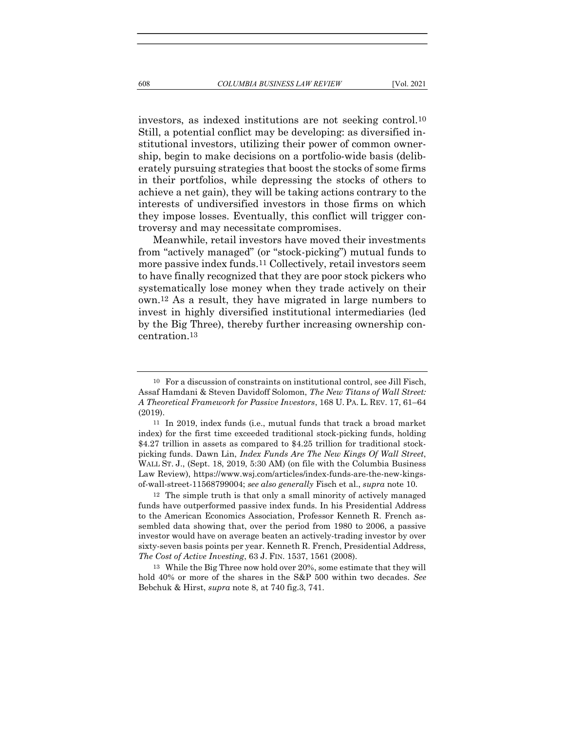investors, as indexed institutions are not seeking control.[10] Still, a potential conflict may be developing: as diversified institutional investors, utilizing their power of common ownership, begin to make decisions on a portfolio-wide basis (deliberately pursuing strategies that boost the stocks of some firms in their portfolios, while depressing the stocks of others to achieve a net gain), they will be taking actions contrary to the interests of undiversified investors in those firms on which they impose losses. Eventually, this conflict will trigger controversy and may necessitate compromises.

Meanwhile, retail investors have moved their investments from "actively managed" (or "stock-picking") mutual funds to more passive index funds.[11] Collectively, retail investors seem to have finally recognized that they are poor stock pickers who systematically lose money when they trade actively on their own.[12] As a result, they have migrated in large numbers to invest in highly diversified institutional intermediaries (led by the Big Three), thereby further increasing ownership concentration.[13]

---

[10] For a discussion of constraints on institutional control, see Jill Fisch, Assaf Hamdani & Steven Davidoff Solomon, *The New Titans of Wall Street: A Theoretical Framework for Passive Investors*, 168 U. PA. L. REV. 17, 61–64 (2019).

[11] In 2019, index funds (i.e., mutual funds that track a broad market index) for the first time exceeded traditional stock-picking funds, holding $4.27 trillion in assets as compared to $4.25 trillion for traditional stock-picking funds. Dawn Lin, *Index Funds Are The New Kings Of Wall Street*, WALL ST. J., (Sept. 18, 2019, 5:30 AM) (on file with the Columbia Business Law Review), https://www.wsj.com/articles/index-funds-are-the-new-kings-of-wall-street-11568799004; *see also generally* Fisch et al., *supra* note 10.

[12] The simple truth is that only a small minority of actively managed funds have outperformed passive index funds. In his Presidential Address to the American Economics Association, Professor Kenneth R. French assembled data showing that, over the period from 1980 to 2006, a passive investor would have on average beaten an actively-trading investor by over sixty-seven basis points per year. Kenneth R. French, Presidential Address, *The Cost of Active Investing*, 63 J. FIN. 1537, 1561 (2008).

[13] While the Big Three now hold over 20%, some estimate that they will hold 40% or more of the shares in the S&P 500 within two decades. *See* Bebchuk & Hirst, *supra* note 8, at 740 fig.3, 741.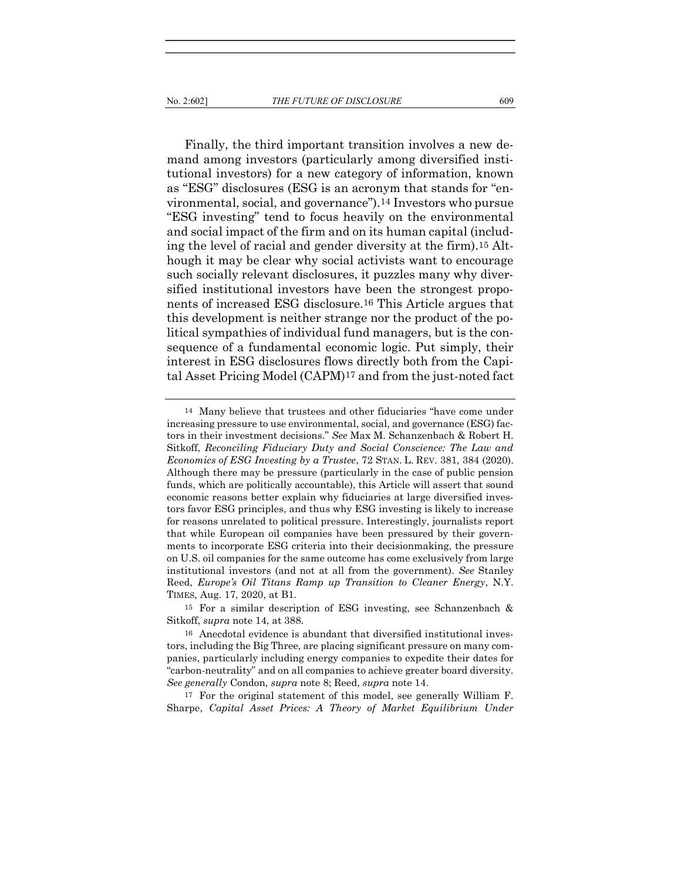Finally, the third important transition involves a new demand among investors (particularly among diversified institutional investors) for a new category of information, known as "ESG" disclosures (ESG is an acronym that stands for "environmental, social, and governance").[14] Investors who pursue "ESG investing" tend to focus heavily on the environmental and social impact of the firm and on its human capital (including the level of racial and gender diversity at the firm).[15] Although it may be clear why social activists want to encourage such socially relevant disclosures, it puzzles many why diversified institutional investors have been the strongest proponents of increased ESG disclosure.[16] This Article argues that this development is neither strange nor the product of the political sympathies of individual fund managers, but is the consequence of a fundamental economic logic. Put simply, their interest in ESG disclosures flows directly both from the Capital Asset Pricing Model (CAPM)[17] and from the just-noted fact

---

[14] Many believe that trustees and other fiduciaries "have come under increasing pressure to use environmental, social, and governance (ESG) factors in their investment decisions." *See* Max M. Schanzenbach & Robert H. Sitkoff, *Reconciling Fiduciary Duty and Social Conscience: The Law and Economics of ESG Investing by a Trustee*, 72 STAN. L. REV. 381, 384 (2020). Although there may be pressure (particularly in the case of public pension funds, which are politically accountable), this Article will assert that sound economic reasons better explain why fiduciaries at large diversified investors favor ESG principles, and thus why ESG investing is likely to increase for reasons unrelated to political pressure. Interestingly, journalists report that while European oil companies have been pressured by their governments to incorporate ESG criteria into their decisionmaking, the pressure on U.S. oil companies for the same outcome has come exclusively from large institutional investors (and not at all from the government). *See* Stanley Reed, *Europe's Oil Titans Ramp up Transition to Cleaner Energy*, N.Y. TIMES, Aug. 17, 2020, at B1.

[15] For a similar description of ESG investing, see Schanzenbach & Sitkoff, *supra* note 14, at 388.

[16] Anecdotal evidence is abundant that diversified institutional investors, including the Big Three, are placing significant pressure on many companies, particularly including energy companies to expedite their dates for "carbon-neutrality" and on all companies to achieve greater board diversity. *See generally* Condon, *supra* note 8; Reed, *supra* note 14.

[17] For the original statement of this model, see generally William F. Sharpe, *Capital Asset Prices: A Theory of Market Equilibrium Under*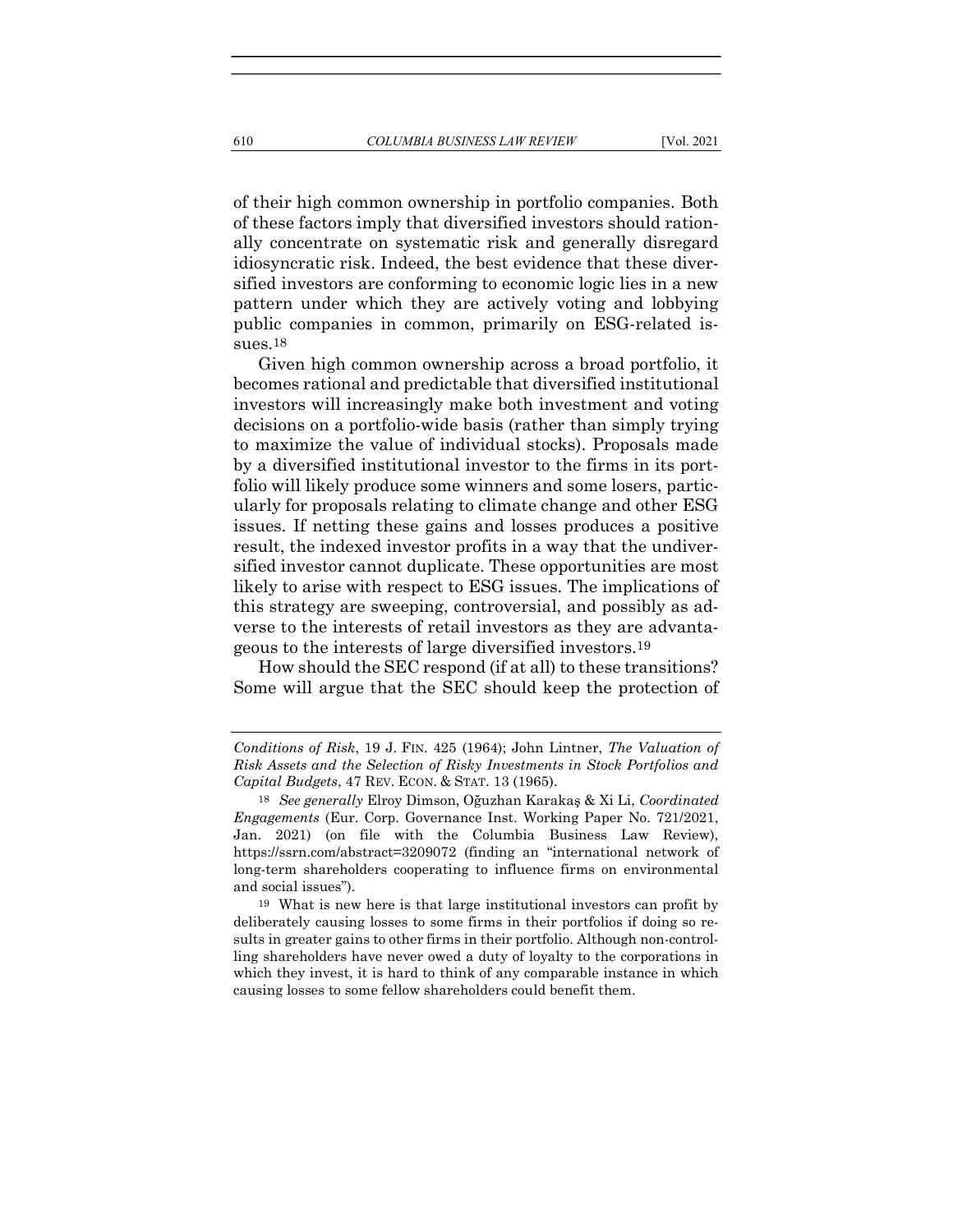of their high common ownership in portfolio companies. Both of these factors imply that diversified investors should rationally concentrate on systematic risk and generally disregard idiosyncratic risk. Indeed, the best evidence that these diversified investors are conforming to economic logic lies in a new pattern under which they are actively voting and lobbying public companies in common, primarily on ESG-related issues.[18]

Given high common ownership across a broad portfolio, it becomes rational and predictable that diversified institutional investors will increasingly make both investment and voting decisions on a portfolio-wide basis (rather than simply trying to maximize the value of individual stocks). Proposals made by a diversified institutional investor to the firms in its portfolio will likely produce some winners and some losers, particularly for proposals relating to climate change and other ESG issues. If netting these gains and losses produces a positive result, the indexed investor profits in a way that the undiversified investor cannot duplicate. These opportunities are most likely to arise with respect to ESG issues. The implications of this strategy are sweeping, controversial, and possibly as adverse to the interests of retail investors as they are advantageous to the interests of large diversified investors.[19]

How should the SEC respond (if at all) to these transitions? Some will argue that the SEC should keep the protection of

---

*Conditions of Risk*, 19 J. FIN. 425 (1964); John Lintner, *The Valuation of Risk Assets and the Selection of Risky Investments in Stock Portfolios and Capital Budgets*, 47 REV. ECON. & STAT. 13 (1965).

[18] *See generally* Elroy Dimson, Oğuzhan Karakaş & Xi Li, *Coordinated Engagements* (Eur. Corp. Governance Inst. Working Paper No. 721/2021, Jan. 2021) (on file with the Columbia Business Law Review), https://ssrn.com/abstract=3209072 (finding an "international network of long-term shareholders cooperating to influence firms on environmental and social issues").

[19] What is new here is that large institutional investors can profit by deliberately causing losses to some firms in their portfolios if doing so results in greater gains to other firms in their portfolio. Although non-controlling shareholders have never owed a duty of loyalty to the corporations in which they invest, it is hard to think of any comparable instance in which causing losses to some fellow shareholders could benefit them.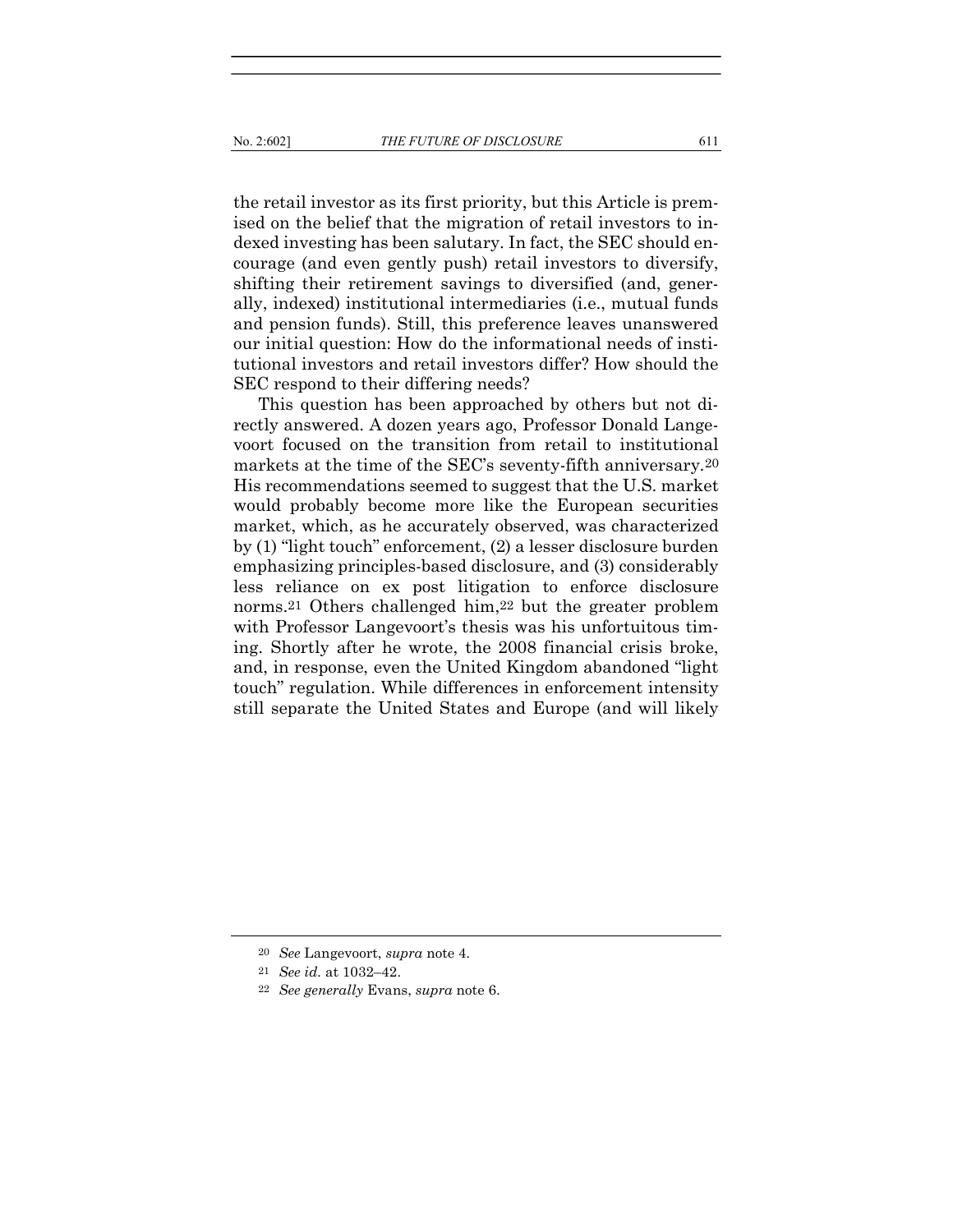the retail investor as its first priority, but this Article is premised on the belief that the migration of retail investors to indexed investing has been salutary. In fact, the SEC should encourage (and even gently push) retail investors to diversify, shifting their retirement savings to diversified (and, generally, indexed) institutional intermediaries (i.e., mutual funds and pension funds). Still, this preference leaves unanswered our initial question: How do the informational needs of institutional investors and retail investors differ? How should the SEC respond to their differing needs?

This question has been approached by others but not directly answered. A dozen years ago, Professor Donald Langevoort focused on the transition from retail to institutional markets at the time of the SEC's seventy-fifth anniversary.[20] His recommendations seemed to suggest that the U.S. market would probably become more like the European securities market, which, as he accurately observed, was characterized by (1) "light touch" enforcement, (2) a lesser disclosure burden emphasizing principles-based disclosure, and (3) considerably less reliance on ex post litigation to enforce disclosure norms.[21] Others challenged him,[22] but the greater problem with Professor Langevoort's thesis was his unfortuitous timing. Shortly after he wrote, the 2008 financial crisis broke, and, in response, even the United Kingdom abandoned "light touch" regulation. While differences in enforcement intensity still separate the United States and Europe (and will likely

---

[20] *See* Langevoort, *supra* note 4.

[21] *See id.* at 1032–42.

[22] *See generally* Evans, *supra* note 6.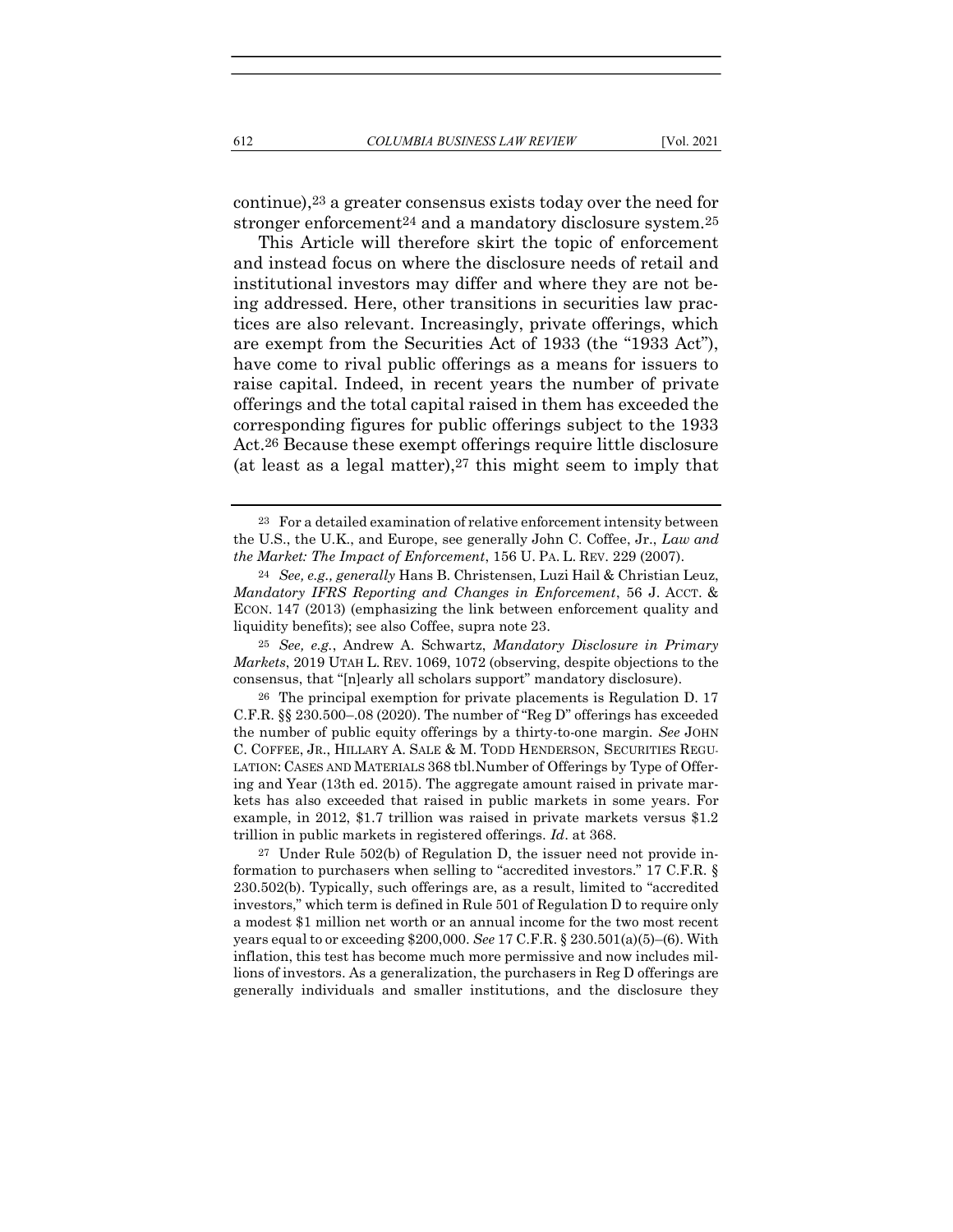continue),[23] a greater consensus exists today over the need for stronger enforcement[24] and a mandatory disclosure system.[25]

This Article will therefore skirt the topic of enforcement and instead focus on where the disclosure needs of retail and institutional investors may differ and where they are not being addressed. Here, other transitions in securities law practices are also relevant. Increasingly, private offerings, which are exempt from the Securities Act of 1933 (the "1933 Act"), have come to rival public offerings as a means for issuers to raise capital. Indeed, in recent years the number of private offerings and the total capital raised in them has exceeded the corresponding figures for public offerings subject to the 1933 Act.[26] Because these exempt offerings require little disclosure (at least as a legal matter),[27] this might seem to imply that

---

[23] For a detailed examination of relative enforcement intensity between the U.S., the U.K., and Europe, see generally John C. Coffee, Jr., *Law and the Market: The Impact of Enforcement*, 156 U. PA. L. REV. 229 (2007).

[24] *See, e.g., generally* Hans B. Christensen, Luzi Hail & Christian Leuz, *Mandatory IFRS Reporting and Changes in Enforcement*, 56 J. ACCT. & ECON. 147 (2013) (emphasizing the link between enforcement quality and liquidity benefits); see also Coffee, supra note 23.

[25] *See, e.g.*, Andrew A. Schwartz, *Mandatory Disclosure in Primary Markets*, 2019 UTAH L. REV. 1069, 1072 (observing, despite objections to the consensus, that "[n]early all scholars support" mandatory disclosure).

[26] The principal exemption for private placements is Regulation D. 17 C.F.R. §§ 230.500–.08 (2020). The number of "Reg D" offerings has exceeded the number of public equity offerings by a thirty-to-one margin. *See* JOHN C. COFFEE, JR., HILLARY A. SALE & M. TODD HENDERSON, SECURITIES REGULATION: CASES AND MATERIALS 368 tbl.Number of Offerings by Type of Offering and Year (13th ed. 2015). The aggregate amount raised in private markets has also exceeded that raised in public markets in some years. For example, in 2012, $1.7 trillion was raised in private markets versus $1.2 trillion in public markets in registered offerings. *Id*. at 368.

[27] Under Rule 502(b) of Regulation D, the issuer need not provide information to purchasers when selling to "accredited investors." 17 C.F.R. § 230.502(b). Typically, such offerings are, as a result, limited to "accredited investors," which term is defined in Rule 501 of Regulation D to require only a modest $1 million net worth or an annual income for the two most recent years equal to or exceeding $200,000. *See* 17 C.F.R. § 230.501(a)(5)–(6). With inflation, this test has become much more permissive and now includes millions of investors. As a generalization, the purchasers in Reg D offerings are generally individuals and smaller institutions, and the disclosure they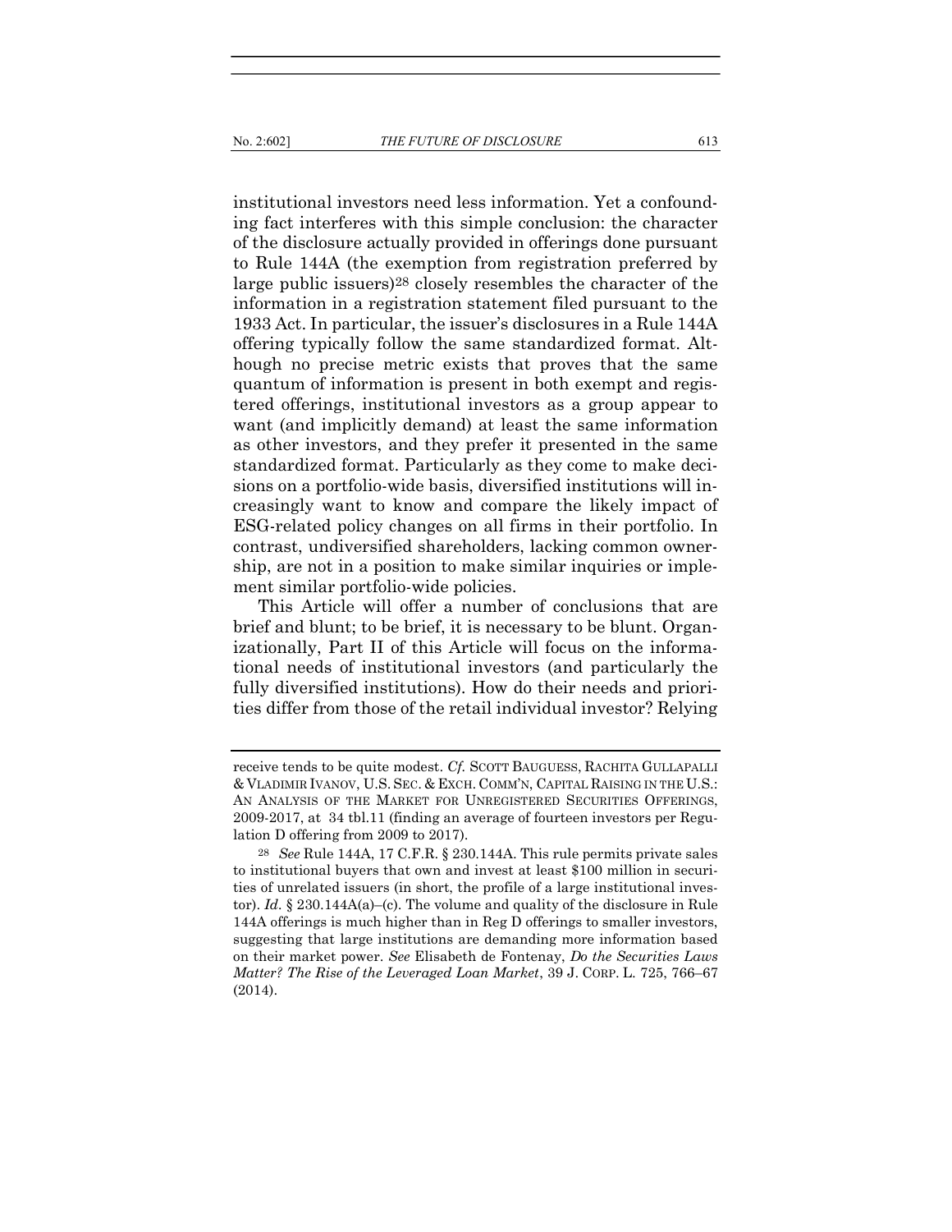institutional investors need less information. Yet a confounding fact interferes with this simple conclusion: the character of the disclosure actually provided in offerings done pursuant to Rule 144A (the exemption from registration preferred by large public issuers)[28] closely resembles the character of the information in a registration statement filed pursuant to the 1933 Act. In particular, the issuer's disclosures in a Rule 144A offering typically follow the same standardized format. Although no precise metric exists that proves that the same quantum of information is present in both exempt and registered offerings, institutional investors as a group appear to want (and implicitly demand) at least the same information as other investors, and they prefer it presented in the same standardized format. Particularly as they come to make decisions on a portfolio-wide basis, diversified institutions will increasingly want to know and compare the likely impact of ESG-related policy changes on all firms in their portfolio. In contrast, undiversified shareholders, lacking common ownership, are not in a position to make similar inquiries or implement similar portfolio-wide policies.

This Article will offer a number of conclusions that are brief and blunt; to be brief, it is necessary to be blunt. Organizationally, Part II of this Article will focus on the informational needs of institutional investors (and particularly the fully diversified institutions). How do their needs and priorities differ from those of the retail individual investor? Relying

---

receive tends to be quite modest. *Cf.* SCOTT BAUGUESS, RACHITA GULLAPALLI & VLADIMIR IVANOV, U.S. SEC. & EXCH. COMM'N, CAPITAL RAISING IN THE U.S.: AN ANALYSIS OF THE MARKET FOR UNREGISTERED SECURITIES OFFERINGS, 2009-2017, at 34 tbl.11 (finding an average of fourteen investors per Regulation D offering from 2009 to 2017).

[28] *See* Rule 144A, 17 C.F.R. § 230.144A. This rule permits private sales to institutional buyers that own and invest at least $100 million in securities of unrelated issuers (in short, the profile of a large institutional investor). *Id.* § 230.144A(a)–(c). The volume and quality of the disclosure in Rule 144A offerings is much higher than in Reg D offerings to smaller investors, suggesting that large institutions are demanding more information based on their market power. *See* Elisabeth de Fontenay, *Do the Securities Laws Matter? The Rise of the Leveraged Loan Market*, 39 J. CORP. L. 725, 766–67 (2014).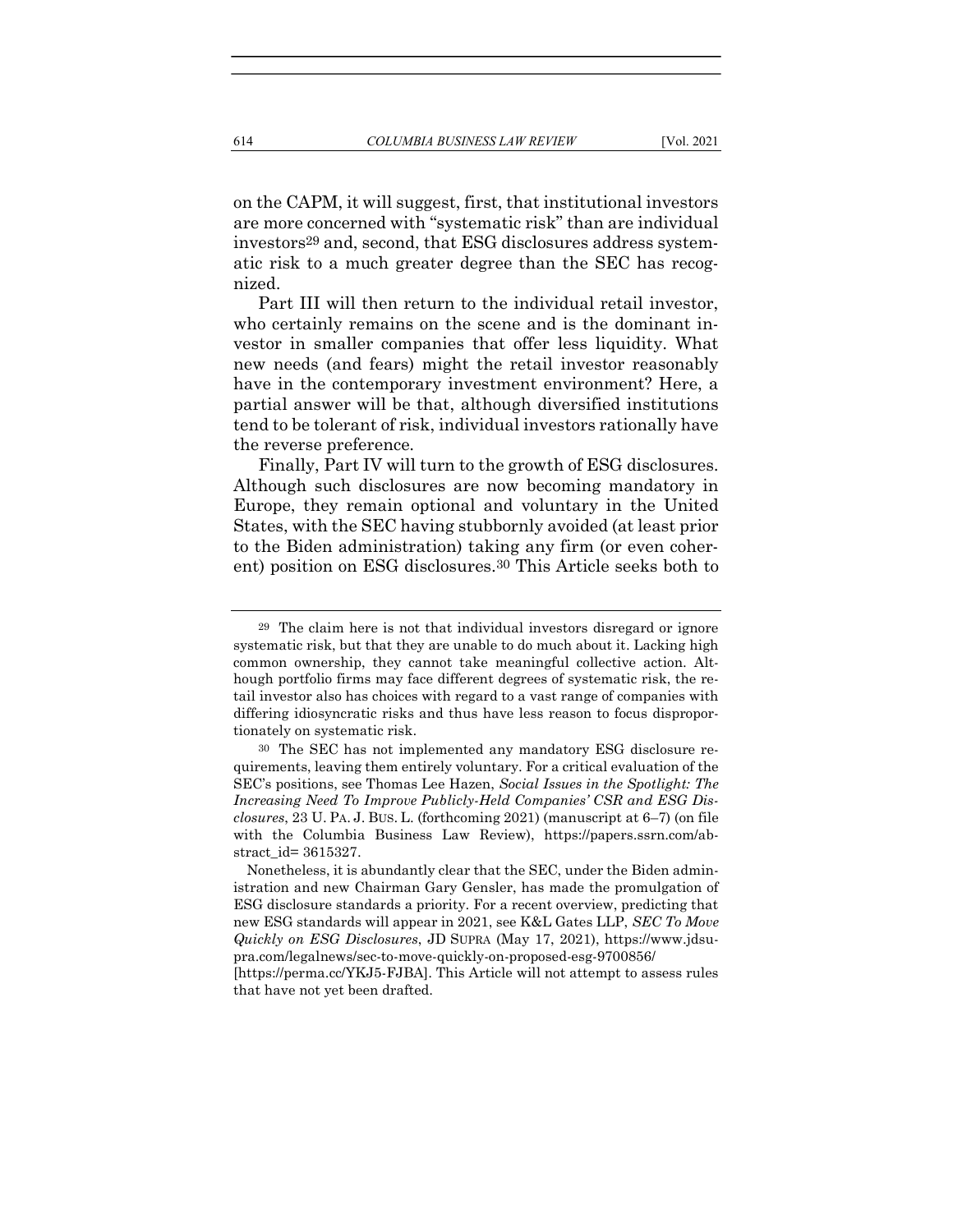on the CAPM, it will suggest, first, that institutional investors are more concerned with "systematic risk" than are individual investors[29] and, second, that ESG disclosures address systematic risk to a much greater degree than the SEC has recognized.

Part III will then return to the individual retail investor, who certainly remains on the scene and is the dominant investor in smaller companies that offer less liquidity. What new needs (and fears) might the retail investor reasonably have in the contemporary investment environment? Here, a partial answer will be that, although diversified institutions tend to be tolerant of risk, individual investors rationally have the reverse preference.

Finally, Part IV will turn to the growth of ESG disclosures. Although such disclosures are now becoming mandatory in Europe, they remain optional and voluntary in the United States, with the SEC having stubbornly avoided (at least prior to the Biden administration) taking any firm (or even coherent) position on ESG disclosures.[30] This Article seeks both to

---

[29] The claim here is not that individual investors disregard or ignore systematic risk, but that they are unable to do much about it. Lacking high common ownership, they cannot take meaningful collective action. Although portfolio firms may face different degrees of systematic risk, the retail investor also has choices with regard to a vast range of companies with differing idiosyncratic risks and thus have less reason to focus disproportionately on systematic risk.

[30] The SEC has not implemented any mandatory ESG disclosure requirements, leaving them entirely voluntary. For a critical evaluation of the SEC's positions, see Thomas Lee Hazen, *Social Issues in the Spotlight: The Increasing Need To Improve Publicly-Held Companies' CSR and ESG Disclosures*, 23 U. PA. J. BUS. L. (forthcoming 2021) (manuscript at 6–7) (on file with the Columbia Business Law Review), https://papers.ssrn.com/abstract_id= 3615327.

Nonetheless, it is abundantly clear that the SEC, under the Biden administration and new Chairman Gary Gensler, has made the promulgation of ESG disclosure standards a priority. For a recent overview, predicting that new ESG standards will appear in 2021, see K&L Gates LLP, *SEC To Move Quickly on ESG Disclosures*, JD SUPRA (May 17, 2021), https://www.jdsupra.com/legalnews/sec-to-move-quickly-on-proposed-esg-9700856/ [https://perma.cc/YKJ5-FJBA]. This Article will not attempt to assess rules that have not yet been drafted.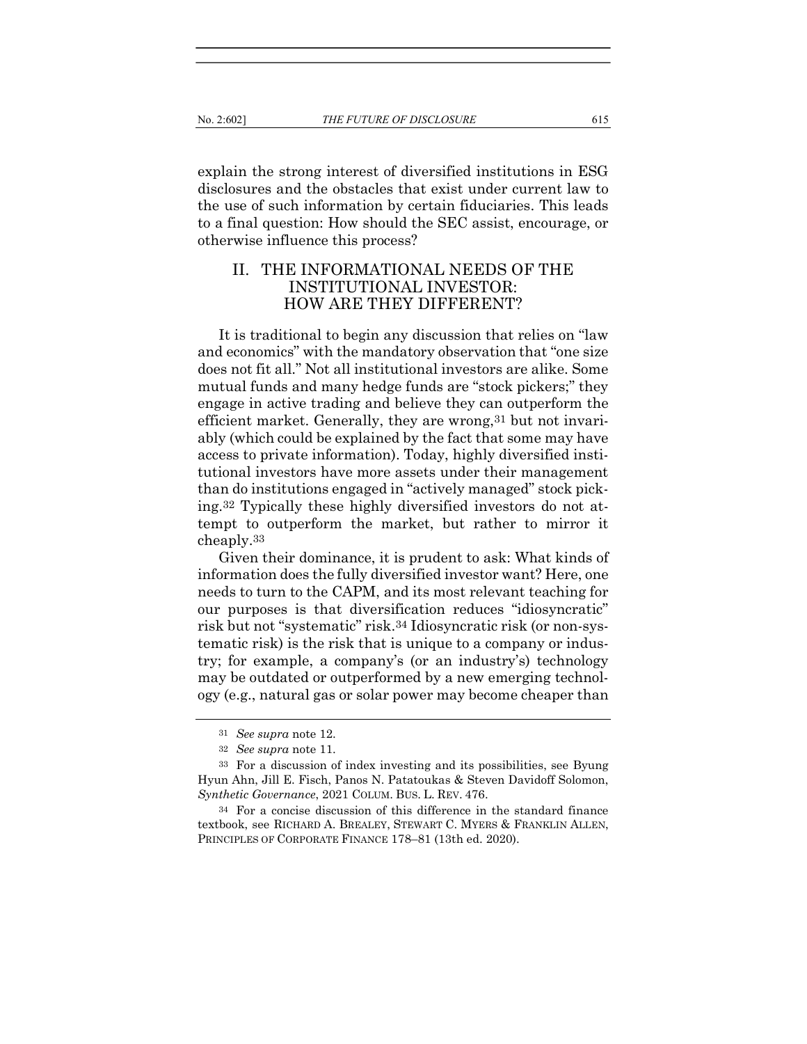explain the strong interest of diversified institutions in ESG disclosures and the obstacles that exist under current law to the use of such information by certain fiduciaries. This leads to a final question: How should the SEC assist, encourage, or otherwise influence this process?

## II. THE INFORMATIONAL NEEDS OF THE INSTITUTIONAL INVESTOR: HOW ARE THEY DIFFERENT?

It is traditional to begin any discussion that relies on "law and economics" with the mandatory observation that "one size does not fit all." Not all institutional investors are alike. Some mutual funds and many hedge funds are "stock pickers;" they engage in active trading and believe they can outperform the efficient market. Generally, they are wrong,[31] but not invariably (which could be explained by the fact that some may have access to private information). Today, highly diversified institutional investors have more assets under their management than do institutions engaged in "actively managed" stock picking.[32] Typically these highly diversified investors do not attempt to outperform the market, but rather to mirror it cheaply.[33]

Given their dominance, it is prudent to ask: What kinds of information does the fully diversified investor want? Here, one needs to turn to the CAPM, and its most relevant teaching for our purposes is that diversification reduces "idiosyncratic" risk but not "systematic" risk.[34] Idiosyncratic risk (or non-systematic risk) is the risk that is unique to a company or industry; for example, a company's (or an industry's) technology may be outdated or outperformed by a new emerging technology (e.g., natural gas or solar power may become cheaper than

---

[31] *See supra* note 12.

[32] *See supra* note 11.

[33] For a discussion of index investing and its possibilities, see Byung Hyun Ahn, Jill E. Fisch, Panos N. Patatoukas & Steven Davidoff Solomon, *Synthetic Governance*, 2021 COLUM. BUS. L. REV. 476.

[34] For a concise discussion of this difference in the standard finance textbook, see RICHARD A. BREALEY, STEWART C. MYERS & FRANKLIN ALLEN, PRINCIPLES OF CORPORATE FINANCE 178–81 (13th ed. 2020).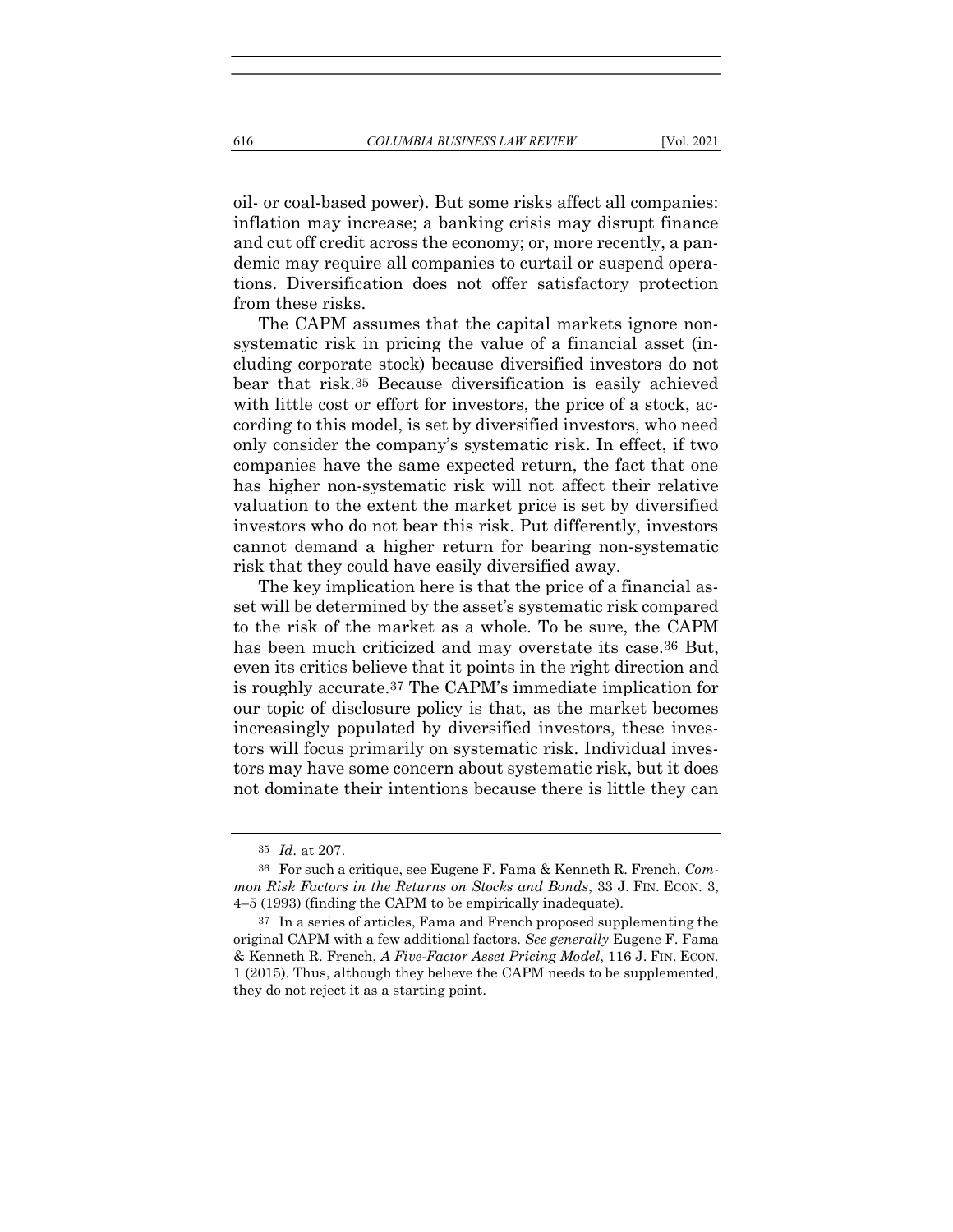oil- or coal-based power). But some risks affect all companies: inflation may increase; a banking crisis may disrupt finance and cut off credit across the economy; or, more recently, a pandemic may require all companies to curtail or suspend operations. Diversification does not offer satisfactory protection from these risks.

The CAPM assumes that the capital markets ignore non-systematic risk in pricing the value of a financial asset (including corporate stock) because diversified investors do not bear that risk.[35] Because diversification is easily achieved with little cost or effort for investors, the price of a stock, according to this model, is set by diversified investors, who need only consider the company's systematic risk. In effect, if two companies have the same expected return, the fact that one has higher non-systematic risk will not affect their relative valuation to the extent the market price is set by diversified investors who do not bear this risk. Put differently, investors cannot demand a higher return for bearing non-systematic risk that they could have easily diversified away.

The key implication here is that the price of a financial asset will be determined by the asset's systematic risk compared to the risk of the market as a whole. To be sure, the CAPM has been much criticized and may overstate its case.[36] But, even its critics believe that it points in the right direction and is roughly accurate.[37] The CAPM's immediate implication for our topic of disclosure policy is that, as the market becomes increasingly populated by diversified investors, these investors will focus primarily on systematic risk. Individual investors may have some concern about systematic risk, but it does not dominate their intentions because there is little they can

---

[35] *Id.* at 207.

[36] For such a critique, see Eugene F. Fama & Kenneth R. French, *Common Risk Factors in the Returns on Stocks and Bonds*, 33 J. FIN. ECON. 3, 4–5 (1993) (finding the CAPM to be empirically inadequate).

[37] In a series of articles, Fama and French proposed supplementing the original CAPM with a few additional factors. *See generally* Eugene F. Fama & Kenneth R. French, *A Five-Factor Asset Pricing Model*, 116 J. FIN. ECON. 1 (2015). Thus, although they believe the CAPM needs to be supplemented, they do not reject it as a starting point.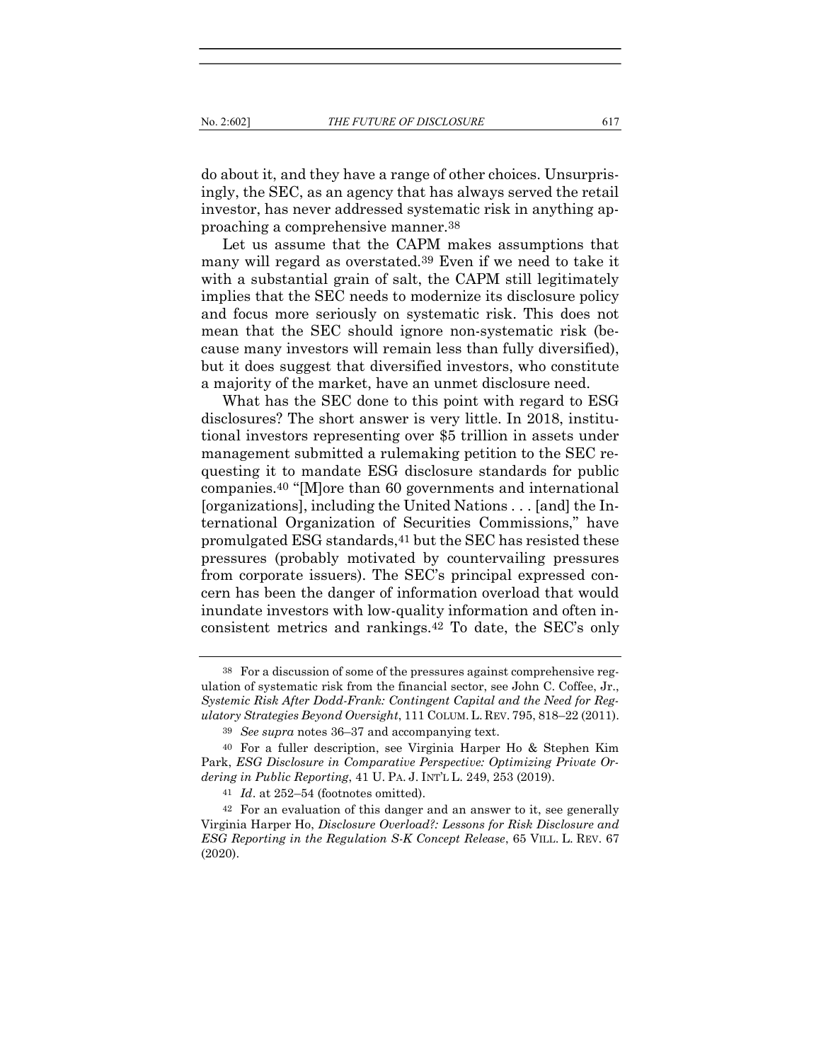do about it, and they have a range of other choices. Unsurprisingly, the SEC, as an agency that has always served the retail investor, has never addressed systematic risk in anything approaching a comprehensive manner.[38]

Let us assume that the CAPM makes assumptions that many will regard as overstated.[39] Even if we need to take it with a substantial grain of salt, the CAPM still legitimately implies that the SEC needs to modernize its disclosure policy and focus more seriously on systematic risk. This does not mean that the SEC should ignore non-systematic risk (because many investors will remain less than fully diversified), but it does suggest that diversified investors, who constitute a majority of the market, have an unmet disclosure need.

What has the SEC done to this point with regard to ESG disclosures? The short answer is very little. In 2018, institutional investors representing over $5 trillion in assets under management submitted a rulemaking petition to the SEC requesting it to mandate ESG disclosure standards for public companies.[40] "[M]ore than 60 governments and international [organizations], including the United Nations . . . [and] the International Organization of Securities Commissions," have promulgated ESG standards,[41] but the SEC has resisted these pressures (probably motivated by countervailing pressures from corporate issuers). The SEC's principal expressed concern has been the danger of information overload that would inundate investors with low-quality information and often inconsistent metrics and rankings.[42] To date, the SEC's only

---

[38] For a discussion of some of the pressures against comprehensive regulation of systematic risk from the financial sector, see John C. Coffee, Jr., *Systemic Risk After Dodd-Frank: Contingent Capital and the Need for Regulatory Strategies Beyond Oversight*, 111 COLUM. L. REV. 795, 818–22 (2011).

[39] *See supra* notes 36–37 and accompanying text.

[40] For a fuller description, see Virginia Harper Ho & Stephen Kim Park, *ESG Disclosure in Comparative Perspective: Optimizing Private Ordering in Public Reporting*, 41 U. PA. J. INT'L L. 249, 253 (2019).

[41] *Id*. at 252–54 (footnotes omitted).

[42] For an evaluation of this danger and an answer to it, see generally Virginia Harper Ho, *Disclosure Overload?: Lessons for Risk Disclosure and ESG Reporting in the Regulation S-K Concept Release*, 65 VILL. L. REV. 67 (2020).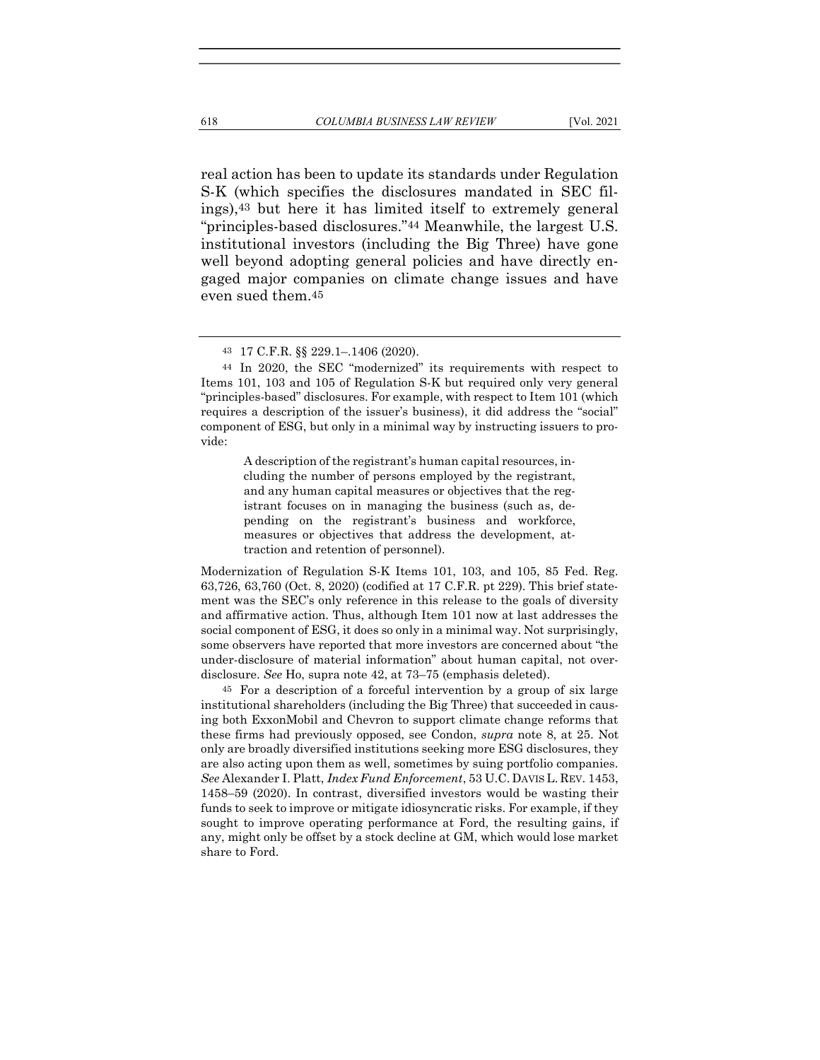real action has been to update its standards under Regulation S-K (which specifies the disclosures mandated in SEC filings),[43] but here it has limited itself to extremely general "principles-based disclosures."[44] Meanwhile, the largest U.S. institutional investors (including the Big Three) have gone well beyond adopting general policies and have directly engaged major companies on climate change issues and have even sued them.[45]

---

[43] 17 C.F.R. §§ 229.1–.1406 (2020).

[44] In 2020, the SEC "modernized" its requirements with respect to Items 101, 103 and 105 of Regulation S-K but required only very general "principles-based" disclosures. For example, with respect to Item 101 (which requires a description of the issuer's business), it did address the "social" component of ESG, but only in a minimal way by instructing issuers to provide:

> A description of the registrant's human capital resources, including the number of persons employed by the registrant, and any human capital measures or objectives that the registrant focuses on in managing the business (such as, depending on the registrant's business and workforce, measures or objectives that address the development, attraction and retention of personnel).

Modernization of Regulation S-K Items 101, 103, and 105, 85 Fed. Reg. 63,726, 63,760 (Oct. 8, 2020) (codified at 17 C.F.R. pt 229). This brief statement was the SEC's only reference in this release to the goals of diversity and affirmative action. Thus, although Item 101 now at last addresses the social component of ESG, it does so only in a minimal way. Not surprisingly, some observers have reported that more investors are concerned about "the under-disclosure of material information" about human capital, not overdisclosure. *See* Ho, supra note 42, at 73–75 (emphasis deleted).

[45] For a description of a forceful intervention by a group of six large institutional shareholders (including the Big Three) that succeeded in causing both ExxonMobil and Chevron to support climate change reforms that these firms had previously opposed, see Condon, *supra* note 8, at 25. Not only are broadly diversified institutions seeking more ESG disclosures, they are also acting upon them as well, sometimes by suing portfolio companies. *See* Alexander I. Platt, *Index Fund Enforcement*, 53 U.C. DAVIS L. REV. 1453, 1458–59 (2020). In contrast, diversified investors would be wasting their funds to seek to improve or mitigate idiosyncratic risks. For example, if they sought to improve operating performance at Ford, the resulting gains, if any, might only be offset by a stock decline at GM, which would lose market share to Ford.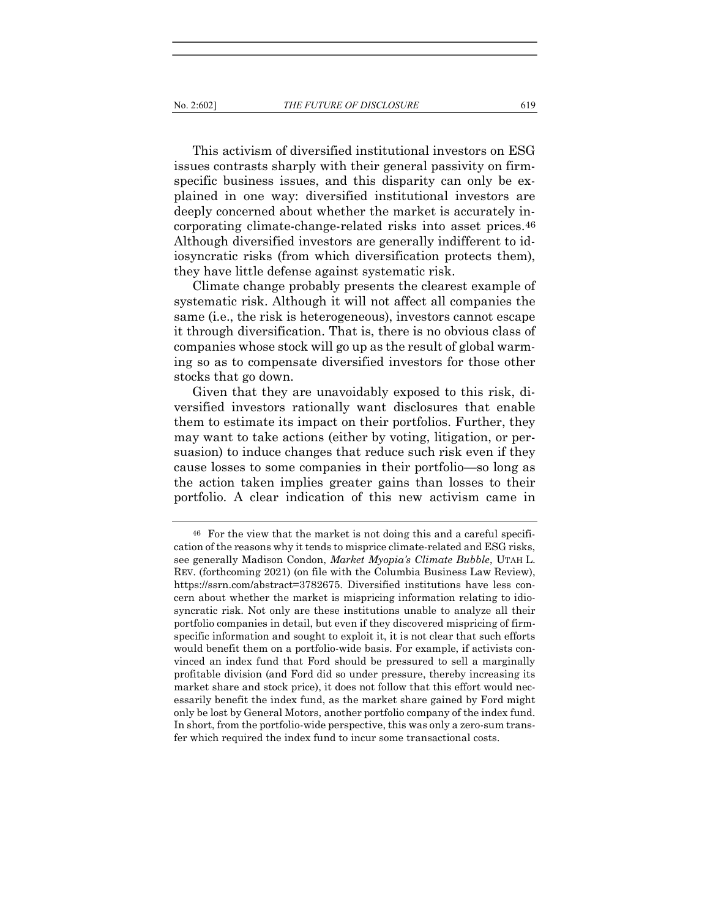This activism of diversified institutional investors on ESG issues contrasts sharply with their general passivity on firm-specific business issues, and this disparity can only be explained in one way: diversified institutional investors are deeply concerned about whether the market is accurately incorporating climate-change-related risks into asset prices.[46] Although diversified investors are generally indifferent to idiosyncratic risks (from which diversification protects them), they have little defense against systematic risk.

Climate change probably presents the clearest example of systematic risk. Although it will not affect all companies the same (i.e., the risk is heterogeneous), investors cannot escape it through diversification. That is, there is no obvious class of companies whose stock will go up as the result of global warming so as to compensate diversified investors for those other stocks that go down.

Given that they are unavoidably exposed to this risk, diversified investors rationally want disclosures that enable them to estimate its impact on their portfolios. Further, they may want to take actions (either by voting, litigation, or persuasion) to induce changes that reduce such risk even if they cause losses to some companies in their portfolio—so long as the action taken implies greater gains than losses to their portfolio. A clear indication of this new activism came in

---

[46] For the view that the market is not doing this and a careful specification of the reasons why it tends to misprice climate-related and ESG risks, see generally Madison Condon, *Market Myopia's Climate Bubble*, UTAH L. REV. (forthcoming 2021) (on file with the Columbia Business Law Review), https://ssrn.com/abstract=3782675. Diversified institutions have less concern about whether the market is mispricing information relating to idiosyncratic risk. Not only are these institutions unable to analyze all their portfolio companies in detail, but even if they discovered mispricing of firm-specific information and sought to exploit it, it is not clear that such efforts would benefit them on a portfolio-wide basis. For example, if activists convinced an index fund that Ford should be pressured to sell a marginally profitable division (and Ford did so under pressure, thereby increasing its market share and stock price), it does not follow that this effort would necessarily benefit the index fund, as the market share gained by Ford might only be lost by General Motors, another portfolio company of the index fund. In short, from the portfolio-wide perspective, this was only a zero-sum transfer which required the index fund to incur some transactional costs.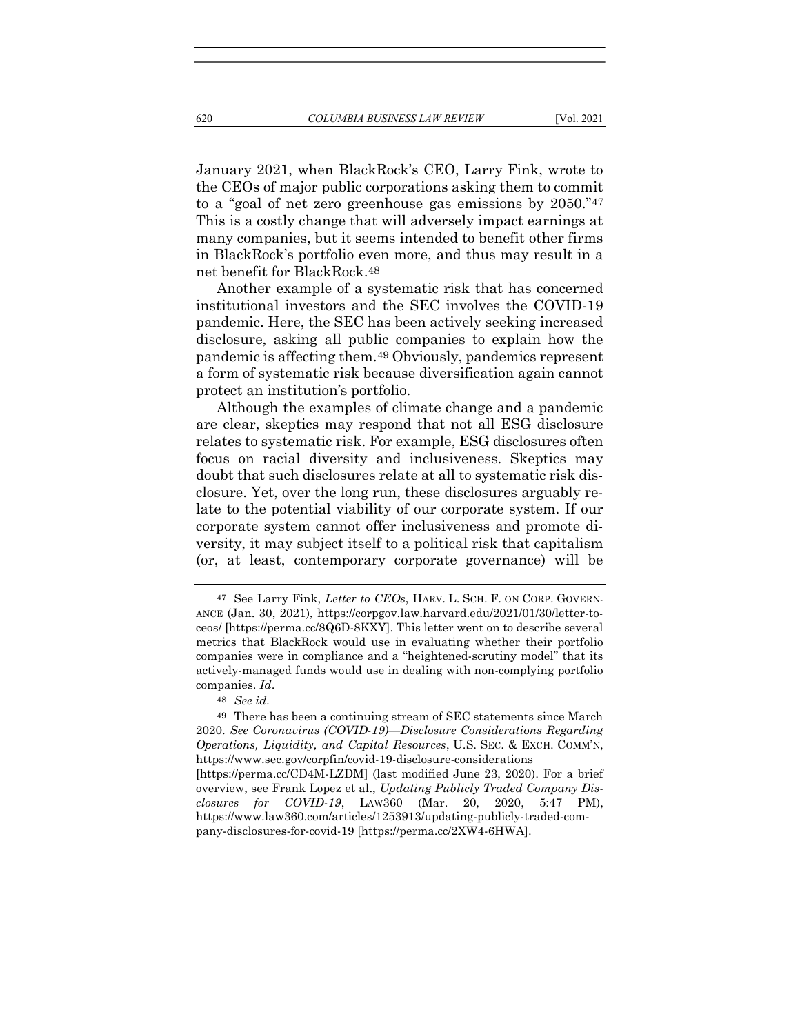January 2021, when BlackRock's CEO, Larry Fink, wrote to the CEOs of major public corporations asking them to commit to a "goal of net zero greenhouse gas emissions by 2050."[47] This is a costly change that will adversely impact earnings at many companies, but it seems intended to benefit other firms in BlackRock's portfolio even more, and thus may result in a net benefit for BlackRock.[48]

Another example of a systematic risk that has concerned institutional investors and the SEC involves the COVID-19 pandemic. Here, the SEC has been actively seeking increased disclosure, asking all public companies to explain how the pandemic is affecting them.[49] Obviously, pandemics represent a form of systematic risk because diversification again cannot protect an institution's portfolio.

Although the examples of climate change and a pandemic are clear, skeptics may respond that not all ESG disclosure relates to systematic risk. For example, ESG disclosures often focus on racial diversity and inclusiveness. Skeptics may doubt that such disclosures relate at all to systematic risk disclosure. Yet, over the long run, these disclosures arguably relate to the potential viability of our corporate system. If our corporate system cannot offer inclusiveness and promote diversity, it may subject itself to a political risk that capitalism (or, at least, contemporary corporate governance) will be

---

[47] See Larry Fink, *Letter to CEOs*, HARV. L. SCH. F. ON CORP. GOVERNANCE (Jan. 30, 2021), https://corpgov.law.harvard.edu/2021/01/30/letter-to-ceos/ [https://perma.cc/8Q6D-8KXY]. This letter went on to describe several metrics that BlackRock would use in evaluating whether their portfolio companies were in compliance and a "heightened-scrutiny model" that its actively-managed funds would use in dealing with non-complying portfolio companies. *Id*.

[48] *See id.*

[49] There has been a continuing stream of SEC statements since March 2020. *See Coronavirus (COVID-19)—Disclosure Considerations Regarding Operations, Liquidity, and Capital Resources*, U.S. SEC. & EXCH. COMM'N, https://www.sec.gov/corpfin/covid-19-disclosure-considerations [https://perma.cc/CD4M-LZDM] (last modified June 23, 2020). For a brief overview, see Frank Lopez et al., *Updating Publicly Traded Company Disclosures for COVID-19*, LAW360 (Mar. 20, 2020, 5:47 PM), https://www.law360.com/articles/1253913/updating-publicly-traded-company-disclosures-for-covid-19 [https://perma.cc/2XW4-6HWA].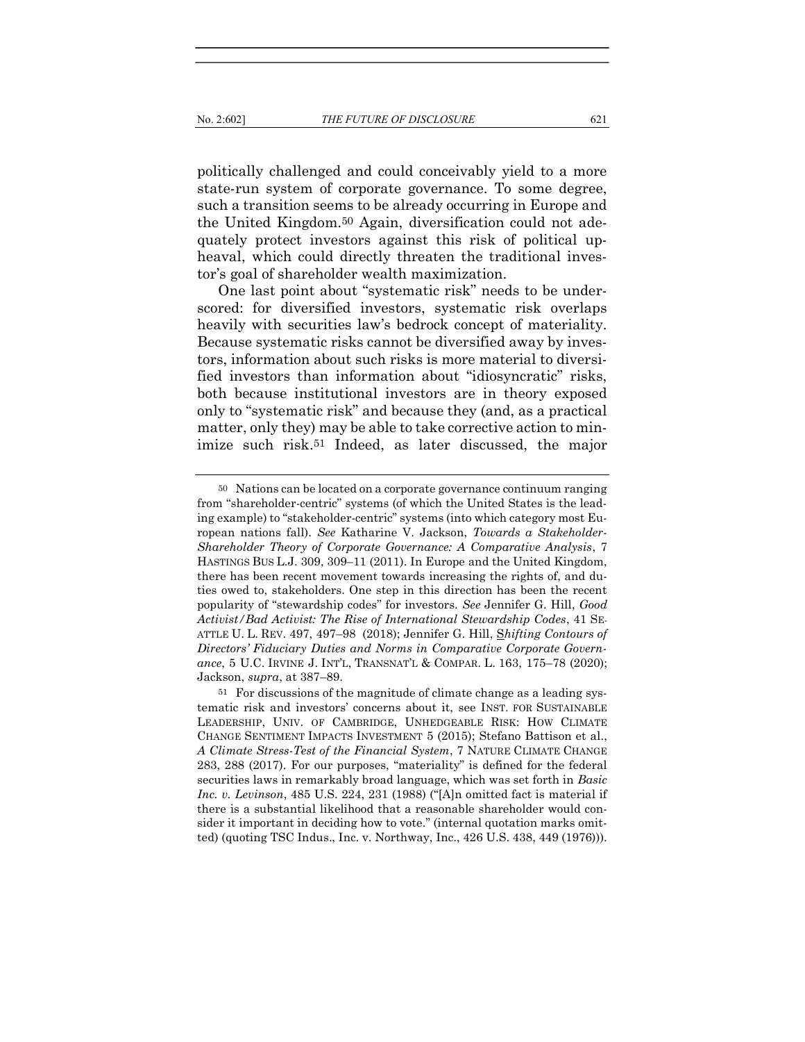politically challenged and could conceivably yield to a more state-run system of corporate governance. To some degree, such a transition seems to be already occurring in Europe and the United Kingdom.[50] Again, diversification could not adequately protect investors against this risk of political upheaval, which could directly threaten the traditional investor's goal of shareholder wealth maximization.

One last point about "systematic risk" needs to be underscored: for diversified investors, systematic risk overlaps heavily with securities law's bedrock concept of materiality. Because systematic risks cannot be diversified away by investors, information about such risks is more material to diversified investors than information about "idiosyncratic" risks, both because institutional investors are in theory exposed only to "systematic risk" and because they (and, as a practical matter, only they) may be able to take corrective action to minimize such risk.[51] Indeed, as later discussed, the major

---

[50] Nations can be located on a corporate governance continuum ranging from "shareholder-centric" systems (of which the United States is the leading example) to "stakeholder-centric" systems (into which category most European nations fall). *See* Katharine V. Jackson, *Towards a Stakeholder-Shareholder Theory of Corporate Governance: A Comparative Analysis*, 7 HASTINGS BUS L.J. 309, 309–11 (2011). In Europe and the United Kingdom, there has been recent movement towards increasing the rights of, and duties owed to, stakeholders. One step in this direction has been the recent popularity of "stewardship codes" for investors. *See* Jennifer G. Hill, *Good Activist/Bad Activist: The Rise of International Stewardship Codes*, 41 SEATTLE U. L. REV. 497, 497–98 (2018); Jennifer G. Hill, *Shifting Contours of Directors' Fiduciary Duties and Norms in Comparative Corporate Governance*, 5 U.C. IRVINE J. INT'L, TRANSNAT'L & COMPAR. L. 163, 175–78 (2020); Jackson, *supra*, at 387–89.

[51] For discussions of the magnitude of climate change as a leading systematic risk and investors' concerns about it, see INST. FOR SUSTAINABLE LEADERSHIP, UNIV. OF CAMBRIDGE, UNHEDGEABLE RISK: HOW CLIMATE CHANGE SENTIMENT IMPACTS INVESTMENT 5 (2015); Stefano Battison et al., *A Climate Stress-Test of the Financial System*, 7 NATURE CLIMATE CHANGE 283, 288 (2017). For our purposes, "materiality" is defined for the federal securities laws in remarkably broad language, which was set forth in *Basic Inc. v. Levinson*, 485 U.S. 224, 231 (1988) ("[A]n omitted fact is material if there is a substantial likelihood that a reasonable shareholder would consider it important in deciding how to vote." (internal quotation marks omitted) (quoting TSC Indus., Inc. v. Northway, Inc., 426 U.S. 438, 449 (1976))).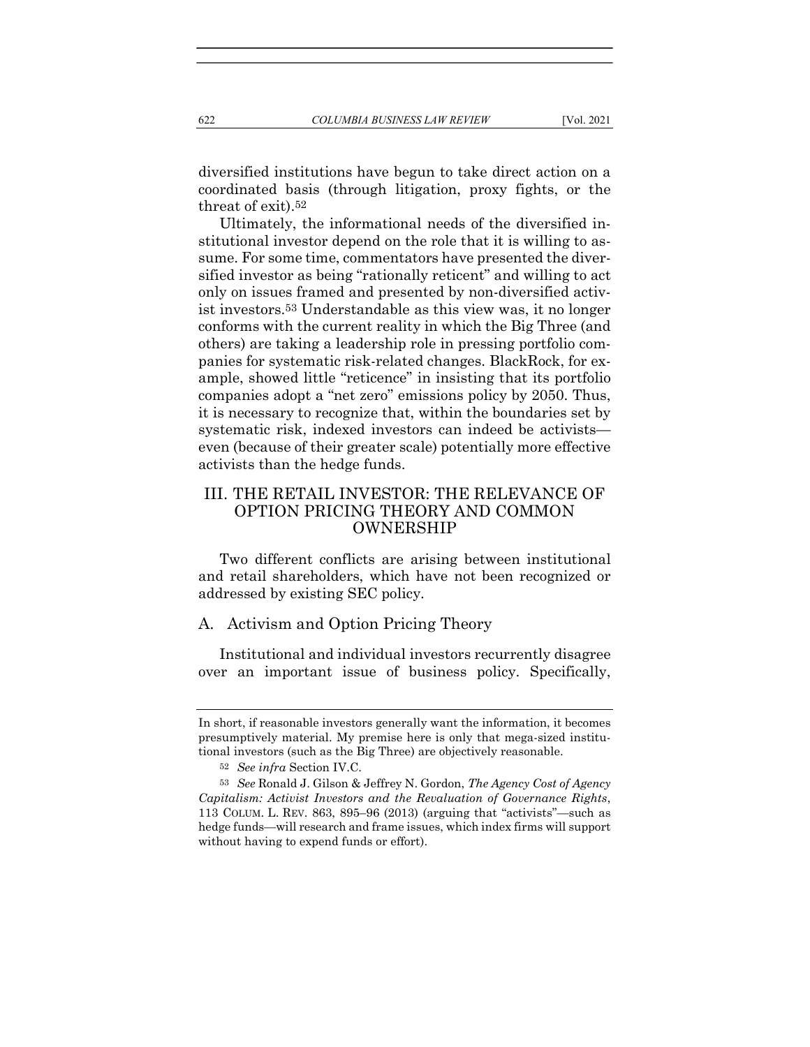diversified institutions have begun to take direct action on a coordinated basis (through litigation, proxy fights, or the threat of exit).[52]

Ultimately, the informational needs of the diversified institutional investor depend on the role that it is willing to assume. For some time, commentators have presented the diversified investor as being "rationally reticent" and willing to act only on issues framed and presented by non-diversified activist investors.[53] Understandable as this view was, it no longer conforms with the current reality in which the Big Three (and others) are taking a leadership role in pressing portfolio companies for systematic risk-related changes. BlackRock, for example, showed little "reticence" in insisting that its portfolio companies adopt a "net zero" emissions policy by 2050. Thus, it is necessary to recognize that, within the boundaries set by systematic risk, indexed investors can indeed be activists—even (because of their greater scale) potentially more effective activists than the hedge funds.

## III. THE RETAIL INVESTOR: THE RELEVANCE OF OPTION PRICING THEORY AND COMMON OWNERSHIP

Two different conflicts are arising between institutional and retail shareholders, which have not been recognized or addressed by existing SEC policy.

### A. Activism and Option Pricing Theory

Institutional and individual investors recurrently disagree over an important issue of business policy. Specifically,

---

In short, if reasonable investors generally want the information, it becomes presumptively material. My premise here is only that mega-sized institutional investors (such as the Big Three) are objectively reasonable.

[52] *See infra* Section IV.C.

[53] *See* Ronald J. Gilson & Jeffrey N. Gordon, *The Agency Cost of Agency Capitalism: Activist Investors and the Revaluation of Governance Rights*, 113 COLUM. L. REV. 863, 895–96 (2013) (arguing that "activists"—such as hedge funds—will research and frame issues, which index firms will support without having to expend funds or effort).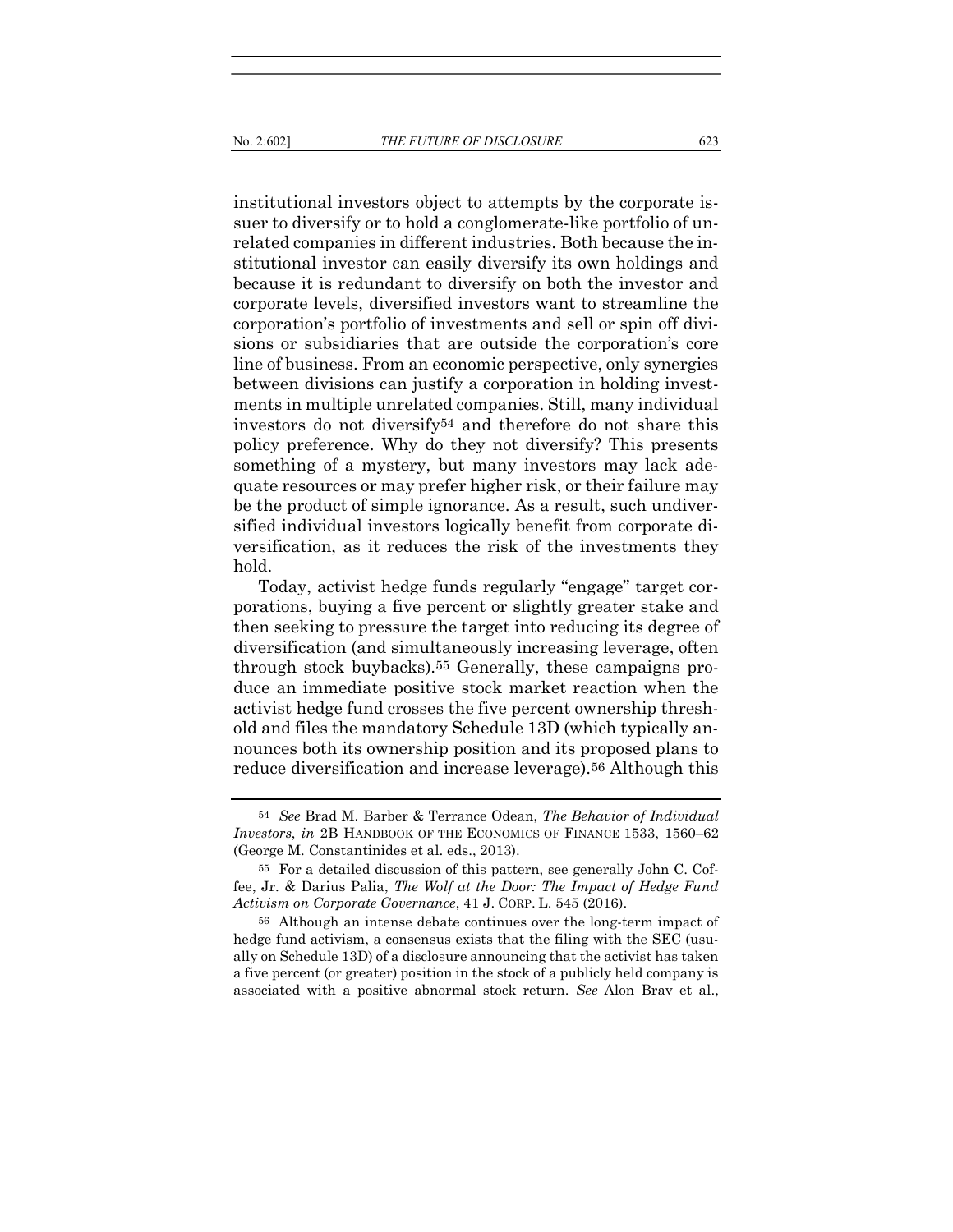institutional investors object to attempts by the corporate issuer to diversify or to hold a conglomerate-like portfolio of unrelated companies in different industries. Both because the institutional investor can easily diversify its own holdings and because it is redundant to diversify on both the investor and corporate levels, diversified investors want to streamline the corporation's portfolio of investments and sell or spin off divisions or subsidiaries that are outside the corporation's core line of business. From an economic perspective, only synergies between divisions can justify a corporation in holding investments in multiple unrelated companies. Still, many individual investors do not diversify[54] and therefore do not share this policy preference. Why do they not diversify? This presents something of a mystery, but many investors may lack adequate resources or may prefer higher risk, or their failure may be the product of simple ignorance. As a result, such undiversified individual investors logically benefit from corporate diversification, as it reduces the risk of the investments they hold.

Today, activist hedge funds regularly "engage" target corporations, buying a five percent or slightly greater stake and then seeking to pressure the target into reducing its degree of diversification (and simultaneously increasing leverage, often through stock buybacks).[55] Generally, these campaigns produce an immediate positive stock market reaction when the activist hedge fund crosses the five percent ownership threshold and files the mandatory Schedule 13D (which typically announces both its ownership position and its proposed plans to reduce diversification and increase leverage).[56] Although this

---

[54] *See* Brad M. Barber & Terrance Odean, *The Behavior of Individual Investors*, *in* 2B HANDBOOK OF THE ECONOMICS OF FINANCE 1533, 1560–62 (George M. Constantinides et al. eds., 2013).

[55] For a detailed discussion of this pattern, see generally John C. Coffee, Jr. & Darius Palia, *The Wolf at the Door: The Impact of Hedge Fund Activism on Corporate Governance*, 41 J. CORP. L. 545 (2016).

[56] Although an intense debate continues over the long-term impact of hedge fund activism, a consensus exists that the filing with the SEC (usually on Schedule 13D) of a disclosure announcing that the activist has taken a five percent (or greater) position in the stock of a publicly held company is associated with a positive abnormal stock return. *See* Alon Brav et al.,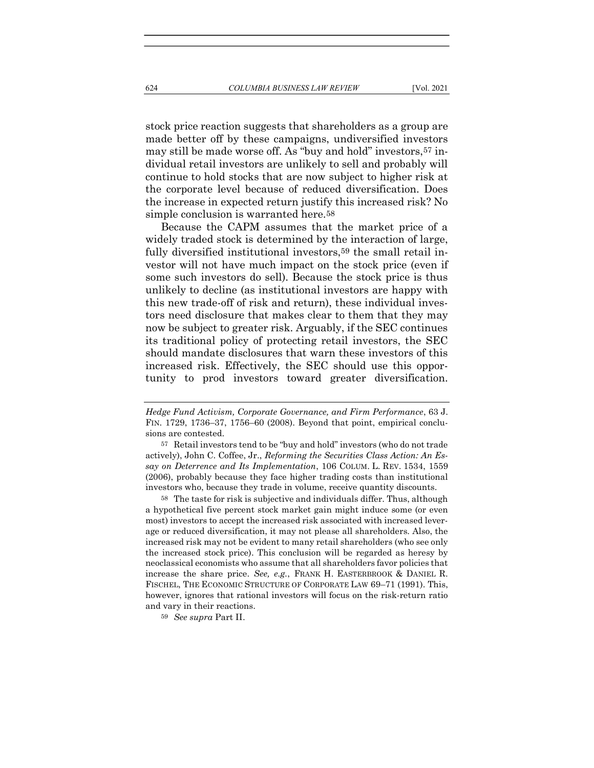stock price reaction suggests that shareholders as a group are made better off by these campaigns, undiversified investors may still be made worse off. As "buy and hold" investors,[57] individual retail investors are unlikely to sell and probably will continue to hold stocks that are now subject to higher risk at the corporate level because of reduced diversification. Does the increase in expected return justify this increased risk? No simple conclusion is warranted here.[58]

Because the CAPM assumes that the market price of a widely traded stock is determined by the interaction of large, fully diversified institutional investors,[59] the small retail investor will not have much impact on the stock price (even if some such investors do sell). Because the stock price is thus unlikely to decline (as institutional investors are happy with this new trade-off of risk and return), these individual investors need disclosure that makes clear to them that they may now be subject to greater risk. Arguably, if the SEC continues its traditional policy of protecting retail investors, the SEC should mandate disclosures that warn these investors of this increased risk. Effectively, the SEC should use this opportunity to prod investors toward greater diversification.

---

*Hedge Fund Activism, Corporate Governance, and Firm Performance*, 63 J. FIN. 1729, 1736–37, 1756–60 (2008). Beyond that point, empirical conclusions are contested.

[57] Retail investors tend to be "buy and hold" investors (who do not trade actively), John C. Coffee, Jr., *Reforming the Securities Class Action: An Essay on Deterrence and Its Implementation*, 106 COLUM. L. REV. 1534, 1559 (2006), probably because they face higher trading costs than institutional investors who, because they trade in volume, receive quantity discounts.

[58] The taste for risk is subjective and individuals differ. Thus, although a hypothetical five percent stock market gain might induce some (or even most) investors to accept the increased risk associated with increased leverage or reduced diversification, it may not please all shareholders. Also, the increased risk may not be evident to many retail shareholders (who see only the increased stock price). This conclusion will be regarded as heresy by neoclassical economists who assume that all shareholders favor policies that increase the share price. *See, e.g.*, FRANK H. EASTERBROOK & DANIEL R. FISCHEL, THE ECONOMIC STRUCTURE OF CORPORATE LAW 69–71 (1991). This, however, ignores that rational investors will focus on the risk-return ratio and vary in their reactions.

[59] *See supra* Part II.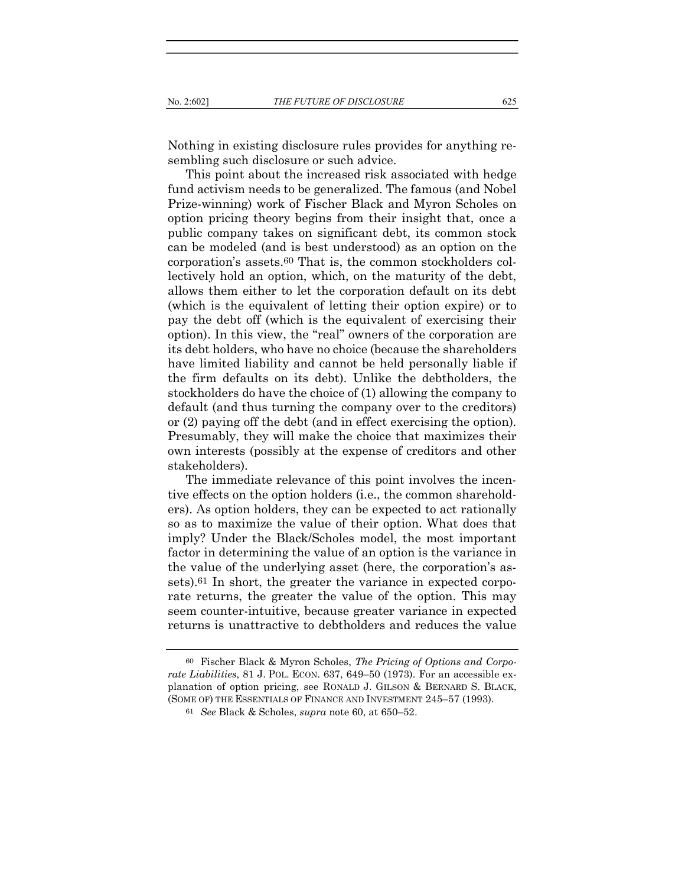Nothing in existing disclosure rules provides for anything resembling such disclosure or such advice.

This point about the increased risk associated with hedge fund activism needs to be generalized. The famous (and Nobel Prize-winning) work of Fischer Black and Myron Scholes on option pricing theory begins from their insight that, once a public company takes on significant debt, its common stock can be modeled (and is best understood) as an option on the corporation's assets.[60] That is, the common stockholders collectively hold an option, which, on the maturity of the debt, allows them either to let the corporation default on its debt (which is the equivalent of letting their option expire) or to pay the debt off (which is the equivalent of exercising their option). In this view, the "real" owners of the corporation are its debt holders, who have no choice (because the shareholders have limited liability and cannot be held personally liable if the firm defaults on its debt). Unlike the debtholders, the stockholders do have the choice of (1) allowing the company to default (and thus turning the company over to the creditors) or (2) paying off the debt (and in effect exercising the option). Presumably, they will make the choice that maximizes their own interests (possibly at the expense of creditors and other stakeholders).

The immediate relevance of this point involves the incentive effects on the option holders (i.e., the common shareholders). As option holders, they can be expected to act rationally so as to maximize the value of their option. What does that imply? Under the Black/Scholes model, the most important factor in determining the value of an option is the variance in the value of the underlying asset (here, the corporation's assets).[61] In short, the greater the variance in expected corporate returns, the greater the value of the option. This may seem counter-intuitive, because greater variance in expected returns is unattractive to debtholders and reduces the value

[60] Fischer Black & Myron Scholes, *The Pricing of Options and Corporate Liabilities*, 81 J. POL. ECON. 637, 649–50 (1973). For an accessible explanation of option pricing, see RONALD J. GILSON & BERNARD S. BLACK, (SOME OF) THE ESSENTIALS OF FINANCE AND INVESTMENT 245–57 (1993).

[61] *See* Black & Scholes, *supra* note 60, at 650–52.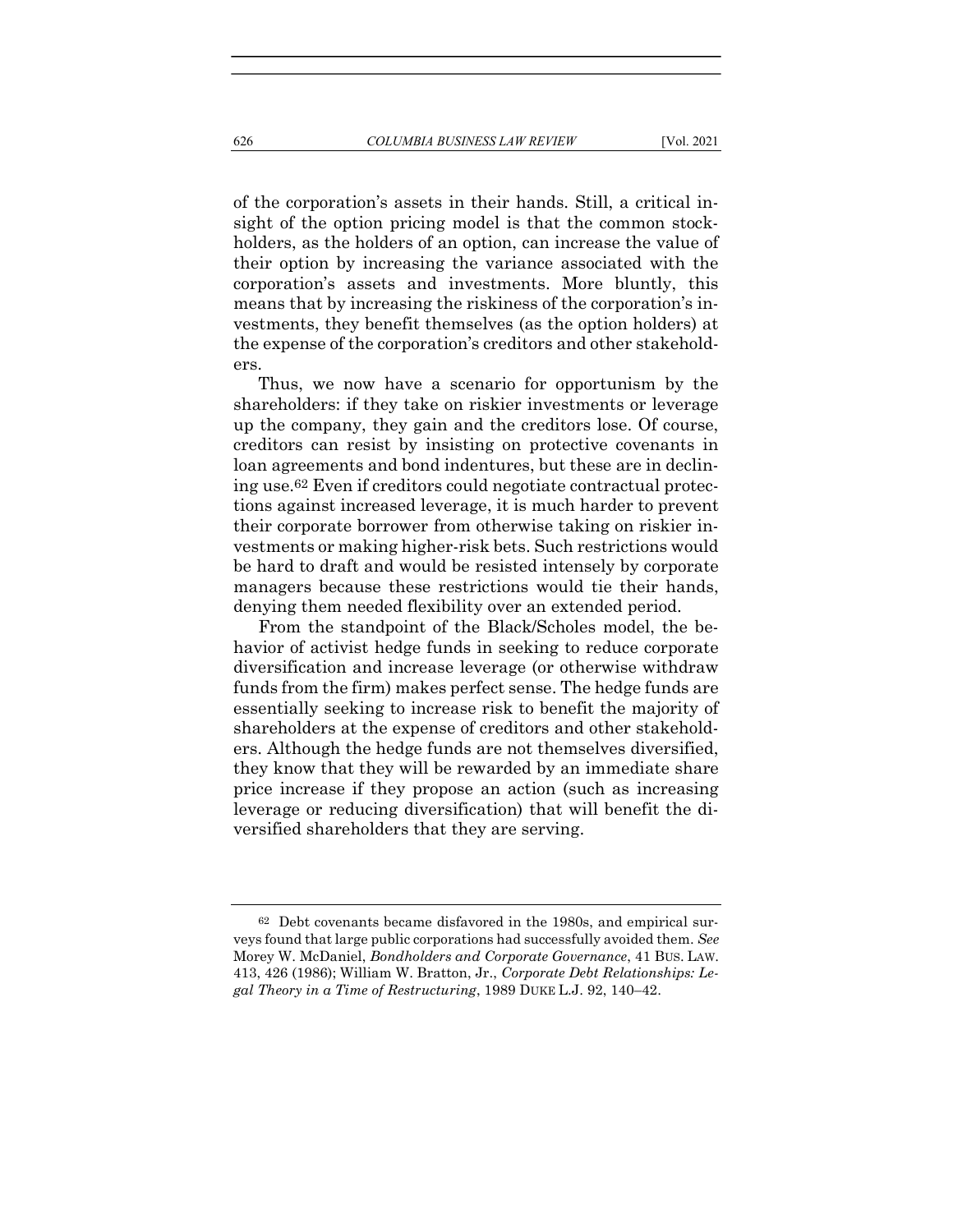of the corporation's assets in their hands. Still, a critical insight of the option pricing model is that the common stockholders, as the holders of an option, can increase the value of their option by increasing the variance associated with the corporation's assets and investments. More bluntly, this means that by increasing the riskiness of the corporation's investments, they benefit themselves (as the option holders) at the expense of the corporation's creditors and other stakeholders.

Thus, we now have a scenario for opportunism by the shareholders: if they take on riskier investments or leverage up the company, they gain and the creditors lose. Of course, creditors can resist by insisting on protective covenants in loan agreements and bond indentures, but these are in declining use.[62] Even if creditors could negotiate contractual protections against increased leverage, it is much harder to prevent their corporate borrower from otherwise taking on riskier investments or making higher-risk bets. Such restrictions would be hard to draft and would be resisted intensely by corporate managers because these restrictions would tie their hands, denying them needed flexibility over an extended period.

From the standpoint of the Black/Scholes model, the behavior of activist hedge funds in seeking to reduce corporate diversification and increase leverage (or otherwise withdraw funds from the firm) makes perfect sense. The hedge funds are essentially seeking to increase risk to benefit the majority of shareholders at the expense of creditors and other stakeholders. Although the hedge funds are not themselves diversified, they know that they will be rewarded by an immediate share price increase if they propose an action (such as increasing leverage or reducing diversification) that will benefit the diversified shareholders that they are serving.

---

[62] Debt covenants became disfavored in the 1980s, and empirical surveys found that large public corporations had successfully avoided them. *See* Morey W. McDaniel, *Bondholders and Corporate Governance*, 41 BUS. LAW. 413, 426 (1986); William W. Bratton, Jr., *Corporate Debt Relationships: Legal Theory in a Time of Restructuring*, 1989 DUKE L.J. 92, 140–42.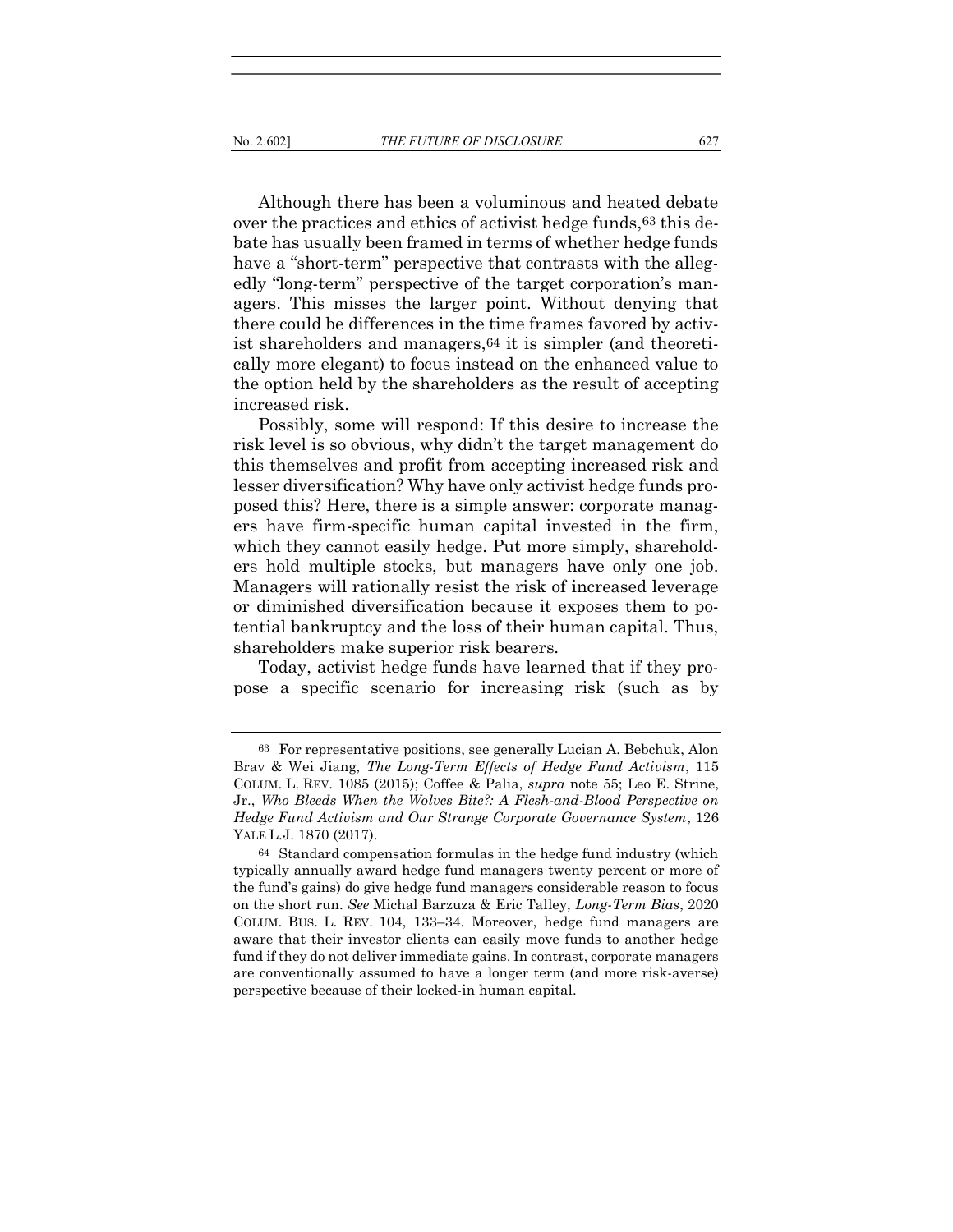Although there has been a voluminous and heated debate over the practices and ethics of activist hedge funds,[63] this debate has usually been framed in terms of whether hedge funds have a "short-term" perspective that contrasts with the allegedly "long-term" perspective of the target corporation's managers. This misses the larger point. Without denying that there could be differences in the time frames favored by activist shareholders and managers,[64] it is simpler (and theoretically more elegant) to focus instead on the enhanced value to the option held by the shareholders as the result of accepting increased risk.

Possibly, some will respond: If this desire to increase the risk level is so obvious, why didn't the target management do this themselves and profit from accepting increased risk and lesser diversification? Why have only activist hedge funds proposed this? Here, there is a simple answer: corporate managers have firm-specific human capital invested in the firm, which they cannot easily hedge. Put more simply, shareholders hold multiple stocks, but managers have only one job. Managers will rationally resist the risk of increased leverage or diminished diversification because it exposes them to potential bankruptcy and the loss of their human capital. Thus, shareholders make superior risk bearers.

Today, activist hedge funds have learned that if they propose a specific scenario for increasing risk (such as by

---

[63] For representative positions, see generally Lucian A. Bebchuk, Alon Brav & Wei Jiang, *The Long-Term Effects of Hedge Fund Activism*, 115 COLUM. L. REV. 1085 (2015); Coffee & Palia, *supra* note 55; Leo E. Strine, Jr., *Who Bleeds When the Wolves Bite?: A Flesh-and-Blood Perspective on Hedge Fund Activism and Our Strange Corporate Governance System*, 126 YALE L.J. 1870 (2017).

[64] Standard compensation formulas in the hedge fund industry (which typically annually award hedge fund managers twenty percent or more of the fund's gains) do give hedge fund managers considerable reason to focus on the short run. *See* Michal Barzuza & Eric Talley, *Long-Term Bias*, 2020 COLUM. BUS. L. REV. 104, 133–34. Moreover, hedge fund managers are aware that their investor clients can easily move funds to another hedge fund if they do not deliver immediate gains. In contrast, corporate managers are conventionally assumed to have a longer term (and more risk-averse) perspective because of their locked-in human capital.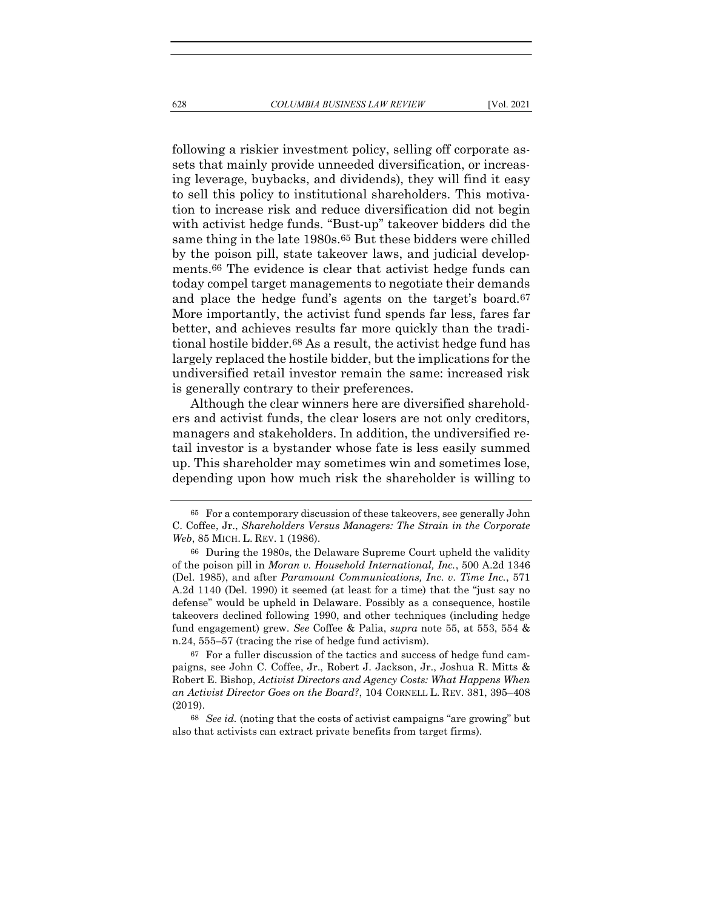following a riskier investment policy, selling off corporate assets that mainly provide unneeded diversification, or increasing leverage, buybacks, and dividends), they will find it easy to sell this policy to institutional shareholders. This motivation to increase risk and reduce diversification did not begin with activist hedge funds. "Bust-up" takeover bidders did the same thing in the late 1980s.[65] But these bidders were chilled by the poison pill, state takeover laws, and judicial developments.[66] The evidence is clear that activist hedge funds can today compel target managements to negotiate their demands and place the hedge fund's agents on the target's board.[67] More importantly, the activist fund spends far less, fares far better, and achieves results far more quickly than the traditional hostile bidder.[68] As a result, the activist hedge fund has largely replaced the hostile bidder, but the implications for the undiversified retail investor remain the same: increased risk is generally contrary to their preferences.

Although the clear winners here are diversified shareholders and activist funds, the clear losers are not only creditors, managers and stakeholders. In addition, the undiversified retail investor is a bystander whose fate is less easily summed up. This shareholder may sometimes win and sometimes lose, depending upon how much risk the shareholder is willing to

---

[65] For a contemporary discussion of these takeovers, see generally John C. Coffee, Jr., *Shareholders Versus Managers: The Strain in the Corporate Web*, 85 MICH. L. REV. 1 (1986).

[66] During the 1980s, the Delaware Supreme Court upheld the validity of the poison pill in *Moran v. Household International, Inc.*, 500 A.2d 1346 (Del. 1985), and after *Paramount Communications, Inc. v. Time Inc.*, 571 A.2d 1140 (Del. 1990) it seemed (at least for a time) that the "just say no defense" would be upheld in Delaware. Possibly as a consequence, hostile takeovers declined following 1990, and other techniques (including hedge fund engagement) grew. *See* Coffee & Palia, *supra* note 55, at 553, 554 & n.24, 555–57 (tracing the rise of hedge fund activism).

[67] For a fuller discussion of the tactics and success of hedge fund campaigns, see John C. Coffee, Jr., Robert J. Jackson, Jr., Joshua R. Mitts & Robert E. Bishop, *Activist Directors and Agency Costs: What Happens When an Activist Director Goes on the Board?*, 104 CORNELL L. REV. 381, 395–408 (2019).

[68] *See id.* (noting that the costs of activist campaigns "are growing" but also that activists can extract private benefits from target firms).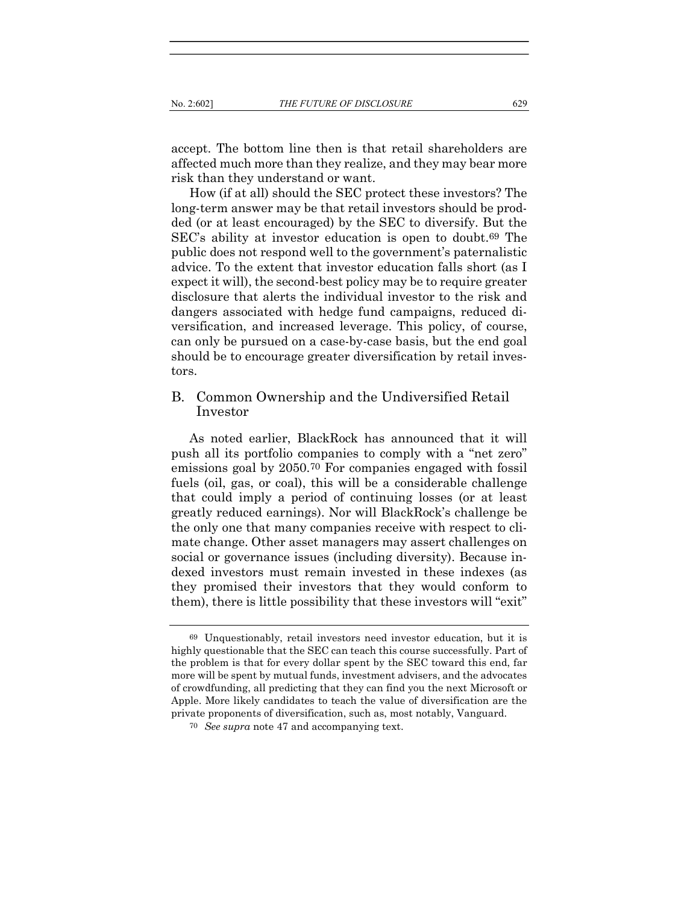accept. The bottom line then is that retail shareholders are affected much more than they realize, and they may bear more risk than they understand or want.

How (if at all) should the SEC protect these investors? The long-term answer may be that retail investors should be prodded (or at least encouraged) by the SEC to diversify. But the SEC's ability at investor education is open to doubt.[69] The public does not respond well to the government's paternalistic advice. To the extent that investor education falls short (as I expect it will), the second-best policy may be to require greater disclosure that alerts the individual investor to the risk and dangers associated with hedge fund campaigns, reduced diversification, and increased leverage. This policy, of course, can only be pursued on a case-by-case basis, but the end goal should be to encourage greater diversification by retail investors.

## B. Common Ownership and the Undiversified Retail Investor

As noted earlier, BlackRock has announced that it will push all its portfolio companies to comply with a "net zero" emissions goal by 2050.[70] For companies engaged with fossil fuels (oil, gas, or coal), this will be a considerable challenge that could imply a period of continuing losses (or at least greatly reduced earnings). Nor will BlackRock's challenge be the only one that many companies receive with respect to climate change. Other asset managers may assert challenges on social or governance issues (including diversity). Because indexed investors must remain invested in these indexes (as they promised their investors that they would conform to them), there is little possibility that these investors will "exit"

---

[69] Unquestionably, retail investors need investor education, but it is highly questionable that the SEC can teach this course successfully. Part of the problem is that for every dollar spent by the SEC toward this end, far more will be spent by mutual funds, investment advisers, and the advocates of crowdfunding, all predicting that they can find you the next Microsoft or Apple. More likely candidates to teach the value of diversification are the private proponents of diversification, such as, most notably, Vanguard.

[70] *See supra* note 47 and accompanying text.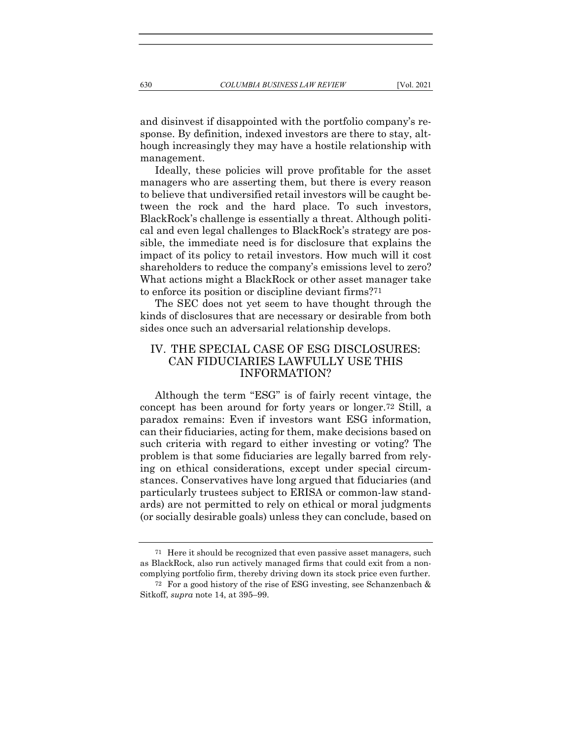and disinvest if disappointed with the portfolio company's response. By definition, indexed investors are there to stay, although increasingly they may have a hostile relationship with management.

Ideally, these policies will prove profitable for the asset managers who are asserting them, but there is every reason to believe that undiversified retail investors will be caught between the rock and the hard place. To such investors, BlackRock's challenge is essentially a threat. Although political and even legal challenges to BlackRock's strategy are possible, the immediate need is for disclosure that explains the impact of its policy to retail investors. How much will it cost shareholders to reduce the company's emissions level to zero? What actions might a BlackRock or other asset manager take to enforce its position or discipline deviant firms?[71]

The SEC does not yet seem to have thought through the kinds of disclosures that are necessary or desirable from both sides once such an adversarial relationship develops.

## IV. THE SPECIAL CASE OF ESG DISCLOSURES: CAN FIDUCIARIES LAWFULLY USE THIS INFORMATION?

Although the term "ESG" is of fairly recent vintage, the concept has been around for forty years or longer.[72] Still, a paradox remains: Even if investors want ESG information, can their fiduciaries, acting for them, make decisions based on such criteria with regard to either investing or voting? The problem is that some fiduciaries are legally barred from relying on ethical considerations, except under special circumstances. Conservatives have long argued that fiduciaries (and particularly trustees subject to ERISA or common-law standards) are not permitted to rely on ethical or moral judgments (or socially desirable goals) unless they can conclude, based on

---

[71] Here it should be recognized that even passive asset managers, such as BlackRock, also run actively managed firms that could exit from a noncomplying portfolio firm, thereby driving down its stock price even further.

[72] For a good history of the rise of ESG investing, see Schanzenbach & Sitkoff, *supra* note 14, at 395–99.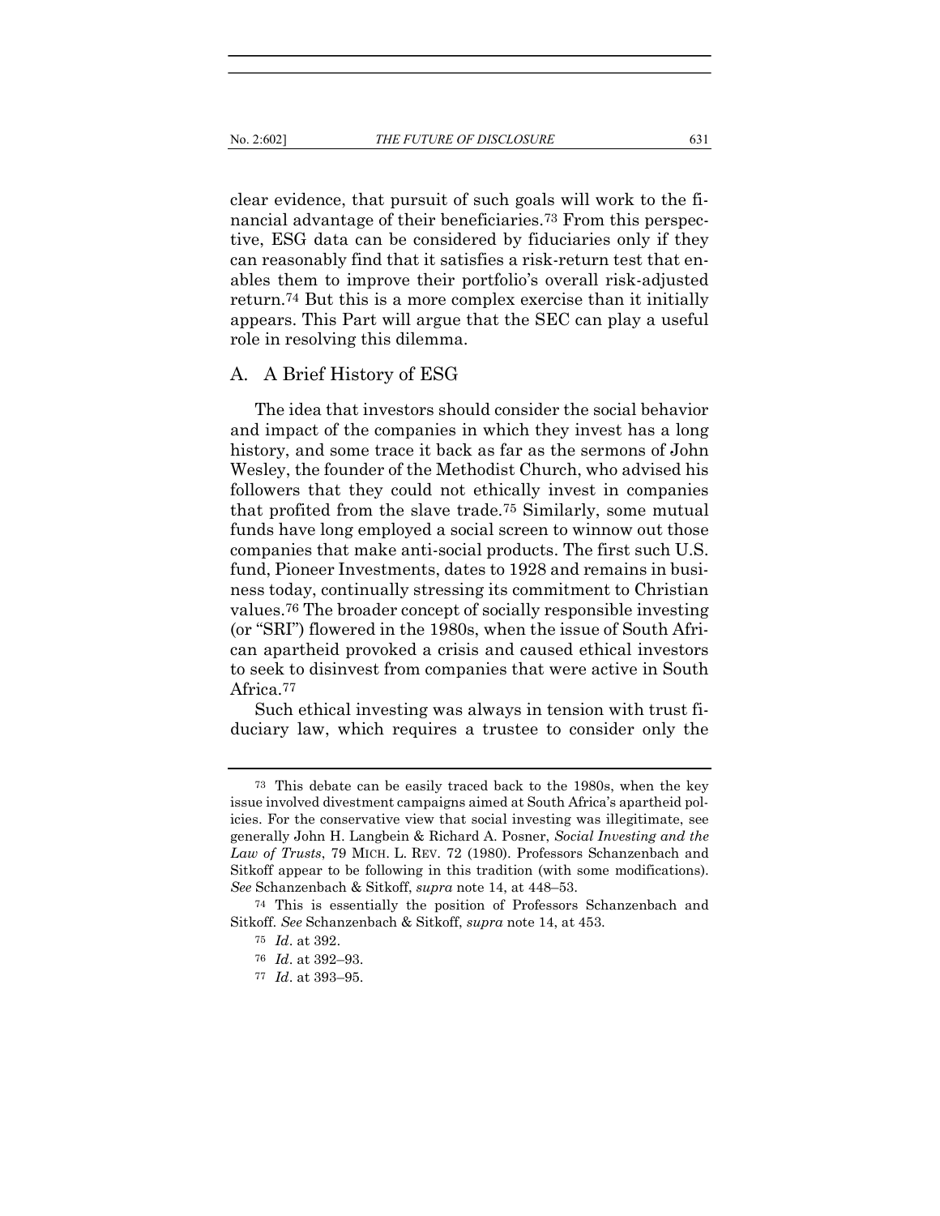clear evidence, that pursuit of such goals will work to the financial advantage of their beneficiaries.[73] From this perspective, ESG data can be considered by fiduciaries only if they can reasonably find that it satisfies a risk-return test that enables them to improve their portfolio's overall risk-adjusted return.[74] But this is a more complex exercise than it initially appears. This Part will argue that the SEC can play a useful role in resolving this dilemma.

## A. A Brief History of ESG

The idea that investors should consider the social behavior and impact of the companies in which they invest has a long history, and some trace it back as far as the sermons of John Wesley, the founder of the Methodist Church, who advised his followers that they could not ethically invest in companies that profited from the slave trade.[75] Similarly, some mutual funds have long employed a social screen to winnow out those companies that make anti-social products. The first such U.S. fund, Pioneer Investments, dates to 1928 and remains in business today, continually stressing its commitment to Christian values.[76] The broader concept of socially responsible investing (or "SRI") flowered in the 1980s, when the issue of South African apartheid provoked a crisis and caused ethical investors to seek to disinvest from companies that were active in South Africa.[77]

Such ethical investing was always in tension with trust fiduciary law, which requires a trustee to consider only the

---

[73] This debate can be easily traced back to the 1980s, when the key issue involved divestment campaigns aimed at South Africa's apartheid policies. For the conservative view that social investing was illegitimate, see generally John H. Langbein & Richard A. Posner, *Social Investing and the Law of Trusts*, 79 MICH. L. REV. 72 (1980). Professors Schanzenbach and Sitkoff appear to be following in this tradition (with some modifications). *See* Schanzenbach & Sitkoff, *supra* note 14, at 448–53.

[74] This is essentially the position of Professors Schanzenbach and Sitkoff. *See* Schanzenbach & Sitkoff, *supra* note 14, at 453.

[75] *Id*. at 392.

[76] *Id*. at 392–93.

[77] *Id*. at 393–95.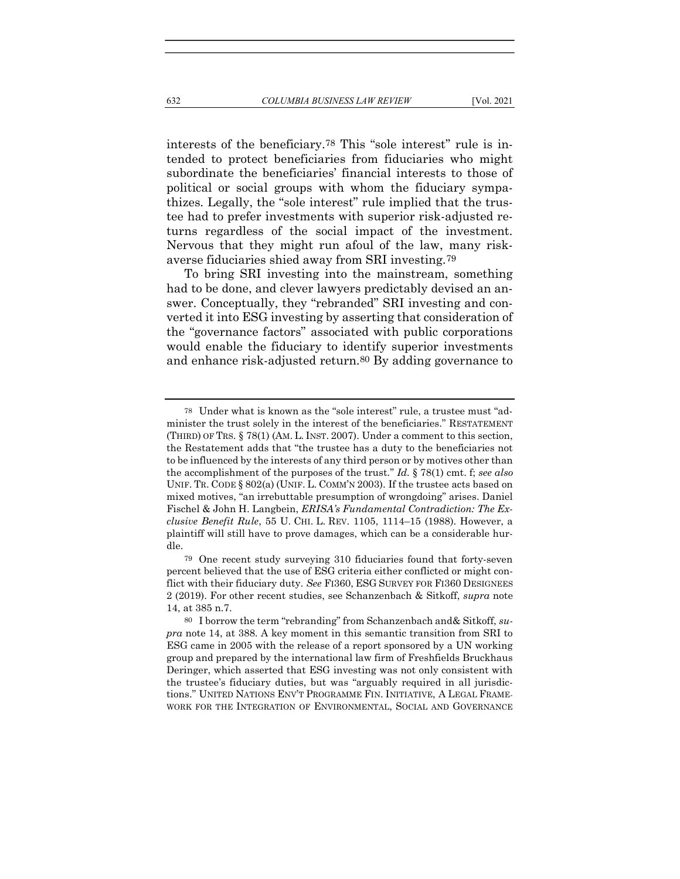interests of the beneficiary.[78] This "sole interest" rule is intended to protect beneficiaries from fiduciaries who might subordinate the beneficiaries' financial interests to those of political or social groups with whom the fiduciary sympathizes. Legally, the "sole interest" rule implied that the trustee had to prefer investments with superior risk-adjusted returns regardless of the social impact of the investment. Nervous that they might run afoul of the law, many risk-averse fiduciaries shied away from SRI investing.[79]

To bring SRI investing into the mainstream, something had to be done, and clever lawyers predictably devised an answer. Conceptually, they "rebranded" SRI investing and converted it into ESG investing by asserting that consideration of the "governance factors" associated with public corporations would enable the fiduciary to identify superior investments and enhance risk-adjusted return.[80] By adding governance to

---

[78] Under what is known as the "sole interest" rule, a trustee must "administer the trust solely in the interest of the beneficiaries." RESTATEMENT (THIRD) OF TRS. § 78(1) (AM. L. INST. 2007). Under a comment to this section, the Restatement adds that "the trustee has a duty to the beneficiaries not to be influenced by the interests of any third person or by motives other than the accomplishment of the purposes of the trust." *Id.* § 78(1) cmt. f; *see also* UNIF. TR. CODE § 802(a) (UNIF. L. COMM'N 2003). If the trustee acts based on mixed motives, "an irrebuttable presumption of wrongdoing" arises. Daniel Fischel & John H. Langbein, *ERISA's Fundamental Contradiction: The Exclusive Benefit Rule*, 55 U. CHI. L. REV. 1105, 1114–15 (1988). However, a plaintiff will still have to prove damages, which can be a considerable hurdle.

[79] One recent study surveying 310 fiduciaries found that forty-seven percent believed that the use of ESG criteria either conflicted or might conflict with their fiduciary duty. *See* FI360, ESG SURVEY FOR FI360 DESIGNEES 2 (2019). For other recent studies, see Schanzenbach & Sitkoff, *supra* note 14, at 385 n.7.

[80] I borrow the term "rebranding" from Schanzenbach and& Sitkoff, *supra* note 14, at 388. A key moment in this semantic transition from SRI to ESG came in 2005 with the release of a report sponsored by a UN working group and prepared by the international law firm of Freshfields Bruckhaus Deringer, which asserted that ESG investing was not only consistent with the trustee's fiduciary duties, but was "arguably required in all jurisdictions." UNITED NATIONS ENV'T PROGRAMME FIN. INITIATIVE, A LEGAL FRAMEWORK FOR THE INTEGRATION OF ENVIRONMENTAL, SOCIAL AND GOVERNANCE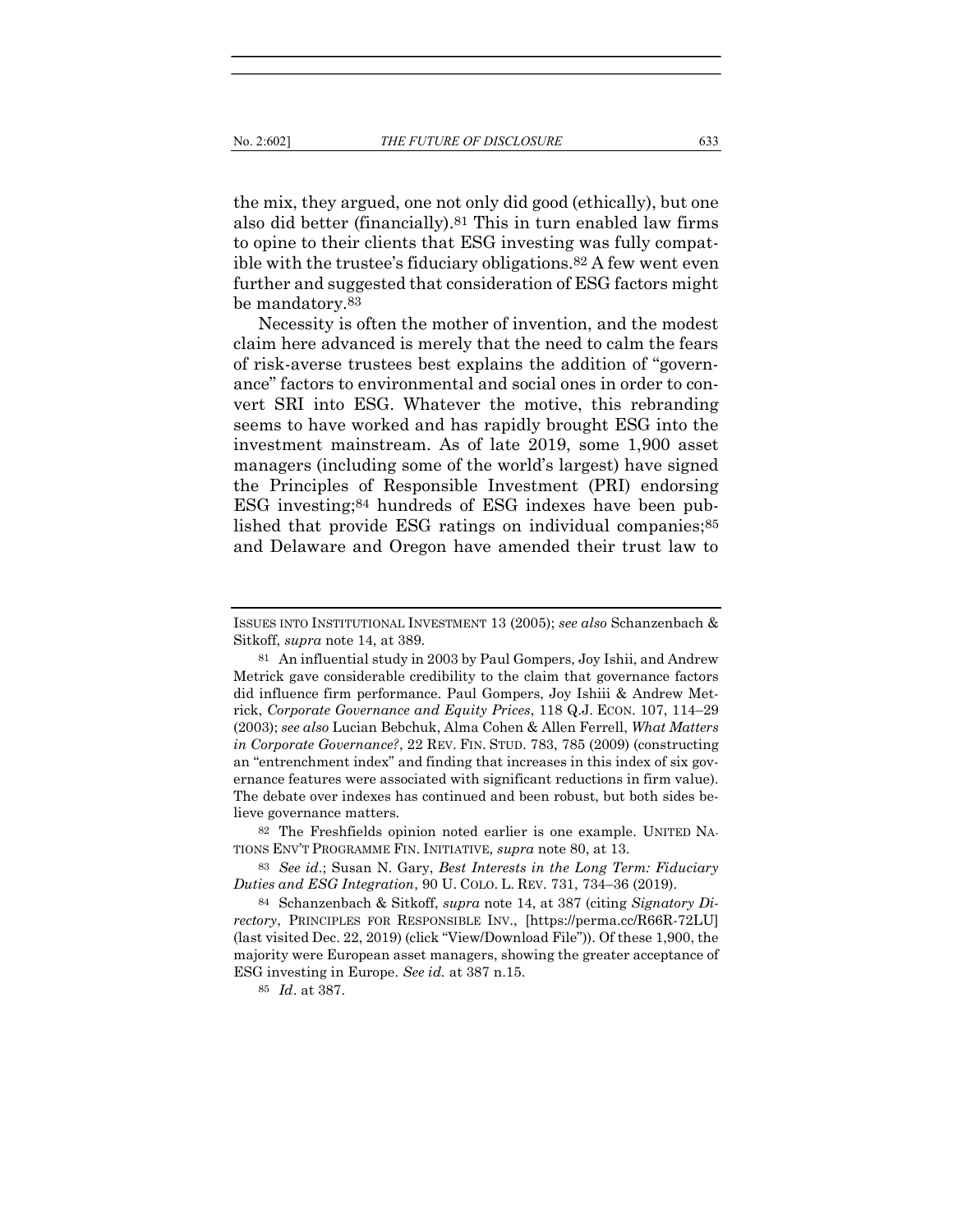the mix, they argued, one not only did good (ethically), but one also did better (financially).[81] This in turn enabled law firms to opine to their clients that ESG investing was fully compatible with the trustee's fiduciary obligations.[82] A few went even further and suggested that consideration of ESG factors might be mandatory.[83]

Necessity is often the mother of invention, and the modest claim here advanced is merely that the need to calm the fears of risk-averse trustees best explains the addition of "governance" factors to environmental and social ones in order to convert SRI into ESG. Whatever the motive, this rebranding seems to have worked and has rapidly brought ESG into the investment mainstream. As of late 2019, some 1,900 asset managers (including some of the world's largest) have signed the Principles of Responsible Investment (PRI) endorsing ESG investing;[84] hundreds of ESG indexes have been published that provide ESG ratings on individual companies;[85] and Delaware and Oregon have amended their trust law to

---

ISSUES INTO INSTITUTIONAL INVESTMENT 13 (2005); *see also* Schanzenbach & Sitkoff, *supra* note 14, at 389.

81 An influential study in 2003 by Paul Gompers, Joy Ishii, and Andrew Metrick gave considerable credibility to the claim that governance factors did influence firm performance. Paul Gompers, Joy Ishiii & Andrew Metrick, *Corporate Governance and Equity Prices*, 118 Q.J. ECON. 107, 114–29 (2003); *see also* Lucian Bebchuk, Alma Cohen & Allen Ferrell, *What Matters in Corporate Governance?*, 22 REV. FIN. STUD. 783, 785 (2009) (constructing an "entrenchment index" and finding that increases in this index of six governance features were associated with significant reductions in firm value). The debate over indexes has continued and been robust, but both sides believe governance matters.

82 The Freshfields opinion noted earlier is one example. UNITED NATIONS ENV'T PROGRAMME FIN. INITIATIVE, *supra* note 80, at 13.

83 *See id*.; Susan N. Gary, *Best Interests in the Long Term: Fiduciary Duties and ESG Integration*, 90 U. COLO. L. REV. 731, 734–36 (2019).

84 Schanzenbach & Sitkoff, *supra* note 14, at 387 (citing *Signatory Directory*, PRINCIPLES FOR RESPONSIBLE INV., [https://perma.cc/R66R-72LU] (last visited Dec. 22, 2019) (click "View/Download File")). Of these 1,900, the majority were European asset managers, showing the greater acceptance of ESG investing in Europe. *See id.* at 387 n.15.

85 *Id*. at 387.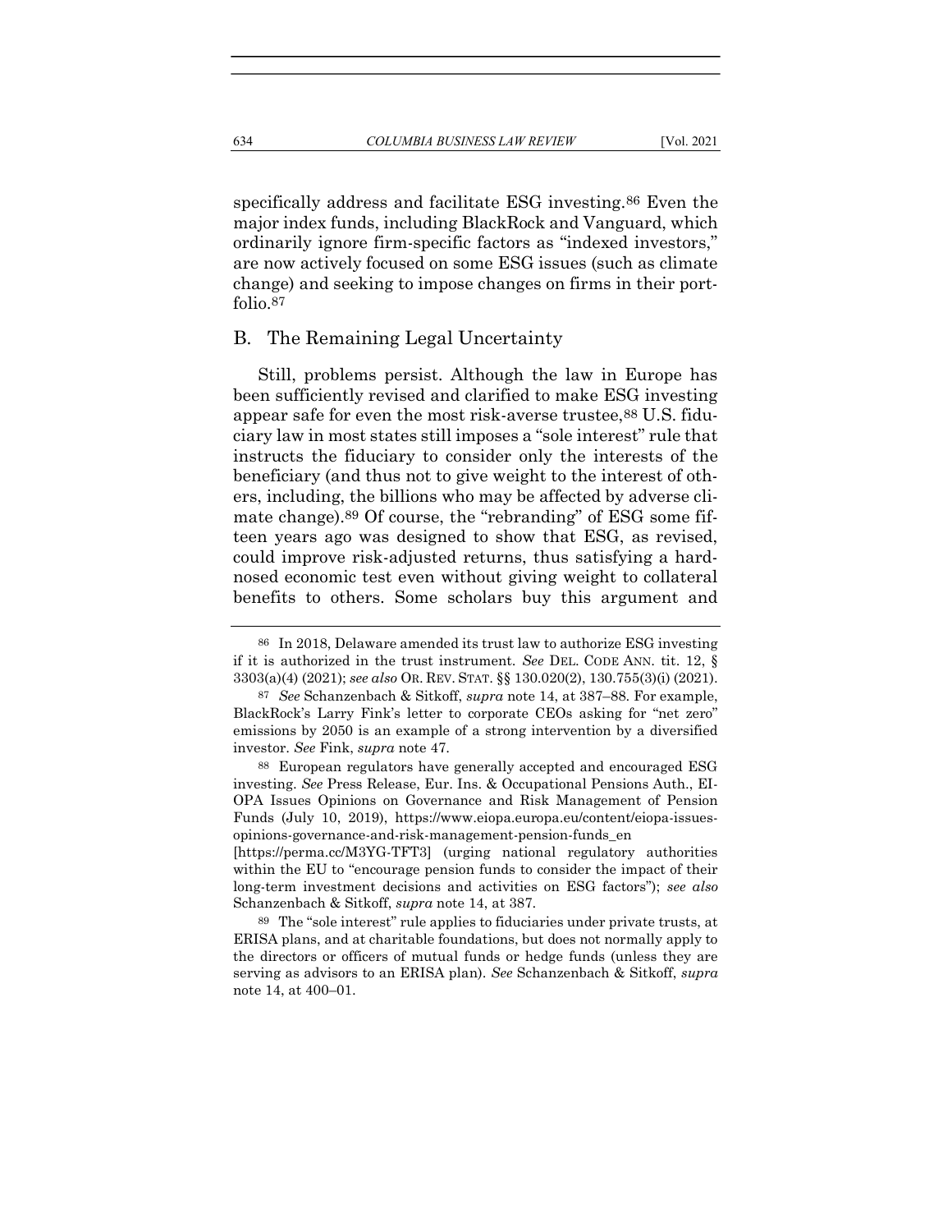specifically address and facilitate ESG investing.[86] Even the major index funds, including BlackRock and Vanguard, which ordinarily ignore firm-specific factors as "indexed investors," are now actively focused on some ESG issues (such as climate change) and seeking to impose changes on firms in their portfolio.[87]

## B. The Remaining Legal Uncertainty

Still, problems persist. Although the law in Europe has been sufficiently revised and clarified to make ESG investing appear safe for even the most risk-averse trustee,[88] U.S. fiduciary law in most states still imposes a "sole interest" rule that instructs the fiduciary to consider only the interests of the beneficiary (and thus not to give weight to the interest of others, including, the billions who may be affected by adverse climate change).[89] Of course, the "rebranding" of ESG some fifteen years ago was designed to show that ESG, as revised, could improve risk-adjusted returns, thus satisfying a hard-nosed economic test even without giving weight to collateral benefits to others. Some scholars buy this argument and

---

[86] In 2018, Delaware amended its trust law to authorize ESG investing if it is authorized in the trust instrument. *See* DEL. CODE ANN. tit. 12, § 3303(a)(4) (2021); *see also* OR. REV. STAT. §§ 130.020(2), 130.755(3)(i) (2021).

[87] *See* Schanzenbach & Sitkoff, *supra* note 14, at 387–88. For example, BlackRock's Larry Fink's letter to corporate CEOs asking for "net zero" emissions by 2050 is an example of a strong intervention by a diversified investor. *See* Fink, *supra* note 47.

[88] European regulators have generally accepted and encouraged ESG investing. *See* Press Release, Eur. Ins. & Occupational Pensions Auth., EIOPA Issues Opinions on Governance and Risk Management of Pension Funds (July 10, 2019), https://www.eiopa.europa.eu/content/eiopa-issues-opinions-governance-and-risk-management-pension-funds_en [https://perma.cc/M3YG-TFT3] (urging national regulatory authorities within the EU to "encourage pension funds to consider the impact of their long-term investment decisions and activities on ESG factors"); *see also* Schanzenbach & Sitkoff, *supra* note 14, at 387.

[89] The "sole interest" rule applies to fiduciaries under private trusts, at ERISA plans, and at charitable foundations, but does not normally apply to the directors or officers of mutual funds or hedge funds (unless they are serving as advisors to an ERISA plan). *See* Schanzenbach & Sitkoff, *supra* note 14, at 400–01.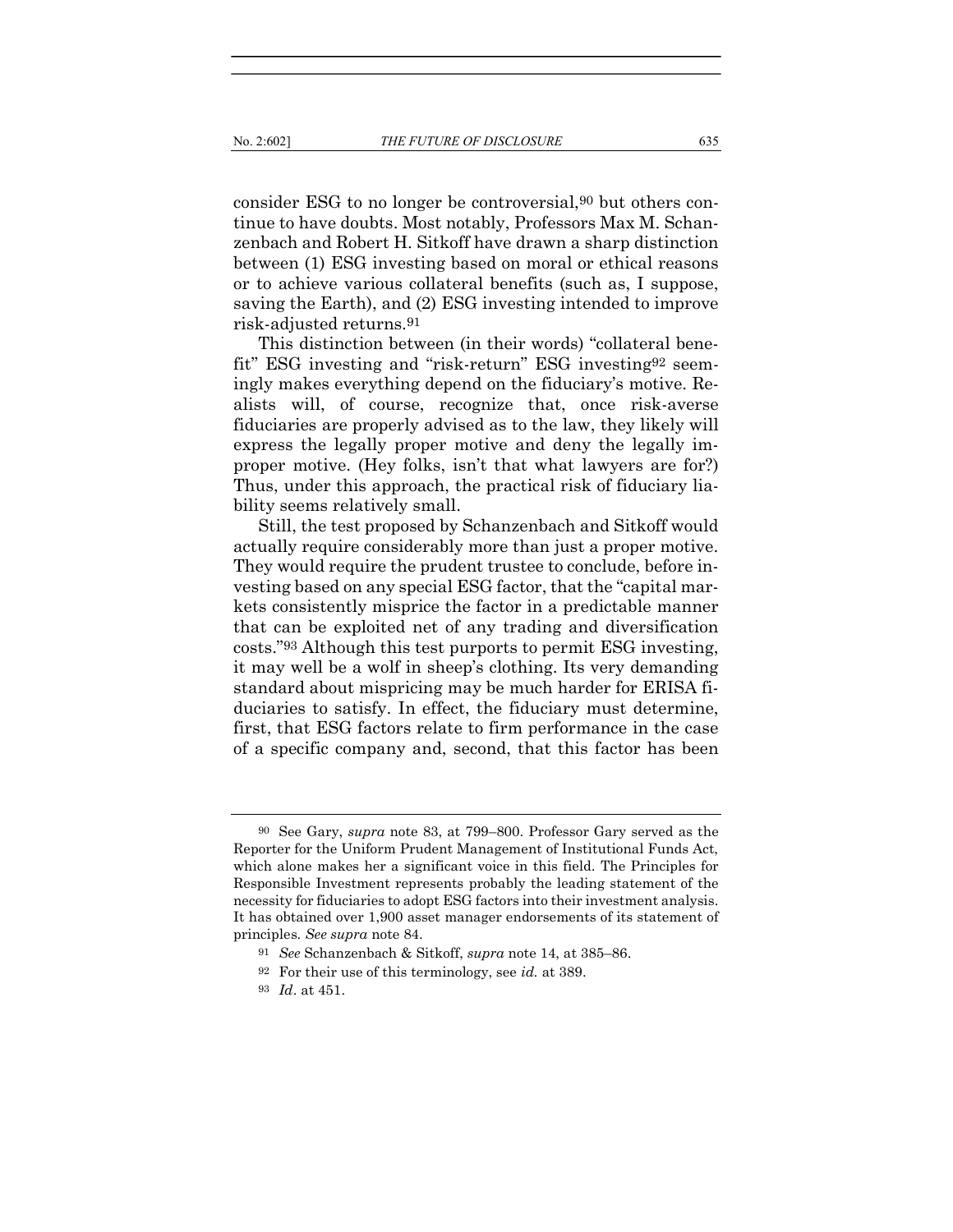consider ESG to no longer be controversial,[90] but others continue to have doubts. Most notably, Professors Max M. Schanzenbach and Robert H. Sitkoff have drawn a sharp distinction between (1) ESG investing based on moral or ethical reasons or to achieve various collateral benefits (such as, I suppose, saving the Earth), and (2) ESG investing intended to improve risk-adjusted returns.[91]

This distinction between (in their words) "collateral benefit" ESG investing and "risk-return" ESG investing[92] seemingly makes everything depend on the fiduciary's motive. Realists will, of course, recognize that, once risk-averse fiduciaries are properly advised as to the law, they likely will express the legally proper motive and deny the legally improper motive. (Hey folks, isn't that what lawyers are for?) Thus, under this approach, the practical risk of fiduciary liability seems relatively small.

Still, the test proposed by Schanzenbach and Sitkoff would actually require considerably more than just a proper motive. They would require the prudent trustee to conclude, before investing based on any special ESG factor, that the "capital markets consistently misprice the factor in a predictable manner that can be exploited net of any trading and diversification costs."[93] Although this test purports to permit ESG investing, it may well be a wolf in sheep's clothing. Its very demanding standard about mispricing may be much harder for ERISA fiduciaries to satisfy. In effect, the fiduciary must determine, first, that ESG factors relate to firm performance in the case of a specific company and, second, that this factor has been

---

[90] See Gary, *supra* note 83, at 799–800. Professor Gary served as the Reporter for the Uniform Prudent Management of Institutional Funds Act, which alone makes her a significant voice in this field. The Principles for Responsible Investment represents probably the leading statement of the necessity for fiduciaries to adopt ESG factors into their investment analysis. It has obtained over 1,900 asset manager endorsements of its statement of principles. *See supra* note 84.

[91] *See* Schanzenbach & Sitkoff, *supra* note 14, at 385–86.

[92] For their use of this terminology, see *id.* at 389.

[93] *Id*. at 451.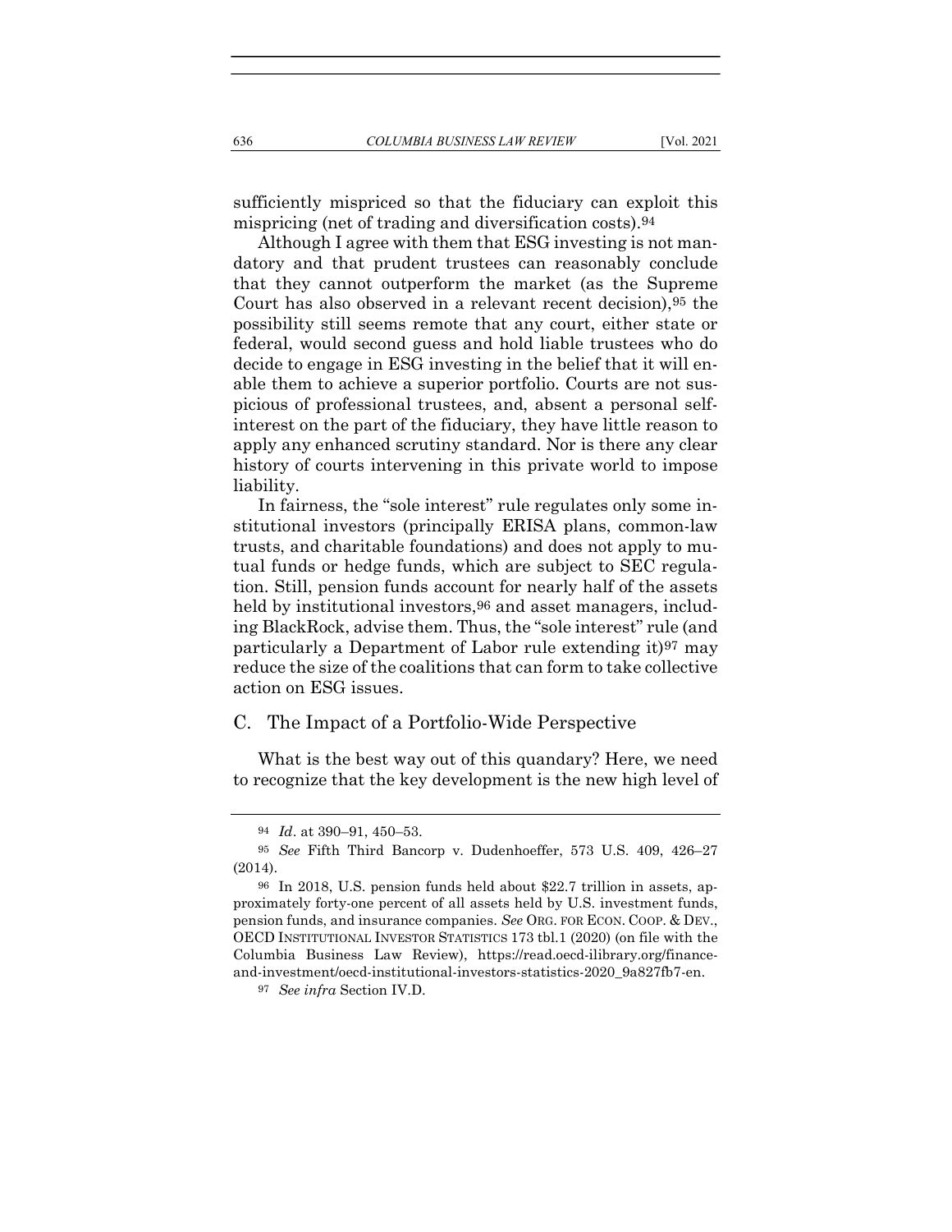sufficiently mispriced so that the fiduciary can exploit this mispricing (net of trading and diversification costs).[94]

Although I agree with them that ESG investing is not mandatory and that prudent trustees can reasonably conclude that they cannot outperform the market (as the Supreme Court has also observed in a relevant recent decision),[95] the possibility still seems remote that any court, either state or federal, would second guess and hold liable trustees who do decide to engage in ESG investing in the belief that it will enable them to achieve a superior portfolio. Courts are not suspicious of professional trustees, and, absent a personal self-interest on the part of the fiduciary, they have little reason to apply any enhanced scrutiny standard. Nor is there any clear history of courts intervening in this private world to impose liability.

In fairness, the "sole interest" rule regulates only some institutional investors (principally ERISA plans, common-law trusts, and charitable foundations) and does not apply to mutual funds or hedge funds, which are subject to SEC regulation. Still, pension funds account for nearly half of the assets held by institutional investors,[96] and asset managers, including BlackRock, advise them. Thus, the "sole interest" rule (and particularly a Department of Labor rule extending it)[97] may reduce the size of the coalitions that can form to take collective action on ESG issues.

## C. The Impact of a Portfolio-Wide Perspective

What is the best way out of this quandary? Here, we need to recognize that the key development is the new high level of

---

[94] *Id*. at 390–91, 450–53.

[95] *See* Fifth Third Bancorp v. Dudenhoeffer, 573 U.S. 409, 426–27 (2014).

[96] In 2018, U.S. pension funds held about $22.7 trillion in assets, approximately forty-one percent of all assets held by U.S. investment funds, pension funds, and insurance companies. *See* ORG. FOR ECON. COOP. & DEV., OECD INSTITUTIONAL INVESTOR STATISTICS 173 tbl.1 (2020) (on file with the Columbia Business Law Review), https://read.oecd-ilibrary.org/finance-and-investment/oecd-institutional-investors-statistics-2020_9a827fb7-en.

[97] *See infra* Section IV.D.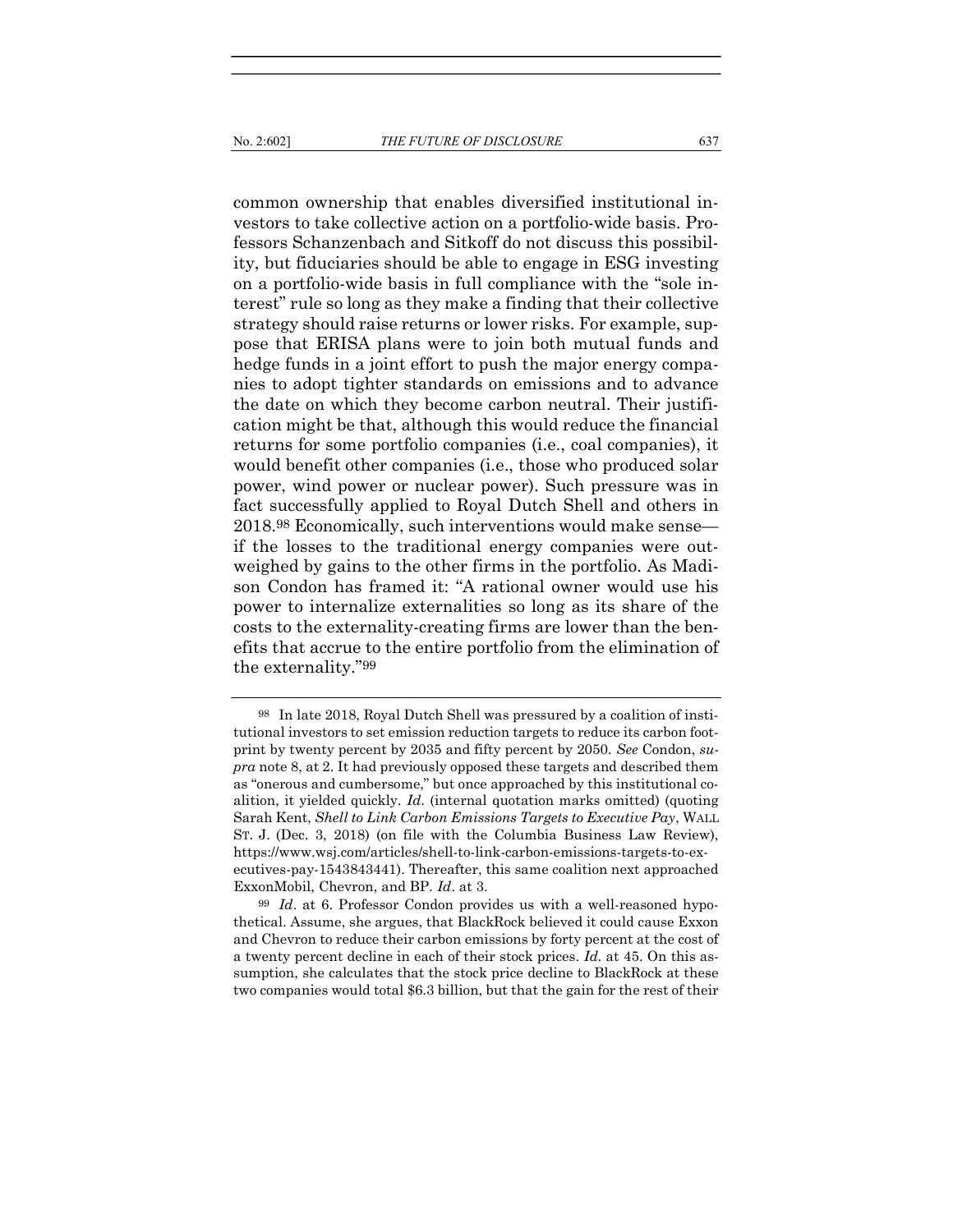common ownership that enables diversified institutional investors to take collective action on a portfolio-wide basis. Professors Schanzenbach and Sitkoff do not discuss this possibility, but fiduciaries should be able to engage in ESG investing on a portfolio-wide basis in full compliance with the "sole interest" rule so long as they make a finding that their collective strategy should raise returns or lower risks. For example, suppose that ERISA plans were to join both mutual funds and hedge funds in a joint effort to push the major energy companies to adopt tighter standards on emissions and to advance the date on which they become carbon neutral. Their justification might be that, although this would reduce the financial returns for some portfolio companies (i.e., coal companies), it would benefit other companies (i.e., those who produced solar power, wind power or nuclear power). Such pressure was in fact successfully applied to Royal Dutch Shell and others in 2018.[98] Economically, such interventions would make sense—if the losses to the traditional energy companies were outweighed by gains to the other firms in the portfolio. As Madison Condon has framed it: "A rational owner would use his power to internalize externalities so long as its share of the costs to the externality-creating firms are lower than the benefits that accrue to the entire portfolio from the elimination of the externality."[99]

---

[98] In late 2018, Royal Dutch Shell was pressured by a coalition of institutional investors to set emission reduction targets to reduce its carbon footprint by twenty percent by 2035 and fifty percent by 2050. *See* Condon, *supra* note 8, at 2. It had previously opposed these targets and described them as "onerous and cumbersome," but once approached by this institutional coalition, it yielded quickly. *Id*. (internal quotation marks omitted) (quoting Sarah Kent, *Shell to Link Carbon Emissions Targets to Executive Pay*, WALL ST. J. (Dec. 3, 2018) (on file with the Columbia Business Law Review), https://www.wsj.com/articles/shell-to-link-carbon-emissions-targets-to-executives-pay-1543843441). Thereafter, this same coalition next approached ExxonMobil, Chevron, and BP. *Id*. at 3.

[99] *Id*. at 6. Professor Condon provides us with a well-reasoned hypothetical. Assume, she argues, that BlackRock believed it could cause Exxon and Chevron to reduce their carbon emissions by forty percent at the cost of a twenty percent decline in each of their stock prices. *Id.* at 45. On this assumption, she calculates that the stock price decline to BlackRock at these two companies would total $6.3 billion, but that the gain for the rest of their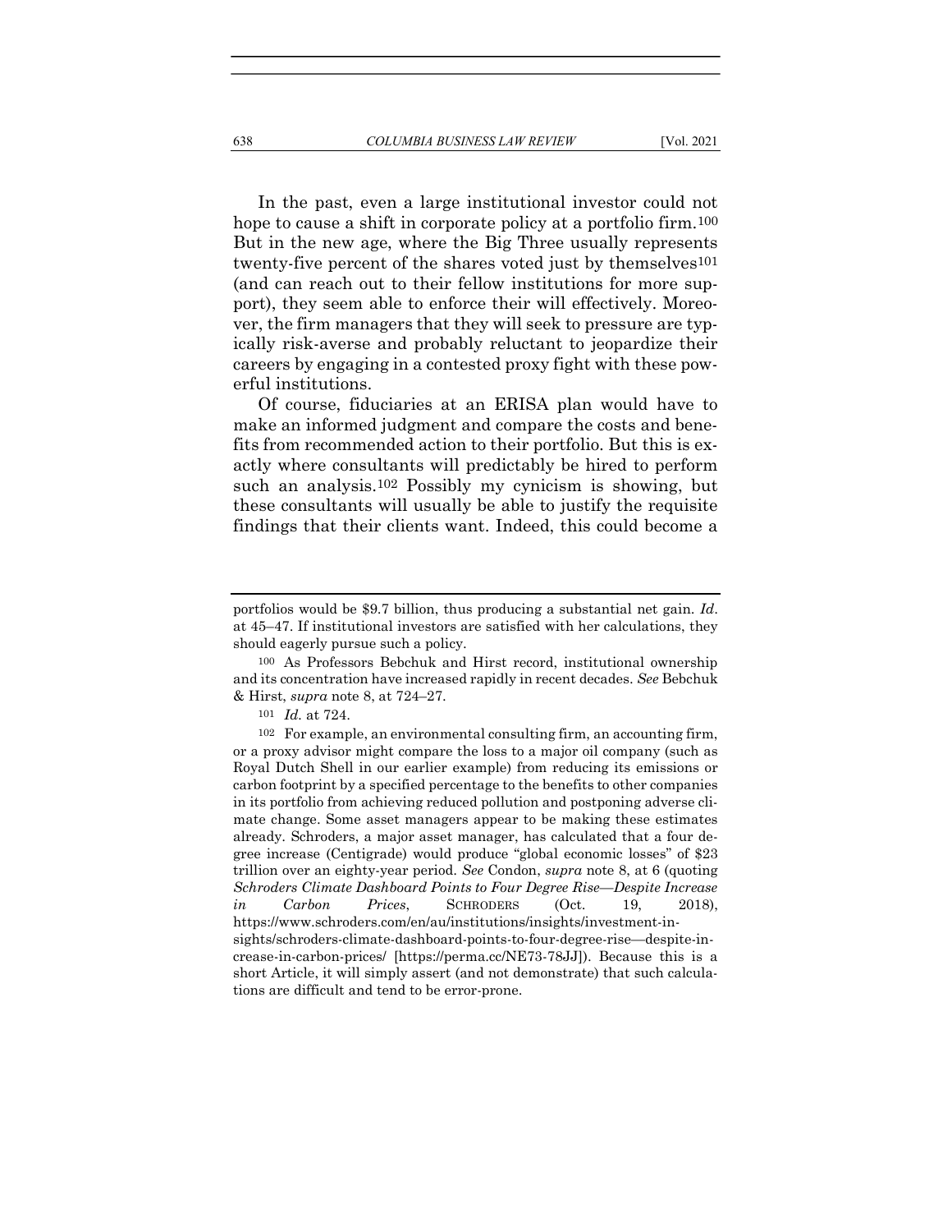In the past, even a large institutional investor could not hope to cause a shift in corporate policy at a portfolio firm.[100] But in the new age, where the Big Three usually represents twenty-five percent of the shares voted just by themselves[101] (and can reach out to their fellow institutions for more support), they seem able to enforce their will effectively. Moreover, the firm managers that they will seek to pressure are typically risk-averse and probably reluctant to jeopardize their careers by engaging in a contested proxy fight with these powerful institutions.

Of course, fiduciaries at an ERISA plan would have to make an informed judgment and compare the costs and benefits from recommended action to their portfolio. But this is exactly where consultants will predictably be hired to perform such an analysis.[102] Possibly my cynicism is showing, but these consultants will usually be able to justify the requisite findings that their clients want. Indeed, this could become a

---

portfolios would be $9.7 billion, thus producing a substantial net gain. *Id*. at 45–47. If institutional investors are satisfied with her calculations, they should eagerly pursue such a policy.

[100] As Professors Bebchuk and Hirst record, institutional ownership and its concentration have increased rapidly in recent decades. *See* Bebchuk & Hirst, *supra* note 8, at 724–27.

[101] *Id.* at 724.

[102] For example, an environmental consulting firm, an accounting firm, or a proxy advisor might compare the loss to a major oil company (such as Royal Dutch Shell in our earlier example) from reducing its emissions or carbon footprint by a specified percentage to the benefits to other companies in its portfolio from achieving reduced pollution and postponing adverse climate change. Some asset managers appear to be making these estimates already. Schroders, a major asset manager, has calculated that a four degree increase (Centigrade) would produce "global economic losses" of $23 trillion over an eighty-year period. *See* Condon, *supra* note 8, at 6 (quoting *Schroders Climate Dashboard Points to Four Degree Rise—Despite Increase in Carbon Prices*, SCHRODERS (Oct. 19, 2018), https://www.schroders.com/en/au/institutions/insights/investment-insights/schroders-climate-dashboard-points-to-four-degree-rise—despite-increase-in-carbon-prices/ [https://perma.cc/NE73-78JJ]). Because this is a short Article, it will simply assert (and not demonstrate) that such calculations are difficult and tend to be error-prone.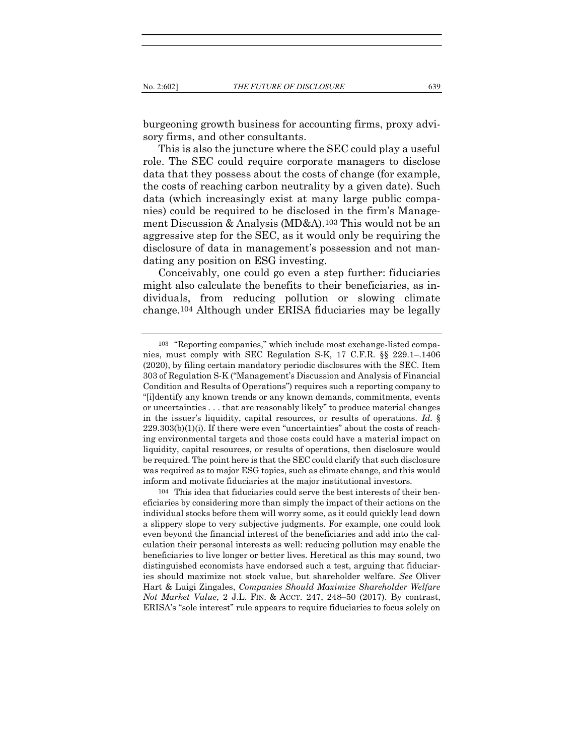burgeoning growth business for accounting firms, proxy advisory firms, and other consultants.

This is also the juncture where the SEC could play a useful role. The SEC could require corporate managers to disclose data that they possess about the costs of change (for example, the costs of reaching carbon neutrality by a given date). Such data (which increasingly exist at many large public companies) could be required to be disclosed in the firm's Management Discussion & Analysis (MD&A).[103] This would not be an aggressive step for the SEC, as it would only be requiring the disclosure of data in management's possession and not mandating any position on ESG investing.

Conceivably, one could go even a step further: fiduciaries might also calculate the benefits to their beneficiaries, as individuals, from reducing pollution or slowing climate change.[104] Although under ERISA fiduciaries may be legally

---

[103] "Reporting companies," which include most exchange-listed companies, must comply with SEC Regulation S-K, 17 C.F.R. §§ 229.1–.1406 (2020), by filing certain mandatory periodic disclosures with the SEC. Item 303 of Regulation S-K ("Management's Discussion and Analysis of Financial Condition and Results of Operations") requires such a reporting company to "[i]dentify any known trends or any known demands, commitments, events or uncertainties . . . that are reasonably likely" to produce material changes in the issuer's liquidity, capital resources, or results of operations. *Id.* § 229.303(b)(1)(i). If there were even "uncertainties" about the costs of reaching environmental targets and those costs could have a material impact on liquidity, capital resources, or results of operations, then disclosure would be required. The point here is that the SEC could clarify that such disclosure was required as to major ESG topics, such as climate change, and this would inform and motivate fiduciaries at the major institutional investors.

[104] This idea that fiduciaries could serve the best interests of their beneficiaries by considering more than simply the impact of their actions on the individual stocks before them will worry some, as it could quickly lead down a slippery slope to very subjective judgments. For example, one could look even beyond the financial interest of the beneficiaries and add into the calculation their personal interests as well: reducing pollution may enable the beneficiaries to live longer or better lives. Heretical as this may sound, two distinguished economists have endorsed such a test, arguing that fiduciaries should maximize not stock value, but shareholder welfare. *See* Oliver Hart & Luigi Zingales, *Companies Should Maximize Shareholder Welfare Not Market Value*, 2 J.L. FIN. & ACCT. 247, 248–50 (2017). By contrast, ERISA's "sole interest" rule appears to require fiduciaries to focus solely on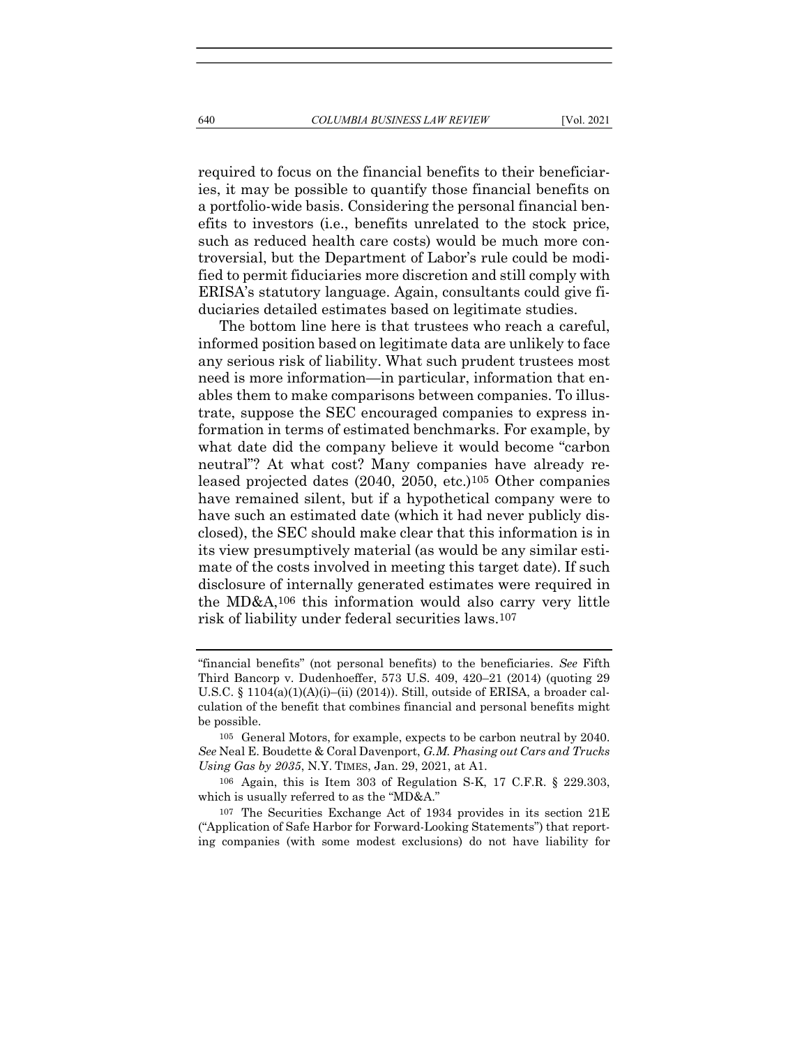required to focus on the financial benefits to their beneficiaries, it may be possible to quantify those financial benefits on a portfolio-wide basis. Considering the personal financial benefits to investors (i.e., benefits unrelated to the stock price, such as reduced health care costs) would be much more controversial, but the Department of Labor's rule could be modified to permit fiduciaries more discretion and still comply with ERISA's statutory language. Again, consultants could give fiduciaries detailed estimates based on legitimate studies.

The bottom line here is that trustees who reach a careful, informed position based on legitimate data are unlikely to face any serious risk of liability. What such prudent trustees most need is more information—in particular, information that enables them to make comparisons between companies. To illustrate, suppose the SEC encouraged companies to express information in terms of estimated benchmarks. For example, by what date did the company believe it would become "carbon neutral"? At what cost? Many companies have already released projected dates (2040, 2050, etc.)[105] Other companies have remained silent, but if a hypothetical company were to have such an estimated date (which it had never publicly disclosed), the SEC should make clear that this information is in its view presumptively material (as would be any similar estimate of the costs involved in meeting this target date). If such disclosure of internally generated estimates were required in the MD&A,[106] this information would also carry very little risk of liability under federal securities laws.[107]

---

"financial benefits" (not personal benefits) to the beneficiaries. *See* Fifth Third Bancorp v. Dudenhoeffer, 573 U.S. 409, 420–21 (2014) (quoting 29 U.S.C. § 1104(a)(1)(A)(i)–(ii) (2014)). Still, outside of ERISA, a broader calculation of the benefit that combines financial and personal benefits might be possible.

[105] General Motors, for example, expects to be carbon neutral by 2040. *See* Neal E. Boudette & Coral Davenport, *G.M. Phasing out Cars and Trucks Using Gas by 2035*, N.Y. TIMES, Jan. 29, 2021, at A1.

[106] Again, this is Item 303 of Regulation S-K, 17 C.F.R. § 229.303, which is usually referred to as the "MD&A."

[107] The Securities Exchange Act of 1934 provides in its section 21E ("Application of Safe Harbor for Forward-Looking Statements") that reporting companies (with some modest exclusions) do not have liability for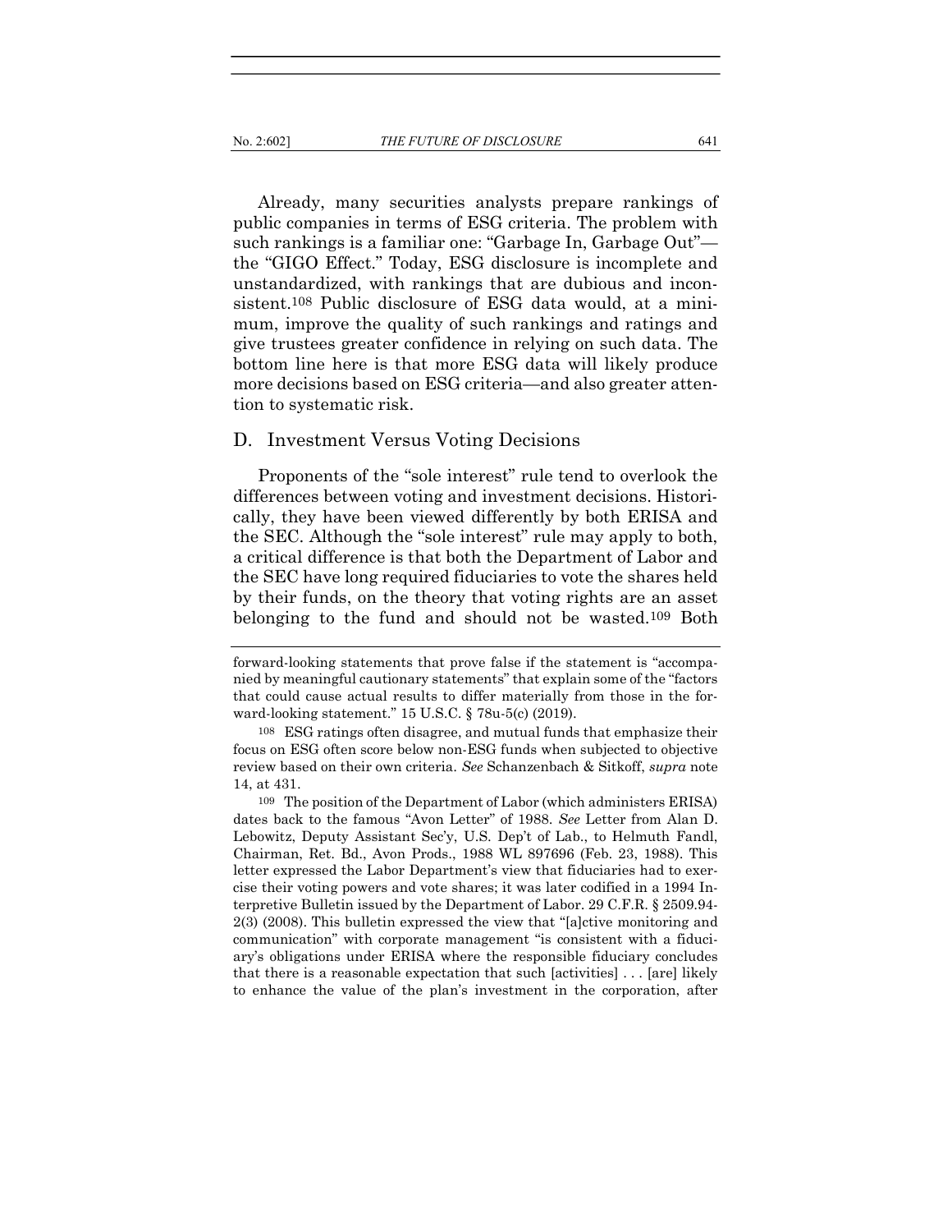Already, many securities analysts prepare rankings of public companies in terms of ESG criteria. The problem with such rankings is a familiar one: "Garbage In, Garbage Out"—the "GIGO Effect." Today, ESG disclosure is incomplete and unstandardized, with rankings that are dubious and inconsistent.[108] Public disclosure of ESG data would, at a minimum, improve the quality of such rankings and ratings and give trustees greater confidence in relying on such data. The bottom line here is that more ESG data will likely produce more decisions based on ESG criteria—and also greater attention to systematic risk.

## D. Investment Versus Voting Decisions

Proponents of the "sole interest" rule tend to overlook the differences between voting and investment decisions. Historically, they have been viewed differently by both ERISA and the SEC. Although the "sole interest" rule may apply to both, a critical difference is that both the Department of Labor and the SEC have long required fiduciaries to vote the shares held by their funds, on the theory that voting rights are an asset belonging to the fund and should not be wasted.[109] Both

---

forward-looking statements that prove false if the statement is "accompanied by meaningful cautionary statements" that explain some of the "factors that could cause actual results to differ materially from those in the forward-looking statement." 15 U.S.C. § 78u-5(c) (2019).

[108] ESG ratings often disagree, and mutual funds that emphasize their focus on ESG often score below non-ESG funds when subjected to objective review based on their own criteria. *See* Schanzenbach & Sitkoff, *supra* note 14, at 431.

[109] The position of the Department of Labor (which administers ERISA) dates back to the famous "Avon Letter" of 1988. *See* Letter from Alan D. Lebowitz, Deputy Assistant Sec'y, U.S. Dep't of Lab., to Helmuth Fandl, Chairman, Ret. Bd., Avon Prods., 1988 WL 897696 (Feb. 23, 1988). This letter expressed the Labor Department's view that fiduciaries had to exercise their voting powers and vote shares; it was later codified in a 1994 Interpretive Bulletin issued by the Department of Labor. 29 C.F.R. § 2509.94-2(3) (2008). This bulletin expressed the view that "[a]ctive monitoring and communication" with corporate management "is consistent with a fiduciary's obligations under ERISA where the responsible fiduciary concludes that there is a reasonable expectation that such [activities] . . . [are] likely to enhance the value of the plan's investment in the corporation, after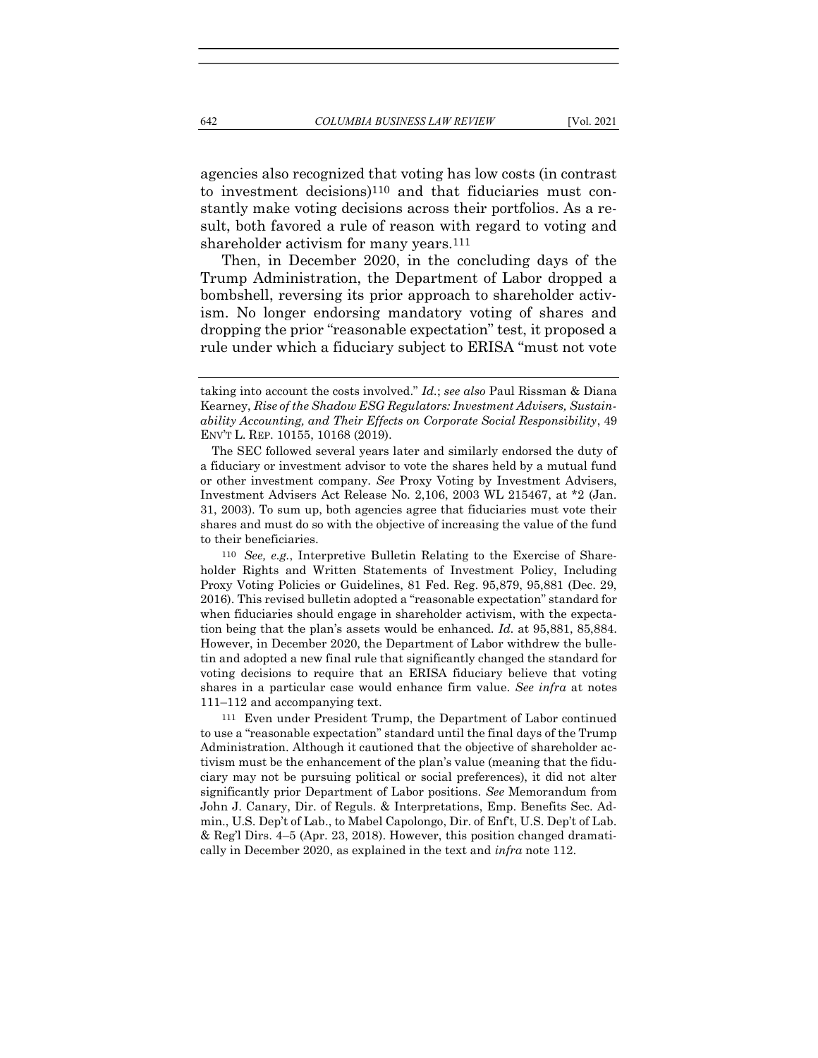agencies also recognized that voting has low costs (in contrast to investment decisions)[110] and that fiduciaries must constantly make voting decisions across their portfolios. As a result, both favored a rule of reason with regard to voting and shareholder activism for many years.[111]

Then, in December 2020, in the concluding days of the Trump Administration, the Department of Labor dropped a bombshell, reversing its prior approach to shareholder activism. No longer endorsing mandatory voting of shares and dropping the prior "reasonable expectation" test, it proposed a rule under which a fiduciary subject to ERISA "must not vote

---

taking into account the costs involved." *Id.*; *see also* Paul Rissman & Diana Kearney, *Rise of the Shadow ESG Regulators: Investment Advisers, Sustainability Accounting, and Their Effects on Corporate Social Responsibility*, 49 ENV'T L. REP. 10155, 10168 (2019).

The SEC followed several years later and similarly endorsed the duty of a fiduciary or investment advisor to vote the shares held by a mutual fund or other investment company. *See* Proxy Voting by Investment Advisers, Investment Advisers Act Release No. 2,106, 2003 WL 215467, at *2 (Jan. 31, 2003). To sum up, both agencies agree that fiduciaries must vote their shares and must do so with the objective of increasing the value of the fund to their beneficiaries.

[110] *See, e.g.*, Interpretive Bulletin Relating to the Exercise of Shareholder Rights and Written Statements of Investment Policy, Including Proxy Voting Policies or Guidelines, 81 Fed. Reg. 95,879, 95,881 (Dec. 29, 2016). This revised bulletin adopted a "reasonable expectation" standard for when fiduciaries should engage in shareholder activism, with the expectation being that the plan's assets would be enhanced. *Id.* at 95,881, 85,884. However, in December 2020, the Department of Labor withdrew the bulletin and adopted a new final rule that significantly changed the standard for voting decisions to require that an ERISA fiduciary believe that voting shares in a particular case would enhance firm value. *See infra* at notes 111–112 and accompanying text.

[111] Even under President Trump, the Department of Labor continued to use a "reasonable expectation" standard until the final days of the Trump Administration. Although it cautioned that the objective of shareholder activism must be the enhancement of the plan's value (meaning that the fiduciary may not be pursuing political or social preferences), it did not alter significantly prior Department of Labor positions. *See* Memorandum from John J. Canary, Dir. of Reguls. & Interpretations, Emp. Benefits Sec. Admin., U.S. Dep't of Lab., to Mabel Capolongo, Dir. of Enf't, U.S. Dep't of Lab. & Reg'l Dirs. 4–5 (Apr. 23, 2018). However, this position changed dramatically in December 2020, as explained in the text and *infra* note 112.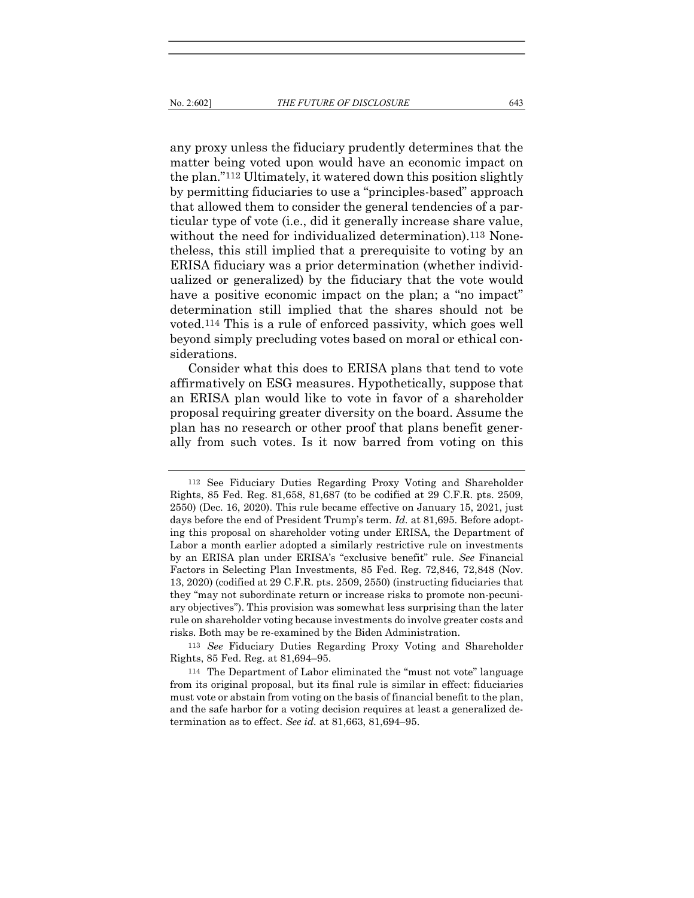any proxy unless the fiduciary prudently determines that the matter being voted upon would have an economic impact on the plan."[112] Ultimately, it watered down this position slightly by permitting fiduciaries to use a "principles-based" approach that allowed them to consider the general tendencies of a particular type of vote (i.e., did it generally increase share value, without the need for individualized determination).[113] Nonetheless, this still implied that a prerequisite to voting by an ERISA fiduciary was a prior determination (whether individualized or generalized) by the fiduciary that the vote would have a positive economic impact on the plan; a "no impact" determination still implied that the shares should not be voted.[114] This is a rule of enforced passivity, which goes well beyond simply precluding votes based on moral or ethical considerations.

Consider what this does to ERISA plans that tend to vote affirmatively on ESG measures. Hypothetically, suppose that an ERISA plan would like to vote in favor of a shareholder proposal requiring greater diversity on the board. Assume the plan has no research or other proof that plans benefit generally from such votes. Is it now barred from voting on this

---

[112] See Fiduciary Duties Regarding Proxy Voting and Shareholder Rights, 85 Fed. Reg. 81,658, 81,687 (to be codified at 29 C.F.R. pts. 2509, 2550) (Dec. 16, 2020). This rule became effective on January 15, 2021, just days before the end of President Trump's term. *Id.* at 81,695. Before adopting this proposal on shareholder voting under ERISA, the Department of Labor a month earlier adopted a similarly restrictive rule on investments by an ERISA plan under ERISA's "exclusive benefit" rule. *See* Financial Factors in Selecting Plan Investments, 85 Fed. Reg. 72,846, 72,848 (Nov. 13, 2020) (codified at 29 C.F.R. pts. 2509, 2550) (instructing fiduciaries that they "may not subordinate return or increase risks to promote non-pecuniary objectives"). This provision was somewhat less surprising than the later rule on shareholder voting because investments do involve greater costs and risks. Both may be re-examined by the Biden Administration.

[113] *See* Fiduciary Duties Regarding Proxy Voting and Shareholder Rights, 85 Fed. Reg. at 81,694–95.

[114] The Department of Labor eliminated the "must not vote" language from its original proposal, but its final rule is similar in effect: fiduciaries must vote or abstain from voting on the basis of financial benefit to the plan, and the safe harbor for a voting decision requires at least a generalized determination as to effect. *See id.* at 81,663, 81,694–95.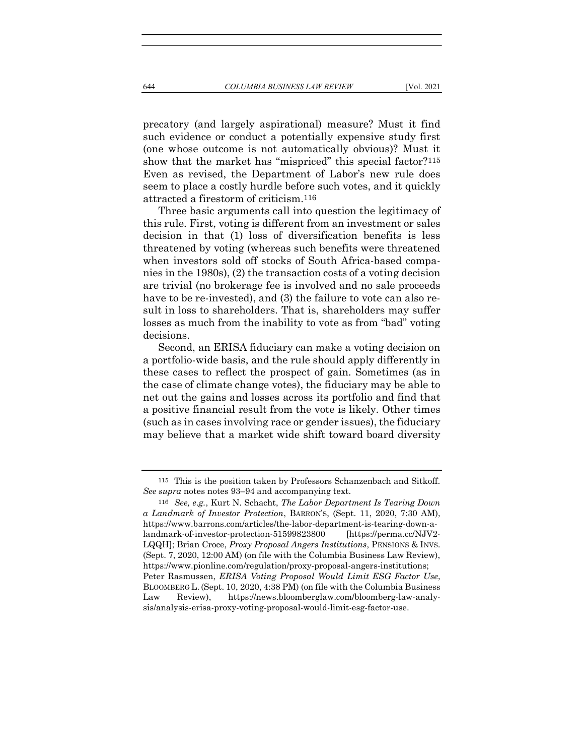precatory (and largely aspirational) measure? Must it find such evidence or conduct a potentially expensive study first (one whose outcome is not automatically obvious)? Must it show that the market has "mispriced" this special factor?[115] Even as revised, the Department of Labor's new rule does seem to place a costly hurdle before such votes, and it quickly attracted a firestorm of criticism.[116]

Three basic arguments call into question the legitimacy of this rule. First, voting is different from an investment or sales decision in that (1) loss of diversification benefits is less threatened by voting (whereas such benefits were threatened when investors sold off stocks of South Africa-based companies in the 1980s), (2) the transaction costs of a voting decision are trivial (no brokerage fee is involved and no sale proceeds have to be re-invested), and (3) the failure to vote can also result in loss to shareholders. That is, shareholders may suffer losses as much from the inability to vote as from "bad" voting decisions.

Second, an ERISA fiduciary can make a voting decision on a portfolio-wide basis, and the rule should apply differently in these cases to reflect the prospect of gain. Sometimes (as in the case of climate change votes), the fiduciary may be able to net out the gains and losses across its portfolio and find that a positive financial result from the vote is likely. Other times (such as in cases involving race or gender issues), the fiduciary may believe that a market wide shift toward board diversity

---

[115] This is the position taken by Professors Schanzenbach and Sitkoff. *See supra* notes notes 93–94 and accompanying text.

[116] *See, e.g.*, Kurt N. Schacht, *The Labor Department Is Tearing Down a Landmark of Investor Protection*, BARRON'S, (Sept. 11, 2020, 7:30 AM), https://www.barrons.com/articles/the-labor-department-is-tearing-down-a-landmark-of-investor-protection-51599823800 [https://perma.cc/NJV2-LQQH]; Brian Croce, *Proxy Proposal Angers Institutions*, PENSIONS & INVS. (Sept. 7, 2020, 12:00 AM) (on file with the Columbia Business Law Review), https://www.pionline.com/regulation/proxy-proposal-angers-institutions; Peter Rasmussen, *ERISA Voting Proposal Would Limit ESG Factor Use*, BLOOMBERG L. (Sept. 10, 2020, 4:38 PM) (on file with the Columbia Business Law Review), https://news.bloomberglaw.com/bloomberg-law-analysis/analysis-erisa-proxy-voting-proposal-would-limit-esg-factor-use.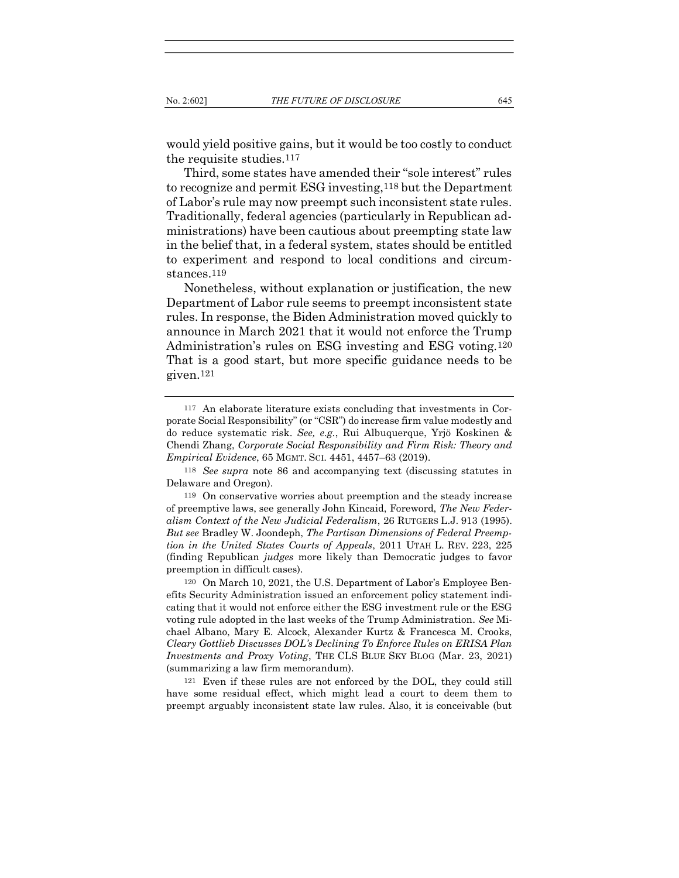would yield positive gains, but it would be too costly to conduct the requisite studies.[117]

Third, some states have amended their "sole interest" rules to recognize and permit ESG investing,[118] but the Department of Labor's rule may now preempt such inconsistent state rules. Traditionally, federal agencies (particularly in Republican administrations) have been cautious about preempting state law in the belief that, in a federal system, states should be entitled to experiment and respond to local conditions and circumstances.[119]

Nonetheless, without explanation or justification, the new Department of Labor rule seems to preempt inconsistent state rules. In response, the Biden Administration moved quickly to announce in March 2021 that it would not enforce the Trump Administration's rules on ESG investing and ESG voting.[120] That is a good start, but more specific guidance needs to be given.[121]

---

[117] An elaborate literature exists concluding that investments in Corporate Social Responsibility" (or "CSR") do increase firm value modestly and do reduce systematic risk. *See, e.g.*, Rui Albuquerque, Yrjö Koskinen & Chendi Zhang, *Corporate Social Responsibility and Firm Risk: Theory and Empirical Evidence*, 65 MGMT. SCI. 4451, 4457–63 (2019).

[118] *See supra* note 86 and accompanying text (discussing statutes in Delaware and Oregon).

[119] On conservative worries about preemption and the steady increase of preemptive laws, see generally John Kincaid, Foreword, *The New Federalism Context of the New Judicial Federalism*, 26 RUTGERS L.J. 913 (1995). *But see* Bradley W. Joondeph, *The Partisan Dimensions of Federal Preemption in the United States Courts of Appeals*, 2011 UTAH L. REV. 223, 225 (finding Republican *judges* more likely than Democratic judges to favor preemption in difficult cases).

[120] On March 10, 2021, the U.S. Department of Labor's Employee Benefits Security Administration issued an enforcement policy statement indicating that it would not enforce either the ESG investment rule or the ESG voting rule adopted in the last weeks of the Trump Administration. *See* Michael Albano, Mary E. Alcock, Alexander Kurtz & Francesca M. Crooks, *Cleary Gottlieb Discusses DOL's Declining To Enforce Rules on ERISA Plan Investments and Proxy Voting*, THE CLS BLUE SKY BLOG (Mar. 23, 2021) (summarizing a law firm memorandum).

[121] Even if these rules are not enforced by the DOL, they could still have some residual effect, which might lead a court to deem them to preempt arguably inconsistent state law rules. Also, it is conceivable (but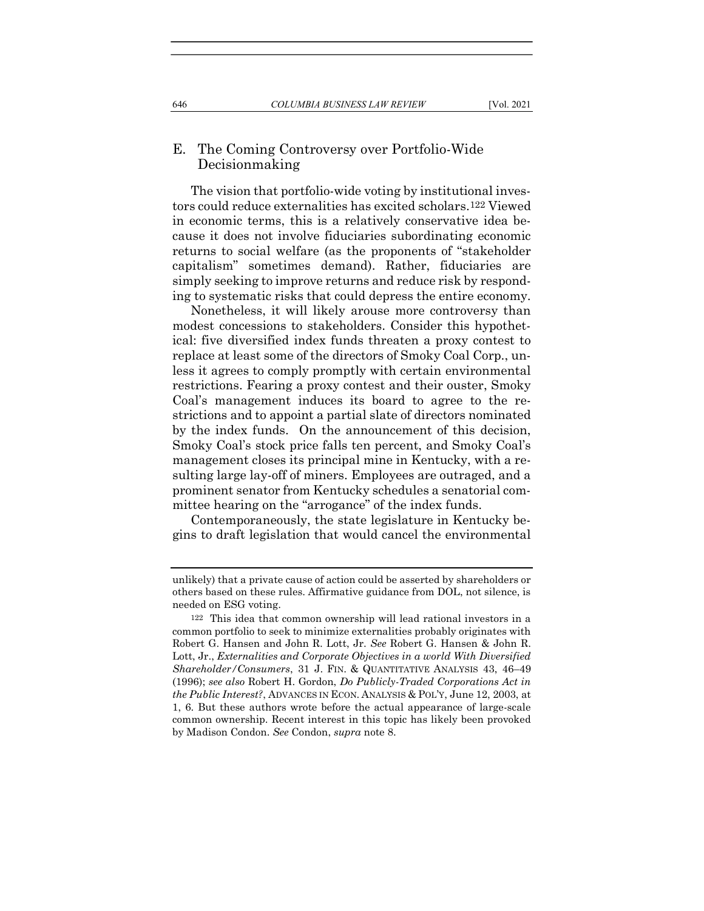## E. The Coming Controversy over Portfolio-Wide Decisionmaking

The vision that portfolio-wide voting by institutional investors could reduce externalities has excited scholars.[122] Viewed in economic terms, this is a relatively conservative idea because it does not involve fiduciaries subordinating economic returns to social welfare (as the proponents of "stakeholder capitalism" sometimes demand). Rather, fiduciaries are simply seeking to improve returns and reduce risk by responding to systematic risks that could depress the entire economy.

Nonetheless, it will likely arouse more controversy than modest concessions to stakeholders. Consider this hypothetical: five diversified index funds threaten a proxy contest to replace at least some of the directors of Smoky Coal Corp., unless it agrees to comply promptly with certain environmental restrictions. Fearing a proxy contest and their ouster, Smoky Coal's management induces its board to agree to the restrictions and to appoint a partial slate of directors nominated by the index funds. On the announcement of this decision, Smoky Coal's stock price falls ten percent, and Smoky Coal's management closes its principal mine in Kentucky, with a resulting large lay-off of miners. Employees are outraged, and a prominent senator from Kentucky schedules a senatorial committee hearing on the "arrogance" of the index funds.

Contemporaneously, the state legislature in Kentucky begins to draft legislation that would cancel the environmental

---

unlikely) that a private cause of action could be asserted by shareholders or others based on these rules. Affirmative guidance from DOL, not silence, is needed on ESG voting.

[122] This idea that common ownership will lead rational investors in a common portfolio to seek to minimize externalities probably originates with Robert G. Hansen and John R. Lott, Jr. *See* Robert G. Hansen & John R. Lott, Jr., *Externalities and Corporate Objectives in a world With Diversified Shareholder/Consumers*, 31 J. FIN. & QUANTITATIVE ANALYSIS 43, 46–49 (1996); *see also* Robert H. Gordon, *Do Publicly-Traded Corporations Act in the Public Interest?*, ADVANCES IN ECON. ANALYSIS & POL'Y, June 12, 2003, at 1, 6. But these authors wrote before the actual appearance of large-scale common ownership. Recent interest in this topic has likely been provoked by Madison Condon. *See* Condon, *supra* note 8.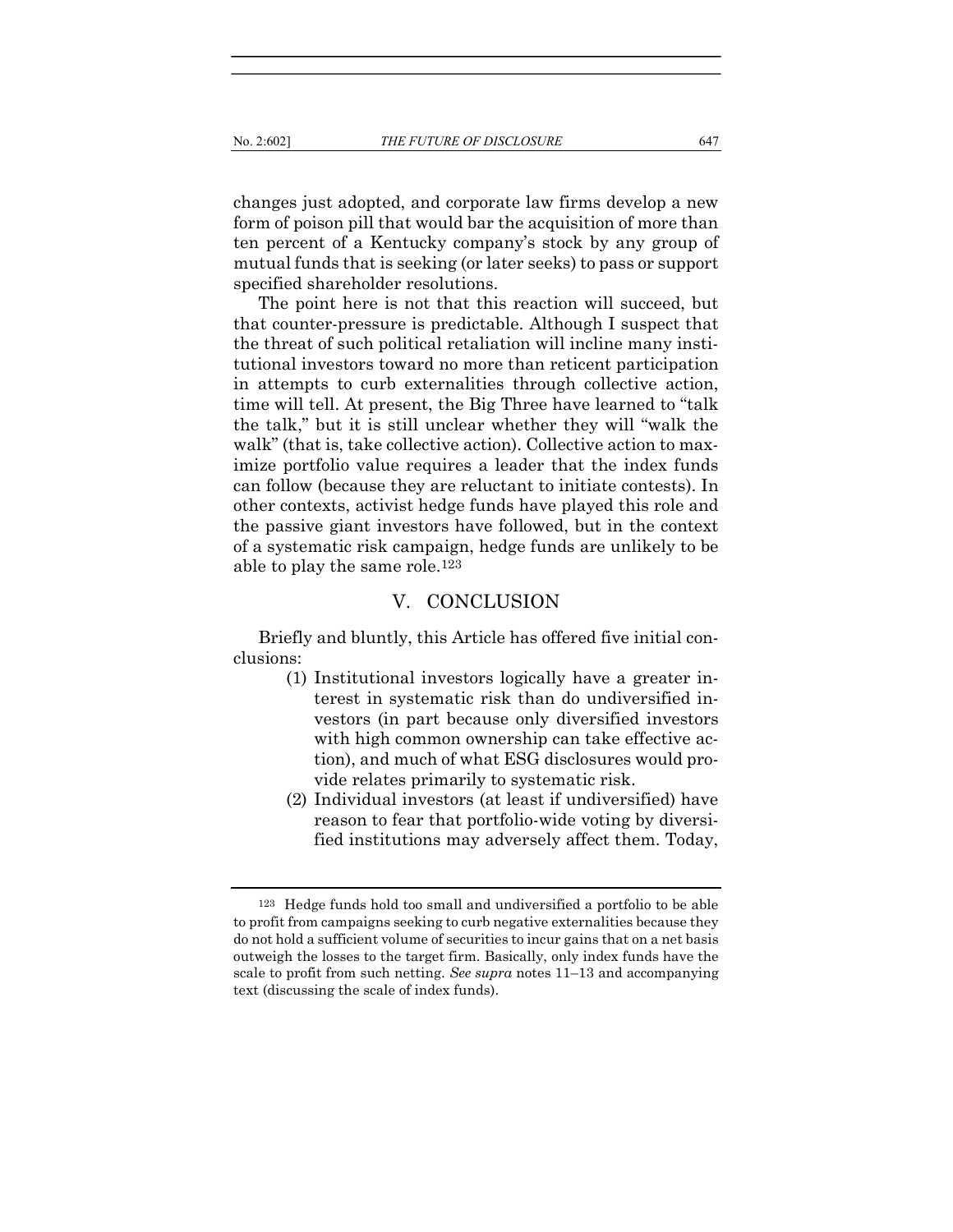changes just adopted, and corporate law firms develop a new form of poison pill that would bar the acquisition of more than ten percent of a Kentucky company's stock by any group of mutual funds that is seeking (or later seeks) to pass or support specified shareholder resolutions.

The point here is not that this reaction will succeed, but that counter-pressure is predictable. Although I suspect that the threat of such political retaliation will incline many institutional investors toward no more than reticent participation in attempts to curb externalities through collective action, time will tell. At present, the Big Three have learned to "talk the talk," but it is still unclear whether they will "walk the walk" (that is, take collective action). Collective action to maximize portfolio value requires a leader that the index funds can follow (because they are reluctant to initiate contests). In other contexts, activist hedge funds have played this role and the passive giant investors have followed, but in the context of a systematic risk campaign, hedge funds are unlikely to be able to play the same role.[123]

## V. CONCLUSION

Briefly and bluntly, this Article has offered five initial conclusions:

(1) Institutional investors logically have a greater interest in systematic risk than do undiversified investors (in part because only diversified investors with high common ownership can take effective action), and much of what ESG disclosures would provide relates primarily to systematic risk.

(2) Individual investors (at least if undiversified) have reason to fear that portfolio-wide voting by diversified institutions may adversely affect them. Today,

---

[123] Hedge funds hold too small and undiversified a portfolio to be able to profit from campaigns seeking to curb negative externalities because they do not hold a sufficient volume of securities to incur gains that on a net basis outweigh the losses to the target firm. Basically, only index funds have the scale to profit from such netting. *See supra* notes 11–13 and accompanying text (discussing the scale of index funds).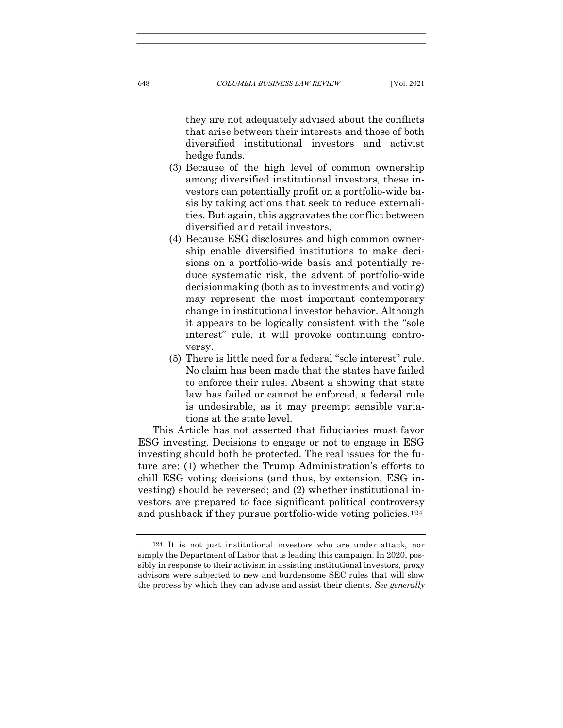they are not adequately advised about the conflicts that arise between their interests and those of both diversified institutional investors and activist hedge funds.

(3) Because of the high level of common ownership among diversified institutional investors, these investors can potentially profit on a portfolio-wide basis by taking actions that seek to reduce externalities. But again, this aggravates the conflict between diversified and retail investors.

(4) Because ESG disclosures and high common ownership enable diversified institutions to make decisions on a portfolio-wide basis and potentially reduce systematic risk, the advent of portfolio-wide decisionmaking (both as to investments and voting) may represent the most important contemporary change in institutional investor behavior. Although it appears to be logically consistent with the "sole interest" rule, it will provoke continuing controversy.

(5) There is little need for a federal "sole interest" rule. No claim has been made that the states have failed to enforce their rules. Absent a showing that state law has failed or cannot be enforced, a federal rule is undesirable, as it may preempt sensible variations at the state level.

This Article has not asserted that fiduciaries must favor ESG investing. Decisions to engage or not to engage in ESG investing should both be protected. The real issues for the future are: (1) whether the Trump Administration's efforts to chill ESG voting decisions (and thus, by extension, ESG investing) should be reversed; and (2) whether institutional investors are prepared to face significant political controversy and pushback if they pursue portfolio-wide voting policies.[124]

---

[124] It is not just institutional investors who are under attack, nor simply the Department of Labor that is leading this campaign. In 2020, possibly in response to their activism in assisting institutional investors, proxy advisors were subjected to new and burdensome SEC rules that will slow the process by which they can advise and assist their clients. *See generally*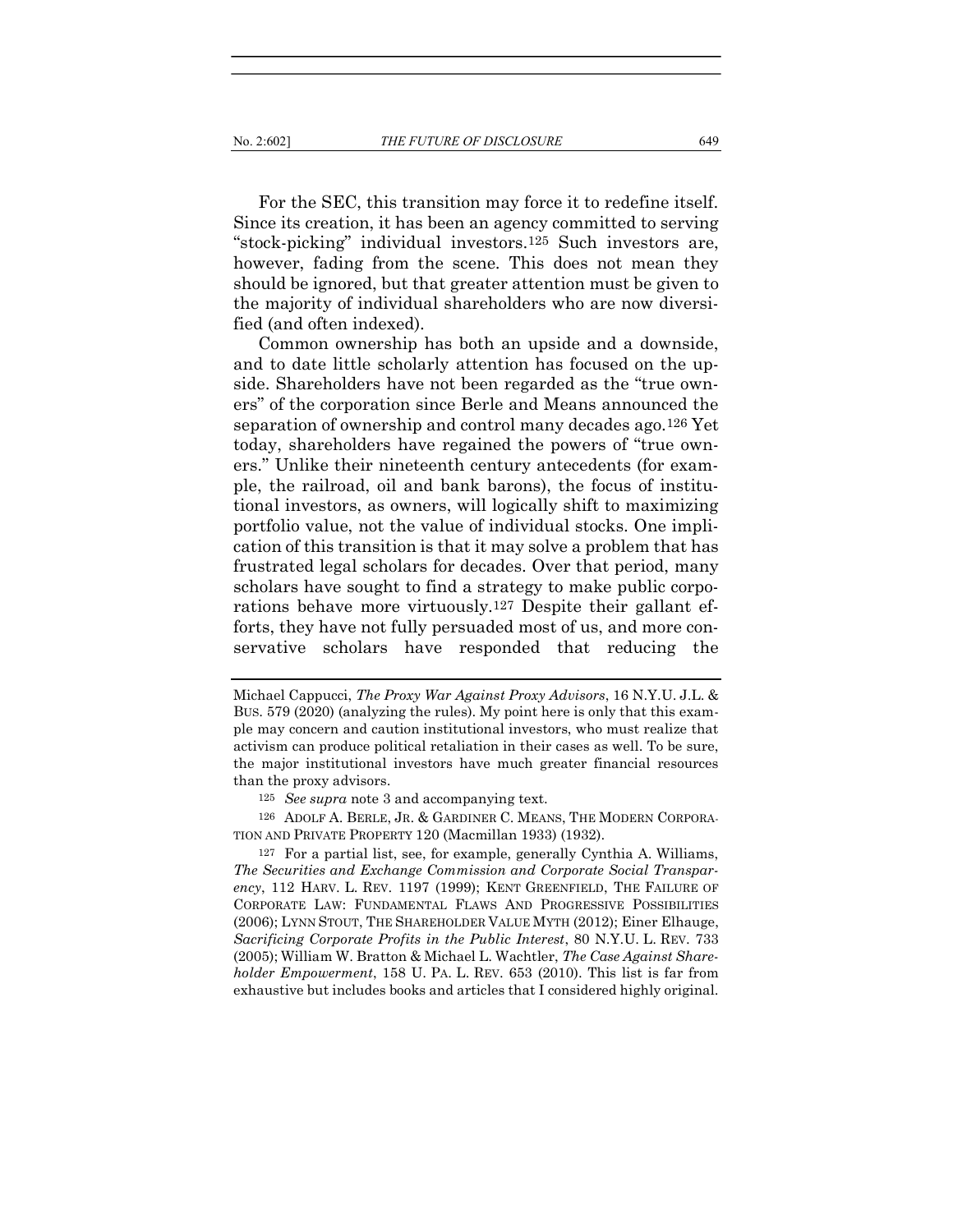For the SEC, this transition may force it to redefine itself. Since its creation, it has been an agency committed to serving "stock-picking" individual investors.[125] Such investors are, however, fading from the scene. This does not mean they should be ignored, but that greater attention must be given to the majority of individual shareholders who are now diversified (and often indexed).

Common ownership has both an upside and a downside, and to date little scholarly attention has focused on the upside. Shareholders have not been regarded as the "true owners" of the corporation since Berle and Means announced the separation of ownership and control many decades ago.[126] Yet today, shareholders have regained the powers of "true owners." Unlike their nineteenth century antecedents (for example, the railroad, oil and bank barons), the focus of institutional investors, as owners, will logically shift to maximizing portfolio value, not the value of individual stocks. One implication of this transition is that it may solve a problem that has frustrated legal scholars for decades. Over that period, many scholars have sought to find a strategy to make public corporations behave more virtuously.[127] Despite their gallant efforts, they have not fully persuaded most of us, and more conservative scholars have responded that reducing the

---

Michael Cappucci, *The Proxy War Against Proxy Advisors*, 16 N.Y.U. J.L. & BUS. 579 (2020) (analyzing the rules). My point here is only that this example may concern and caution institutional investors, who must realize that activism can produce political retaliation in their cases as well. To be sure, the major institutional investors have much greater financial resources than the proxy advisors.

[125] *See supra* note 3 and accompanying text.

[126] ADOLF A. BERLE, JR. & GARDINER C. MEANS, THE MODERN CORPORATION AND PRIVATE PROPERTY 120 (Macmillan 1933) (1932).

[127] For a partial list, see, for example, generally Cynthia A. Williams, *The Securities and Exchange Commission and Corporate Social Transparency*, 112 HARV. L. REV. 1197 (1999); KENT GREENFIELD, THE FAILURE OF CORPORATE LAW: FUNDAMENTAL FLAWS AND PROGRESSIVE POSSIBILITIES (2006); LYNN STOUT, THE SHAREHOLDER VALUE MYTH (2012); Einer Elhauge, *Sacrificing Corporate Profits in the Public Interest*, 80 N.Y.U. L. REV. 733 (2005); William W. Bratton & Michael L. Wachtler, *The Case Against Shareholder Empowerment*, 158 U. PA. L. REV. 653 (2010). This list is far from exhaustive but includes books and articles that I considered highly original.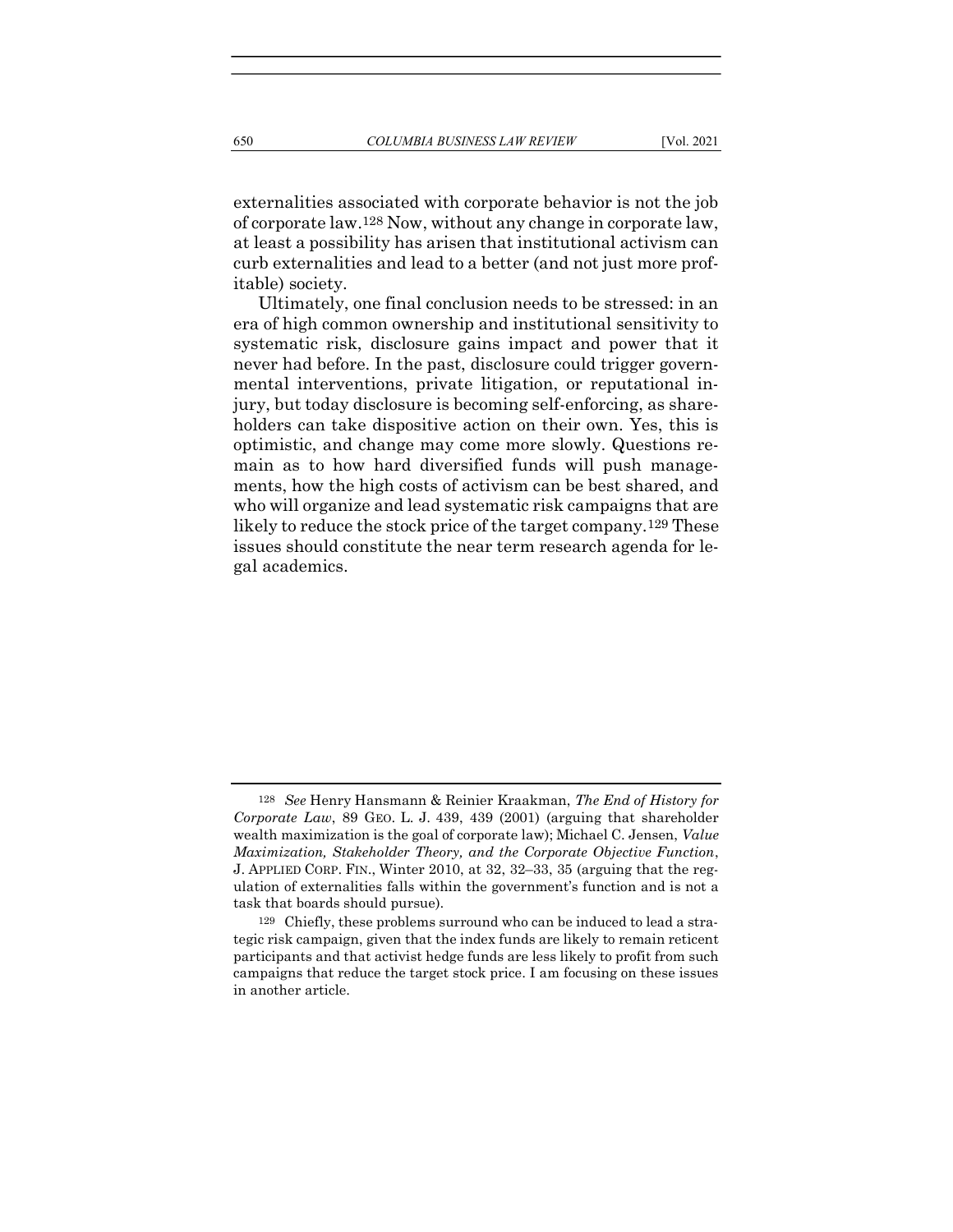externalities associated with corporate behavior is not the job of corporate law.[128] Now, without any change in corporate law, at least a possibility has arisen that institutional activism can curb externalities and lead to a better (and not just more profitable) society.

Ultimately, one final conclusion needs to be stressed: in an era of high common ownership and institutional sensitivity to systematic risk, disclosure gains impact and power that it never had before. In the past, disclosure could trigger governmental interventions, private litigation, or reputational injury, but today disclosure is becoming self-enforcing, as shareholders can take dispositive action on their own. Yes, this is optimistic, and change may come more slowly. Questions remain as to how hard diversified funds will push managements, how the high costs of activism can be best shared, and who will organize and lead systematic risk campaigns that are likely to reduce the stock price of the target company.[129] These issues should constitute the near term research agenda for legal academics.

---

[128] *See* Henry Hansmann & Reinier Kraakman, *The End of History for Corporate Law*, 89 GEO. L. J. 439, 439 (2001) (arguing that shareholder wealth maximization is the goal of corporate law); Michael C. Jensen, *Value Maximization, Stakeholder Theory, and the Corporate Objective Function*, J. APPLIED CORP. FIN., Winter 2010, at 32, 32–33, 35 (arguing that the regulation of externalities falls within the government's function and is not a task that boards should pursue).

[129] Chiefly, these problems surround who can be induced to lead a strategic risk campaign, given that the index funds are likely to remain reticent participants and that activist hedge funds are less likely to profit from such campaigns that reduce the target stock price. I am focusing on these issues in another article.